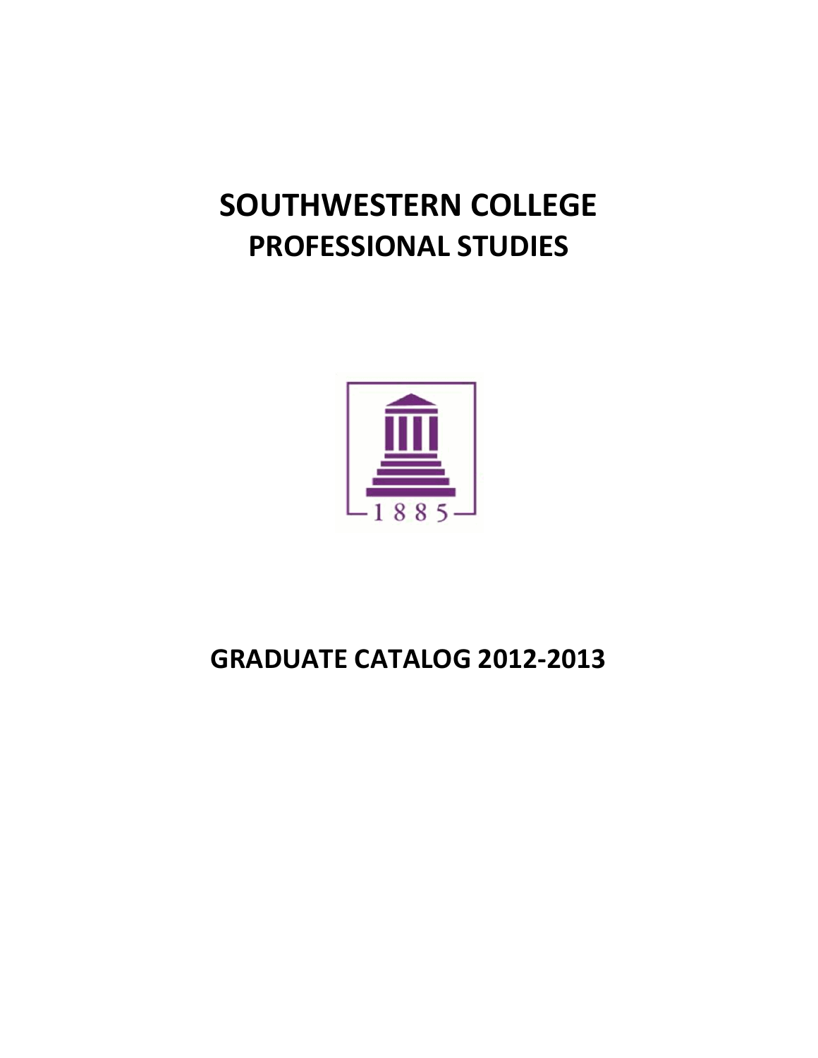# SOUTHWESTERN COLLEGE
# PROFESSIONAL STUDIES

1885

# GRADUATE CATALOG 2012-2013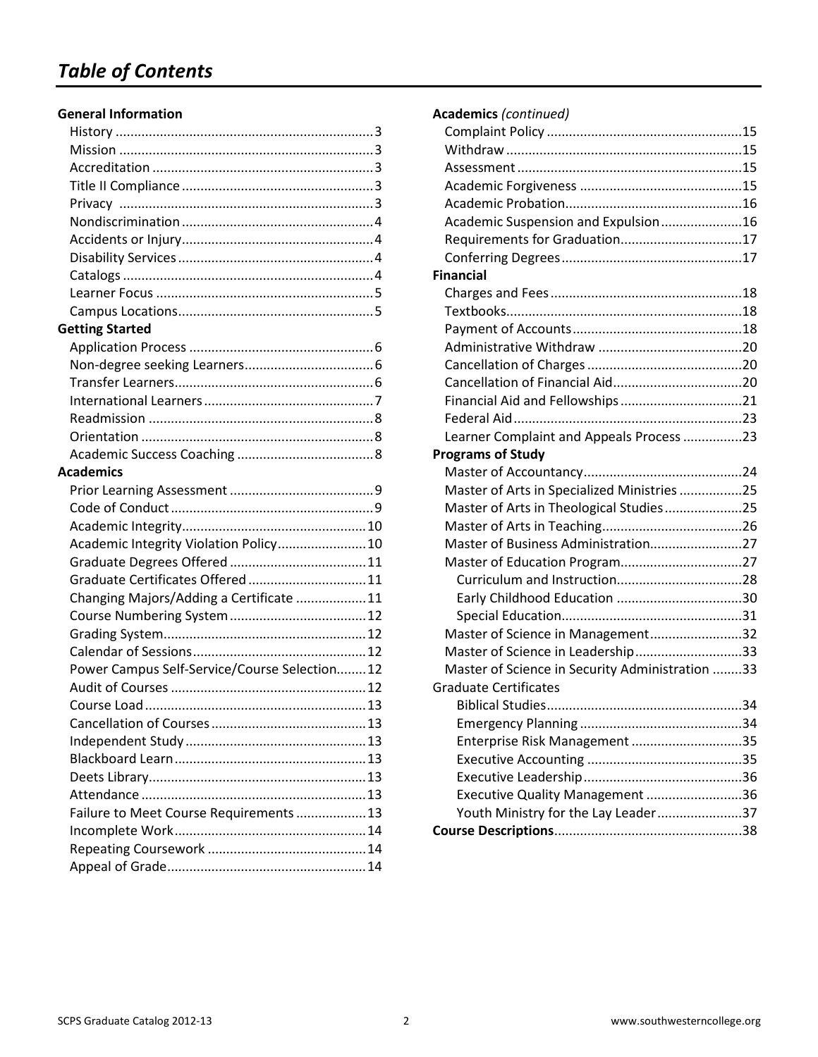# Table of Contents

**General Information**

- History ..... 3
- Mission ..... 3
- Accreditation ..... 3
- Title II Compliance ..... 3
- Privacy ..... 3
- Nondiscrimination ..... 4
- Accidents or Injury ..... 4
- Disability Services ..... 4
- Catalogs ..... 4
- Learner Focus ..... 5
- Campus Locations ..... 5

**Getting Started**

- Application Process ..... 6
- Non-degree seeking Learners ..... 6
- Transfer Learners ..... 6
- International Learners ..... 7
- Readmission ..... 8
- Orientation ..... 8
- Academic Success Coaching ..... 8

**Academics**

- Prior Learning Assessment ..... 9
- Code of Conduct ..... 9
- Academic Integrity ..... 10
- Academic Integrity Violation Policy ..... 10
- Graduate Degrees Offered ..... 11
- Graduate Certificates Offered ..... 11
- Changing Majors/Adding a Certificate ..... 11
- Course Numbering System ..... 12
- Grading System ..... 12
- Calendar of Sessions ..... 12
- Power Campus Self-Service/Course Selection ..... 12
- Audit of Courses ..... 12
- Course Load ..... 13
- Cancellation of Courses ..... 13
- Independent Study ..... 13
- Blackboard Learn ..... 13
- Deets Library ..... 13
- Attendance ..... 13
- Failure to Meet Course Requirements ..... 13
- Incomplete Work ..... 14
- Repeating Coursework ..... 14
- Appeal of Grade ..... 14

**Academics** *(continued)*

- Complaint Policy ..... 15
- Withdraw ..... 15
- Assessment ..... 15
- Academic Forgiveness ..... 15
- Academic Probation ..... 16
- Academic Suspension and Expulsion ..... 16
- Requirements for Graduation ..... 17
- Conferring Degrees ..... 17

**Financial**

- Charges and Fees ..... 18
- Textbooks ..... 18
- Payment of Accounts ..... 18
- Administrative Withdraw ..... 20
- Cancellation of Charges ..... 20
- Cancellation of Financial Aid ..... 20
- Financial Aid and Fellowships ..... 21
- Federal Aid ..... 23
- Learner Complaint and Appeals Process ..... 23

**Programs of Study**

- Master of Accountancy ..... 24
- Master of Arts in Specialized Ministries ..... 25
- Master of Arts in Theological Studies ..... 25
- Master of Arts in Teaching ..... 26
- Master of Business Administration ..... 27
- Master of Education Program ..... 27
  - Curriculum and Instruction ..... 28
  - Early Childhood Education ..... 30
  - Special Education ..... 31
- Master of Science in Management ..... 32
- Master of Science in Leadership ..... 33
- Master of Science in Security Administration ..... 33

Graduate Certificates

- Biblical Studies ..... 34
- Emergency Planning ..... 34
- Enterprise Risk Management ..... 35
- Executive Accounting ..... 35
- Executive Leadership ..... 36
- Executive Quality Management ..... 36
- Youth Ministry for the Lay Leader ..... 37

**Course Descriptions** ..... 38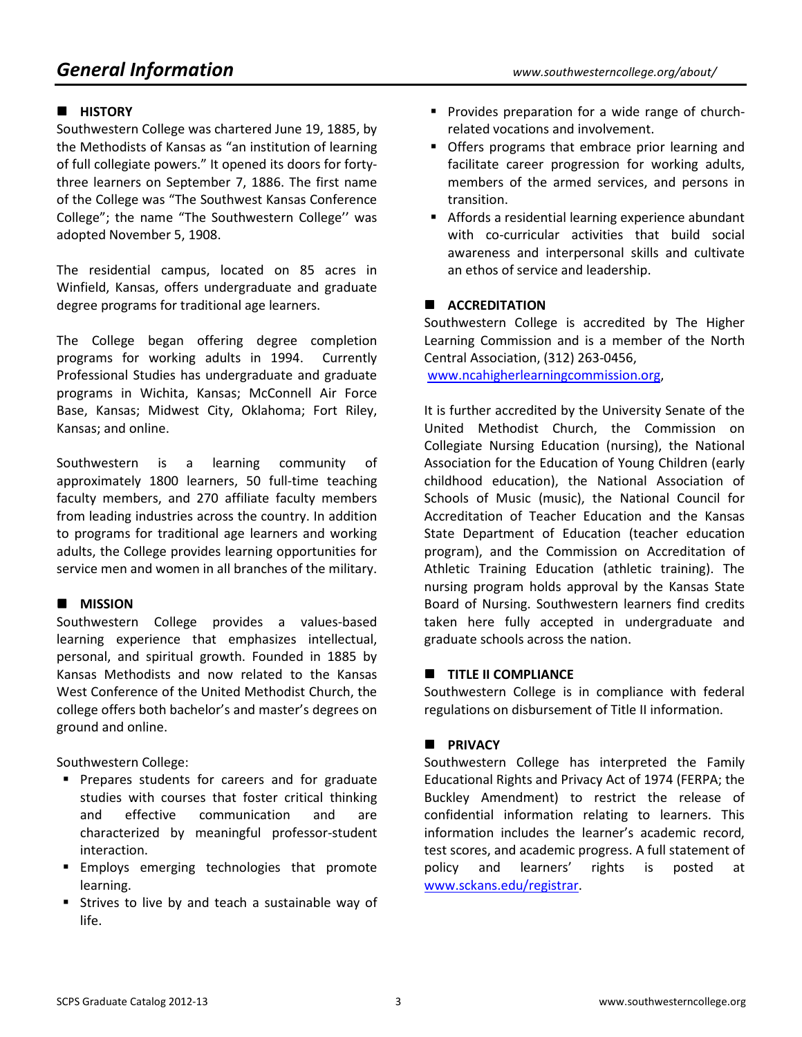# General Information

## HISTORY

Southwestern College was chartered June 19, 1885, by the Methodists of Kansas as "an institution of learning of full collegiate powers." It opened its doors for forty-three learners on September 7, 1886. The first name of the College was "The Southwest Kansas Conference College"; the name "The Southwestern College'' was adopted November 5, 1908.

The residential campus, located on 85 acres in Winfield, Kansas, offers undergraduate and graduate degree programs for traditional age learners.

The College began offering degree completion programs for working adults in 1994. Currently Professional Studies has undergraduate and graduate programs in Wichita, Kansas; McConnell Air Force Base, Kansas; Midwest City, Oklahoma; Fort Riley, Kansas; and online.

Southwestern is a learning community of approximately 1800 learners, 50 full-time teaching faculty members, and 270 affiliate faculty members from leading industries across the country. In addition to programs for traditional age learners and working adults, the College provides learning opportunities for service men and women in all branches of the military.

## MISSION

Southwestern College provides a values-based learning experience that emphasizes intellectual, personal, and spiritual growth. Founded in 1885 by Kansas Methodists and now related to the Kansas West Conference of the United Methodist Church, the college offers both bachelor's and master's degrees on ground and online.

Southwestern College:

- Prepares students for careers and for graduate studies with courses that foster critical thinking and effective communication and are characterized by meaningful professor-student interaction.
- Employs emerging technologies that promote learning.
- Strives to live by and teach a sustainable way of life.
- Provides preparation for a wide range of church-related vocations and involvement.
- Offers programs that embrace prior learning and facilitate career progression for working adults, members of the armed services, and persons in transition.
- Affords a residential learning experience abundant with co-curricular activities that build social awareness and interpersonal skills and cultivate an ethos of service and leadership.

## ACCREDITATION

Southwestern College is accredited by The Higher Learning Commission and is a member of the North Central Association, (312) 263-0456, www.ncahigherlearningcommission.org,

It is further accredited by the University Senate of the United Methodist Church, the Commission on Collegiate Nursing Education (nursing), the National Association for the Education of Young Children (early childhood education), the National Association of Schools of Music (music), the National Council for Accreditation of Teacher Education and the Kansas State Department of Education (teacher education program), and the Commission on Accreditation of Athletic Training Education (athletic training). The nursing program holds approval by the Kansas State Board of Nursing. Southwestern learners find credits taken here fully accepted in undergraduate and graduate schools across the nation.

## TITLE II COMPLIANCE

Southwestern College is in compliance with federal regulations on disbursement of Title II information.

## PRIVACY

Southwestern College has interpreted the Family Educational Rights and Privacy Act of 1974 (FERPA; the Buckley Amendment) to restrict the release of confidential information relating to learners. This information includes the learner's academic record, test scores, and academic progress. A full statement of policy and learners' rights is posted at www.sckans.edu/registrar.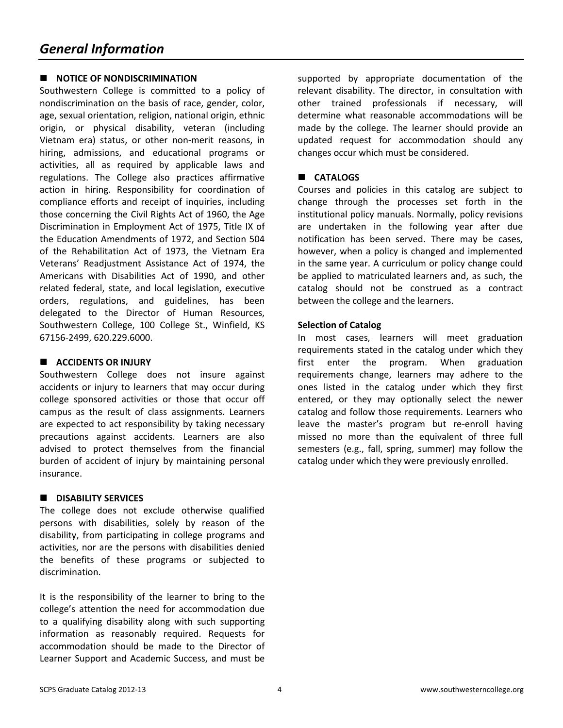# General Information

## NOTICE OF NONDISCRIMINATION

Southwestern College is committed to a policy of nondiscrimination on the basis of race, gender, color, age, sexual orientation, religion, national origin, ethnic origin, or physical disability, veteran (including Vietnam era) status, or other non-merit reasons, in hiring, admissions, and educational programs or activities, all as required by applicable laws and regulations. The College also practices affirmative action in hiring. Responsibility for coordination of compliance efforts and receipt of inquiries, including those concerning the Civil Rights Act of 1960, the Age Discrimination in Employment Act of 1975, Title IX of the Education Amendments of 1972, and Section 504 of the Rehabilitation Act of 1973, the Vietnam Era Veterans' Readjustment Assistance Act of 1974, the Americans with Disabilities Act of 1990, and other related federal, state, and local legislation, executive orders, regulations, and guidelines, has been delegated to the Director of Human Resources, Southwestern College, 100 College St., Winfield, KS 67156-2499, 620.229.6000.

## ACCIDENTS OR INJURY

Southwestern College does not insure against accidents or injury to learners that may occur during college sponsored activities or those that occur off campus as the result of class assignments. Learners are expected to act responsibility by taking necessary precautions against accidents. Learners are also advised to protect themselves from the financial burden of accident of injury by maintaining personal insurance.

## DISABILITY SERVICES

The college does not exclude otherwise qualified persons with disabilities, solely by reason of the disability, from participating in college programs and activities, nor are the persons with disabilities denied the benefits of these programs or subjected to discrimination.

It is the responsibility of the learner to bring to the college's attention the need for accommodation due to a qualifying disability along with such supporting information as reasonably required. Requests for accommodation should be made to the Director of Learner Support and Academic Success, and must be supported by appropriate documentation of the relevant disability. The director, in consultation with other trained professionals if necessary, will determine what reasonable accommodations will be made by the college. The learner should provide an updated request for accommodation should any changes occur which must be considered.

## CATALOGS

Courses and policies in this catalog are subject to change through the processes set forth in the institutional policy manuals. Normally, policy revisions are undertaken in the following year after due notification has been served. There may be cases, however, when a policy is changed and implemented in the same year. A curriculum or policy change could be applied to matriculated learners and, as such, the catalog should not be construed as a contract between the college and the learners.

### Selection of Catalog

In most cases, learners will meet graduation requirements stated in the catalog under which they first enter the program. When graduation requirements change, learners may adhere to the ones listed in the catalog under which they first entered, or they may optionally select the newer catalog and follow those requirements. Learners who leave the master's program but re-enroll having missed no more than the equivalent of three full semesters (e.g., fall, spring, summer) may follow the catalog under which they were previously enrolled.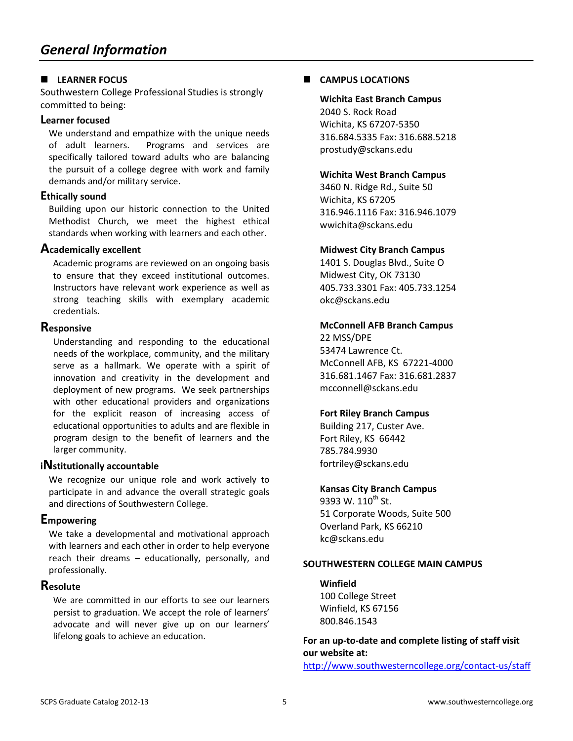# General Information

## LEARNER FOCUS

Southwestern College Professional Studies is strongly committed to being:

### Learner focused

We understand and empathize with the unique needs of adult learners. Programs and services are specifically tailored toward adults who are balancing the pursuit of a college degree with work and family demands and/or military service.

### Ethically sound

Building upon our historic connection to the United Methodist Church, we meet the highest ethical standards when working with learners and each other.

### Academically excellent

Academic programs are reviewed on an ongoing basis to ensure that they exceed institutional outcomes. Instructors have relevant work experience as well as strong teaching skills with exemplary academic credentials.

### Responsive

Understanding and responding to the educational needs of the workplace, community, and the military serve as a hallmark. We operate with a spirit of innovation and creativity in the development and deployment of new programs. We seek partnerships with other educational providers and organizations for the explicit reason of increasing access of educational opportunities to adults and are flexible in program design to the benefit of learners and the larger community.

### iNstitutionally accountable

We recognize our unique role and work actively to participate in and advance the overall strategic goals and directions of Southwestern College.

### Empowering

We take a developmental and motivational approach with learners and each other in order to help everyone reach their dreams – educationally, personally, and professionally.

### Resolute

We are committed in our efforts to see our learners persist to graduation. We accept the role of learners' advocate and will never give up on our learners' lifelong goals to achieve an education.

## CAMPUS LOCATIONS

**Wichita East Branch Campus**
2040 S. Rock Road
Wichita, KS 67207-5350
316.684.5335 Fax: 316.688.5218
prostudy@sckans.edu

**Wichita West Branch Campus**
3460 N. Ridge Rd., Suite 50
Wichita, KS 67205
316.946.1116 Fax: 316.946.1079
wwichita@sckans.edu

**Midwest City Branch Campus**
1401 S. Douglas Blvd., Suite O
Midwest City, OK 73130
405.733.3301 Fax: 405.733.1254
okc@sckans.edu

**McConnell AFB Branch Campus**
22 MSS/DPE
53474 Lawrence Ct.
McConnell AFB, KS 67221-4000
316.681.1467 Fax: 316.681.2837
mcconnell@sckans.edu

**Fort Riley Branch Campus**
Building 217, Custer Ave.
Fort Riley, KS 66442
785.784.9930
fortriley@sckans.edu

**Kansas City Branch Campus**
9393 W. 110th St.
51 Corporate Woods, Suite 500
Overland Park, KS 66210
kc@sckans.edu

## SOUTHWESTERN COLLEGE MAIN CAMPUS

**Winfield**
100 College Street
Winfield, KS 67156
800.846.1543

**For an up-to-date and complete listing of staff visit our website at:**
http://www.southwesterncollege.org/contact-us/staff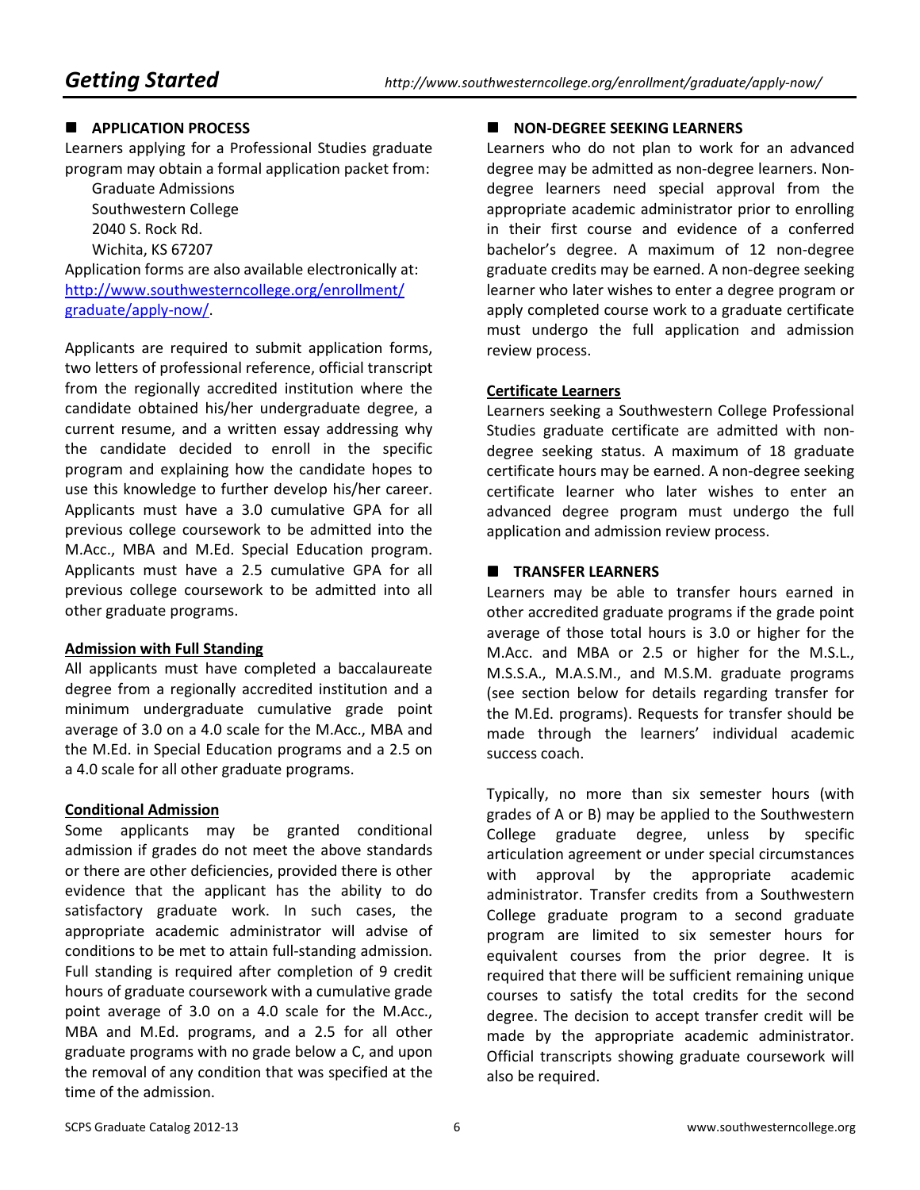# Getting Started

## APPLICATION PROCESS

Learners applying for a Professional Studies graduate program may obtain a formal application packet from:

Graduate Admissions
Southwestern College
2040 S. Rock Rd.
Wichita, KS 67207

Application forms are also available electronically at: http://www.southwesterncollege.org/enrollment/graduate/apply-now/.

Applicants are required to submit application forms, two letters of professional reference, official transcript from the regionally accredited institution where the candidate obtained his/her undergraduate degree, a current resume, and a written essay addressing why the candidate decided to enroll in the specific program and explaining how the candidate hopes to use this knowledge to further develop his/her career. Applicants must have a 3.0 cumulative GPA for all previous college coursework to be admitted into the M.Acc., MBA and M.Ed. Special Education program. Applicants must have a 2.5 cumulative GPA for all previous college coursework to be admitted into all other graduate programs.

### Admission with Full Standing

All applicants must have completed a baccalaureate degree from a regionally accredited institution and a minimum undergraduate cumulative grade point average of 3.0 on a 4.0 scale for the M.Acc., MBA and the M.Ed. in Special Education programs and a 2.5 on a 4.0 scale for all other graduate programs.

### Conditional Admission

Some applicants may be granted conditional admission if grades do not meet the above standards or there are other deficiencies, provided there is other evidence that the applicant has the ability to do satisfactory graduate work. In such cases, the appropriate academic administrator will advise of conditions to be met to attain full-standing admission. Full standing is required after completion of 9 credit hours of graduate coursework with a cumulative grade point average of 3.0 on a 4.0 scale for the M.Acc., MBA and M.Ed. programs, and a 2.5 for all other graduate programs with no grade below a C, and upon the removal of any condition that was specified at the time of the admission.

## NON-DEGREE SEEKING LEARNERS

Learners who do not plan to work for an advanced degree may be admitted as non-degree learners. Non-degree learners need special approval from the appropriate academic administrator prior to enrolling in their first course and evidence of a conferred bachelor's degree. A maximum of 12 non-degree graduate credits may be earned. A non-degree seeking learner who later wishes to enter a degree program or apply completed course work to a graduate certificate must undergo the full application and admission review process.

### Certificate Learners

Learners seeking a Southwestern College Professional Studies graduate certificate are admitted with non-degree seeking status. A maximum of 18 graduate certificate hours may be earned. A non-degree seeking certificate learner who later wishes to enter an advanced degree program must undergo the full application and admission review process.

## TRANSFER LEARNERS

Learners may be able to transfer hours earned in other accredited graduate programs if the grade point average of those total hours is 3.0 or higher for the M.Acc. and MBA or 2.5 or higher for the M.S.L., M.S.S.A., M.A.S.M., and M.S.M. graduate programs (see section below for details regarding transfer for the M.Ed. programs). Requests for transfer should be made through the learners' individual academic success coach.

Typically, no more than six semester hours (with grades of A or B) may be applied to the Southwestern College graduate degree, unless by specific articulation agreement or under special circumstances with approval by the appropriate academic administrator. Transfer credits from a Southwestern College graduate program to a second graduate program are limited to six semester hours for equivalent courses from the prior degree. It is required that there will be sufficient remaining unique courses to satisfy the total credits for the second degree. The decision to accept transfer credit will be made by the appropriate academic administrator. Official transcripts showing graduate coursework will also be required.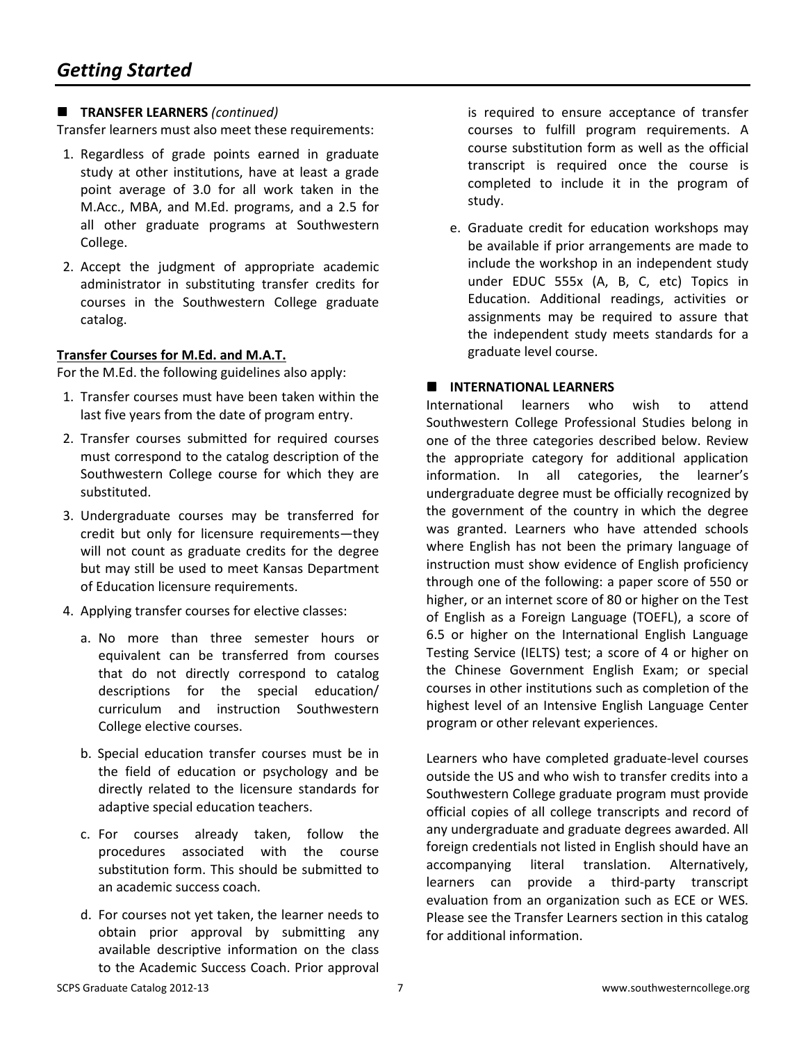## Getting Started

### TRANSFER LEARNERS *(continued)*

Transfer learners must also meet these requirements:

1. Regardless of grade points earned in graduate study at other institutions, have at least a grade point average of 3.0 for all work taken in the M.Acc., MBA, and M.Ed. programs, and a 2.5 for all other graduate programs at Southwestern College.
2. Accept the judgment of appropriate academic administrator in substituting transfer credits for courses in the Southwestern College graduate catalog.

**Transfer Courses for M.Ed. and M.A.T.**

For the M.Ed. the following guidelines also apply:

1. Transfer courses must have been taken within the last five years from the date of program entry.
2. Transfer courses submitted for required courses must correspond to the catalog description of the Southwestern College course for which they are substituted.
3. Undergraduate courses may be transferred for credit but only for licensure requirements—they will not count as graduate credits for the degree but may still be used to meet Kansas Department of Education licensure requirements.
4. Applying transfer courses for elective classes:
   a. No more than three semester hours or equivalent can be transferred from courses that do not directly correspond to catalog descriptions for the special education/ curriculum and instruction Southwestern College elective courses.
   b. Special education transfer courses must be in the field of education or psychology and be directly related to the licensure standards for adaptive special education teachers.
   c. For courses already taken, follow the procedures associated with the course substitution form. This should be submitted to an academic success coach.
   d. For courses not yet taken, the learner needs to obtain prior approval by submitting any available descriptive information on the class to the Academic Success Coach. Prior approval is required to ensure acceptance of transfer courses to fulfill program requirements. A course substitution form as well as the official transcript is required once the course is completed to include it in the program of study.
   e. Graduate credit for education workshops may be available if prior arrangements are made to include the workshop in an independent study under EDUC 555x (A, B, C, etc) Topics in Education. Additional readings, activities or assignments may be required to assure that the independent study meets standards for a graduate level course.

### INTERNATIONAL LEARNERS

International learners who wish to attend Southwestern College Professional Studies belong in one of the three categories described below. Review the appropriate category for additional application information. In all categories, the learner's undergraduate degree must be officially recognized by the government of the country in which the degree was granted. Learners who have attended schools where English has not been the primary language of instruction must show evidence of English proficiency through one of the following: a paper score of 550 or higher, or an internet score of 80 or higher on the Test of English as a Foreign Language (TOEFL), a score of 6.5 or higher on the International English Language Testing Service (IELTS) test; a score of 4 or higher on the Chinese Government English Exam; or special courses in other institutions such as completion of the highest level of an Intensive English Language Center program or other relevant experiences.

Learners who have completed graduate-level courses outside the US and who wish to transfer credits into a Southwestern College graduate program must provide official copies of all college transcripts and record of any undergraduate and graduate degrees awarded. All foreign credentials not listed in English should have an accompanying literal translation. Alternatively, learners can provide a third-party transcript evaluation from an organization such as ECE or WES. Please see the Transfer Learners section in this catalog for additional information.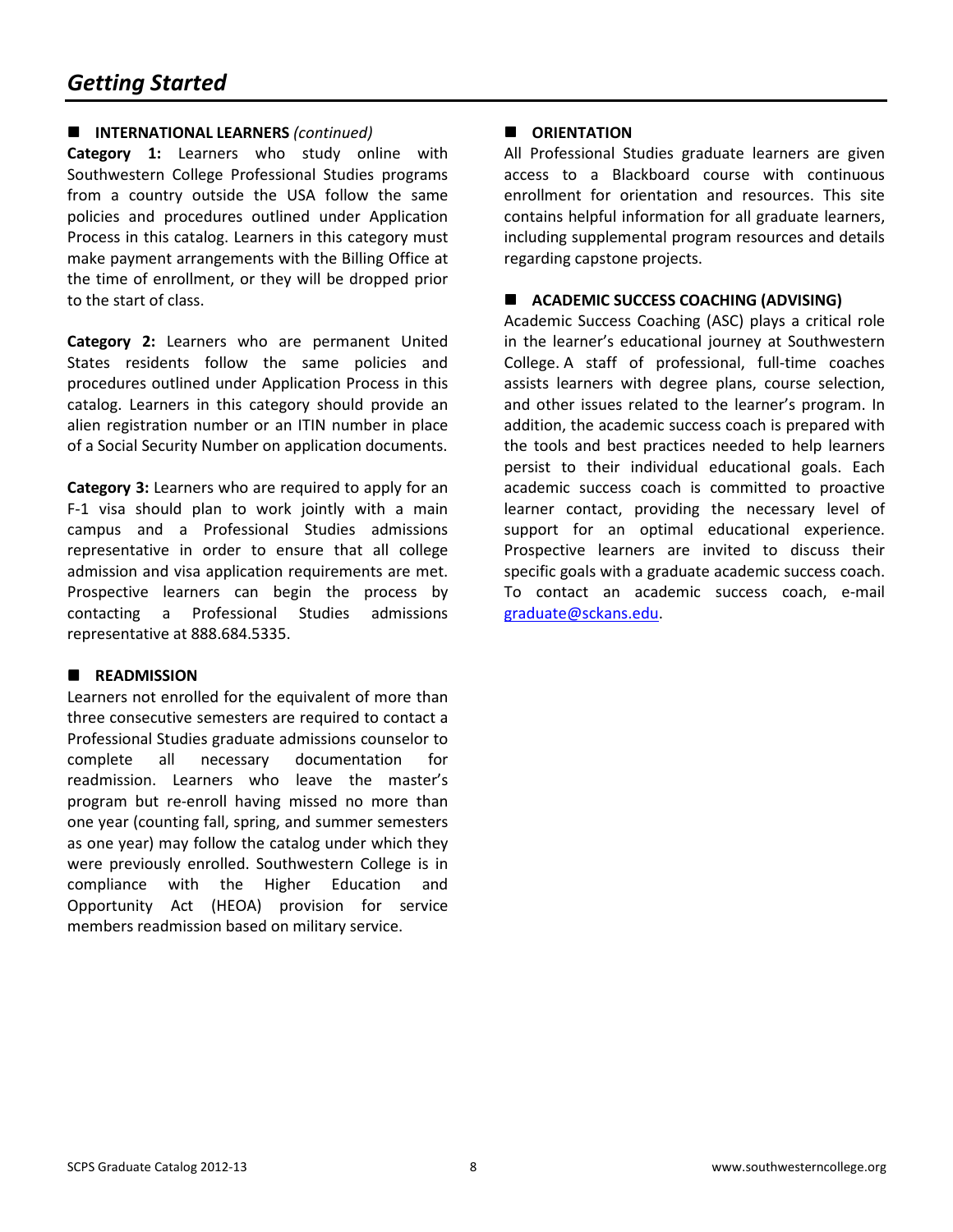## Getting Started

### INTERNATIONAL LEARNERS *(continued)*

**Category 1:** Learners who study online with Southwestern College Professional Studies programs from a country outside the USA follow the same policies and procedures outlined under Application Process in this catalog. Learners in this category must make payment arrangements with the Billing Office at the time of enrollment, or they will be dropped prior to the start of class.

**Category 2:** Learners who are permanent United States residents follow the same policies and procedures outlined under Application Process in this catalog. Learners in this category should provide an alien registration number or an ITIN number in place of a Social Security Number on application documents.

**Category 3:** Learners who are required to apply for an F-1 visa should plan to work jointly with a main campus and a Professional Studies admissions representative in order to ensure that all college admission and visa application requirements are met. Prospective learners can begin the process by contacting a Professional Studies admissions representative at 888.684.5335.

### READMISSION

Learners not enrolled for the equivalent of more than three consecutive semesters are required to contact a Professional Studies graduate admissions counselor to complete all necessary documentation for readmission. Learners who leave the master's program but re-enroll having missed no more than one year (counting fall, spring, and summer semesters as one year) may follow the catalog under which they were previously enrolled. Southwestern College is in compliance with the Higher Education and Opportunity Act (HEOA) provision for service members readmission based on military service.

### ORIENTATION

All Professional Studies graduate learners are given access to a Blackboard course with continuous enrollment for orientation and resources. This site contains helpful information for all graduate learners, including supplemental program resources and details regarding capstone projects.

### ACADEMIC SUCCESS COACHING (ADVISING)

Academic Success Coaching (ASC) plays a critical role in the learner's educational journey at Southwestern College. A staff of professional, full-time coaches assists learners with degree plans, course selection, and other issues related to the learner's program. In addition, the academic success coach is prepared with the tools and best practices needed to help learners persist to their individual educational goals. Each academic success coach is committed to proactive learner contact, providing the necessary level of support for an optimal educational experience. Prospective learners are invited to discuss their specific goals with a graduate academic success coach. To contact an academic success coach, e-mail graduate@sckans.edu.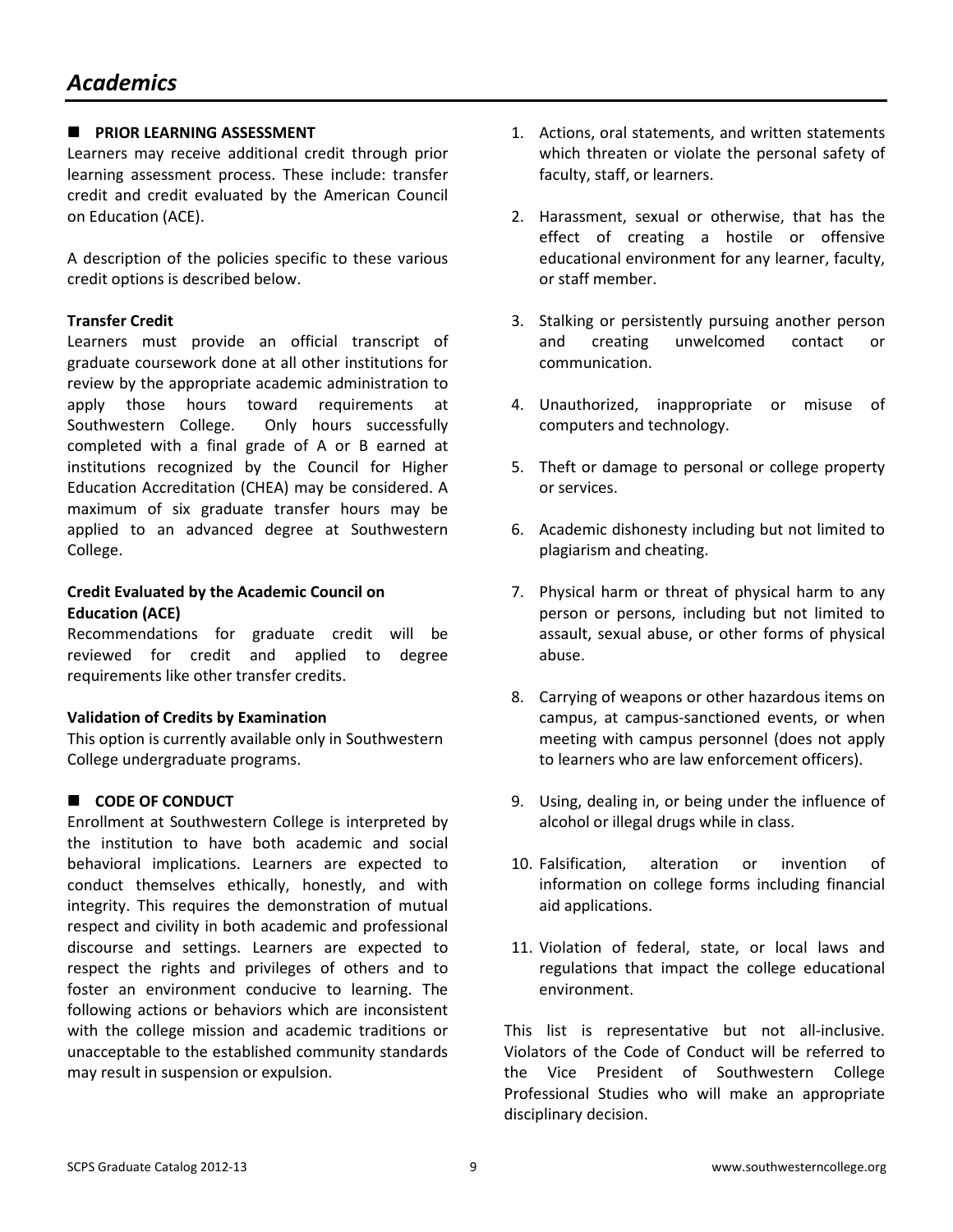# *Academics*

## PRIOR LEARNING ASSESSMENT

Learners may receive additional credit through prior learning assessment process. These include: transfer credit and credit evaluated by the American Council on Education (ACE).

A description of the policies specific to these various credit options is described below.

### Transfer Credit

Learners must provide an official transcript of graduate coursework done at all other institutions for review by the appropriate academic administration to apply those hours toward requirements at Southwestern College. Only hours successfully completed with a final grade of A or B earned at institutions recognized by the Council for Higher Education Accreditation (CHEA) may be considered. A maximum of six graduate transfer hours may be applied to an advanced degree at Southwestern College.

### Credit Evaluated by the Academic Council on Education (ACE)

Recommendations for graduate credit will be reviewed for credit and applied to degree requirements like other transfer credits.

### Validation of Credits by Examination

This option is currently available only in Southwestern College undergraduate programs.

## CODE OF CONDUCT

Enrollment at Southwestern College is interpreted by the institution to have both academic and social behavioral implications. Learners are expected to conduct themselves ethically, honestly, and with integrity. This requires the demonstration of mutual respect and civility in both academic and professional discourse and settings. Learners are expected to respect the rights and privileges of others and to foster an environment conducive to learning. The following actions or behaviors which are inconsistent with the college mission and academic traditions or unacceptable to the established community standards may result in suspension or expulsion.

1. Actions, oral statements, and written statements which threaten or violate the personal safety of faculty, staff, or learners.
2. Harassment, sexual or otherwise, that has the effect of creating a hostile or offensive educational environment for any learner, faculty, or staff member.
3. Stalking or persistently pursuing another person and creating unwelcomed contact or communication.
4. Unauthorized, inappropriate or misuse of computers and technology.
5. Theft or damage to personal or college property or services.
6. Academic dishonesty including but not limited to plagiarism and cheating.
7. Physical harm or threat of physical harm to any person or persons, including but not limited to assault, sexual abuse, or other forms of physical abuse.
8. Carrying of weapons or other hazardous items on campus, at campus-sanctioned events, or when meeting with campus personnel (does not apply to learners who are law enforcement officers).
9. Using, dealing in, or being under the influence of alcohol or illegal drugs while in class.
10. Falsification, alteration or invention of information on college forms including financial aid applications.
11. Violation of federal, state, or local laws and regulations that impact the college educational environment.

This list is representative but not all-inclusive. Violators of the Code of Conduct will be referred to the Vice President of Southwestern College Professional Studies who will make an appropriate disciplinary decision.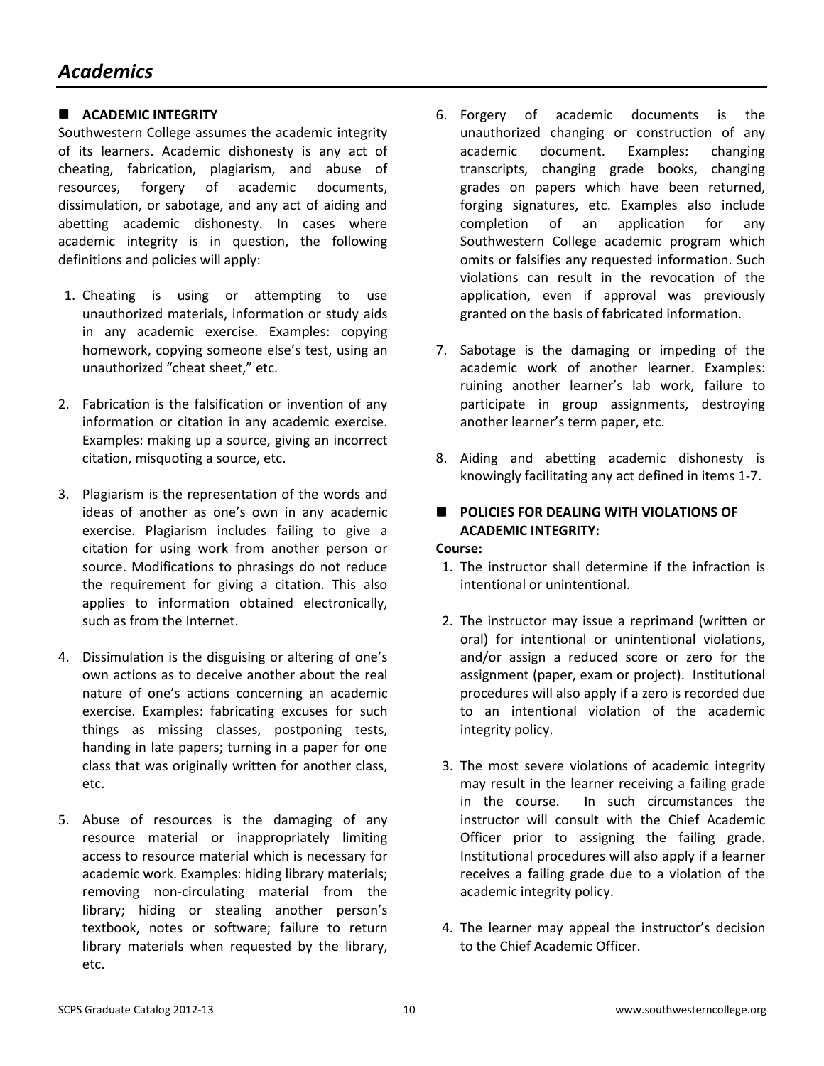# Academics

## ACADEMIC INTEGRITY

Southwestern College assumes the academic integrity of its learners. Academic dishonesty is any act of cheating, fabrication, plagiarism, and abuse of resources, forgery of academic documents, dissimulation, or sabotage, and any act of aiding and abetting academic dishonesty. In cases where academic integrity is in question, the following definitions and policies will apply:

1. Cheating is using or attempting to use unauthorized materials, information or study aids in any academic exercise. Examples: copying homework, copying someone else's test, using an unauthorized "cheat sheet," etc.

2. Fabrication is the falsification or invention of any information or citation in any academic exercise. Examples: making up a source, giving an incorrect citation, misquoting a source, etc.

3. Plagiarism is the representation of the words and ideas of another as one's own in any academic exercise. Plagiarism includes failing to give a citation for using work from another person or source. Modifications to phrasings do not reduce the requirement for giving a citation. This also applies to information obtained electronically, such as from the Internet.

4. Dissimulation is the disguising or altering of one's own actions as to deceive another about the real nature of one's actions concerning an academic exercise. Examples: fabricating excuses for such things as missing classes, postponing tests, handing in late papers; turning in a paper for one class that was originally written for another class, etc.

5. Abuse of resources is the damaging of any resource material or inappropriately limiting access to resource material which is necessary for academic work. Examples: hiding library materials; removing non-circulating material from the library; hiding or stealing another person's textbook, notes or software; failure to return library materials when requested by the library, etc.

6. Forgery of academic documents is the unauthorized changing or construction of any academic document. Examples: changing transcripts, changing grade books, changing grades on papers which have been returned, forging signatures, etc. Examples also include completion of an application for any Southwestern College academic program which omits or falsifies any requested information. Such violations can result in the revocation of the application, even if approval was previously granted on the basis of fabricated information.

7. Sabotage is the damaging or impeding of the academic work of another learner. Examples: ruining another learner's lab work, failure to participate in group assignments, destroying another learner's term paper, etc.

8. Aiding and abetting academic dishonesty is knowingly facilitating any act defined in items 1-7.

## POLICIES FOR DEALING WITH VIOLATIONS OF ACADEMIC INTEGRITY:

**Course:**

1. The instructor shall determine if the infraction is intentional or unintentional.

2. The instructor may issue a reprimand (written or oral) for intentional or unintentional violations, and/or assign a reduced score or zero for the assignment (paper, exam or project). Institutional procedures will also apply if a zero is recorded due to an intentional violation of the academic integrity policy.

3. The most severe violations of academic integrity may result in the learner receiving a failing grade in the course. In such circumstances the instructor will consult with the Chief Academic Officer prior to assigning the failing grade. Institutional procedures will also apply if a learner receives a failing grade due to a violation of the academic integrity policy.

4. The learner may appeal the instructor's decision to the Chief Academic Officer.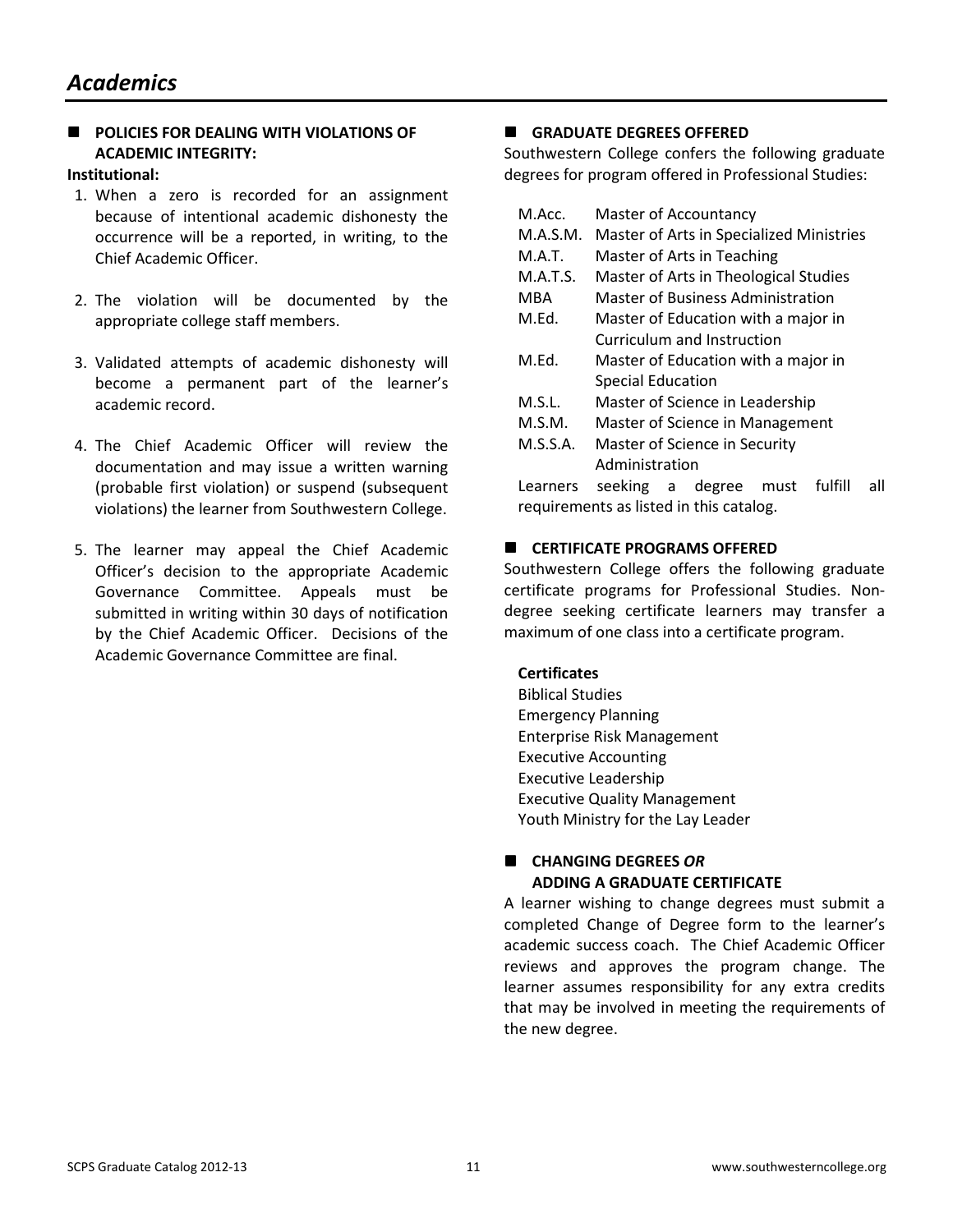# Academics

## POLICIES FOR DEALING WITH VIOLATIONS OF ACADEMIC INTEGRITY:

**Institutional:**

1. When a zero is recorded for an assignment because of intentional academic dishonesty the occurrence will be a reported, in writing, to the Chief Academic Officer.

2. The violation will be documented by the appropriate college staff members.

3. Validated attempts of academic dishonesty will become a permanent part of the learner's academic record.

4. The Chief Academic Officer will review the documentation and may issue a written warning (probable first violation) or suspend (subsequent violations) the learner from Southwestern College.

5. The learner may appeal the Chief Academic Officer's decision to the appropriate Academic Governance Committee. Appeals must be submitted in writing within 30 days of notification by the Chief Academic Officer. Decisions of the Academic Governance Committee are final.

## GRADUATE DEGREES OFFERED

Southwestern College confers the following graduate degrees for program offered in Professional Studies:

| | |
|---|---|
| M.Acc. | Master of Accountancy |
| M.A.S.M. | Master of Arts in Specialized Ministries |
| M.A.T. | Master of Arts in Teaching |
| M.A.T.S. | Master of Arts in Theological Studies |
| MBA | Master of Business Administration |
| M.Ed. | Master of Education with a major in Curriculum and Instruction |
| M.Ed. | Master of Education with a major in Special Education |
| M.S.L. | Master of Science in Leadership |
| M.S.M. | Master of Science in Management |
| M.S.S.A. | Master of Science in Security Administration |

Learners seeking a degree must fulfill all requirements as listed in this catalog.

## CERTIFICATE PROGRAMS OFFERED

Southwestern College offers the following graduate certificate programs for Professional Studies. Non-degree seeking certificate learners may transfer a maximum of one class into a certificate program.

**Certificates**

Biblical Studies
Emergency Planning
Enterprise Risk Management
Executive Accounting
Executive Leadership
Executive Quality Management
Youth Ministry for the Lay Leader

## CHANGING DEGREES *OR* ADDING A GRADUATE CERTIFICATE

A learner wishing to change degrees must submit a completed Change of Degree form to the learner's academic success coach. The Chief Academic Officer reviews and approves the program change. The learner assumes responsibility for any extra credits that may be involved in meeting the requirements of the new degree.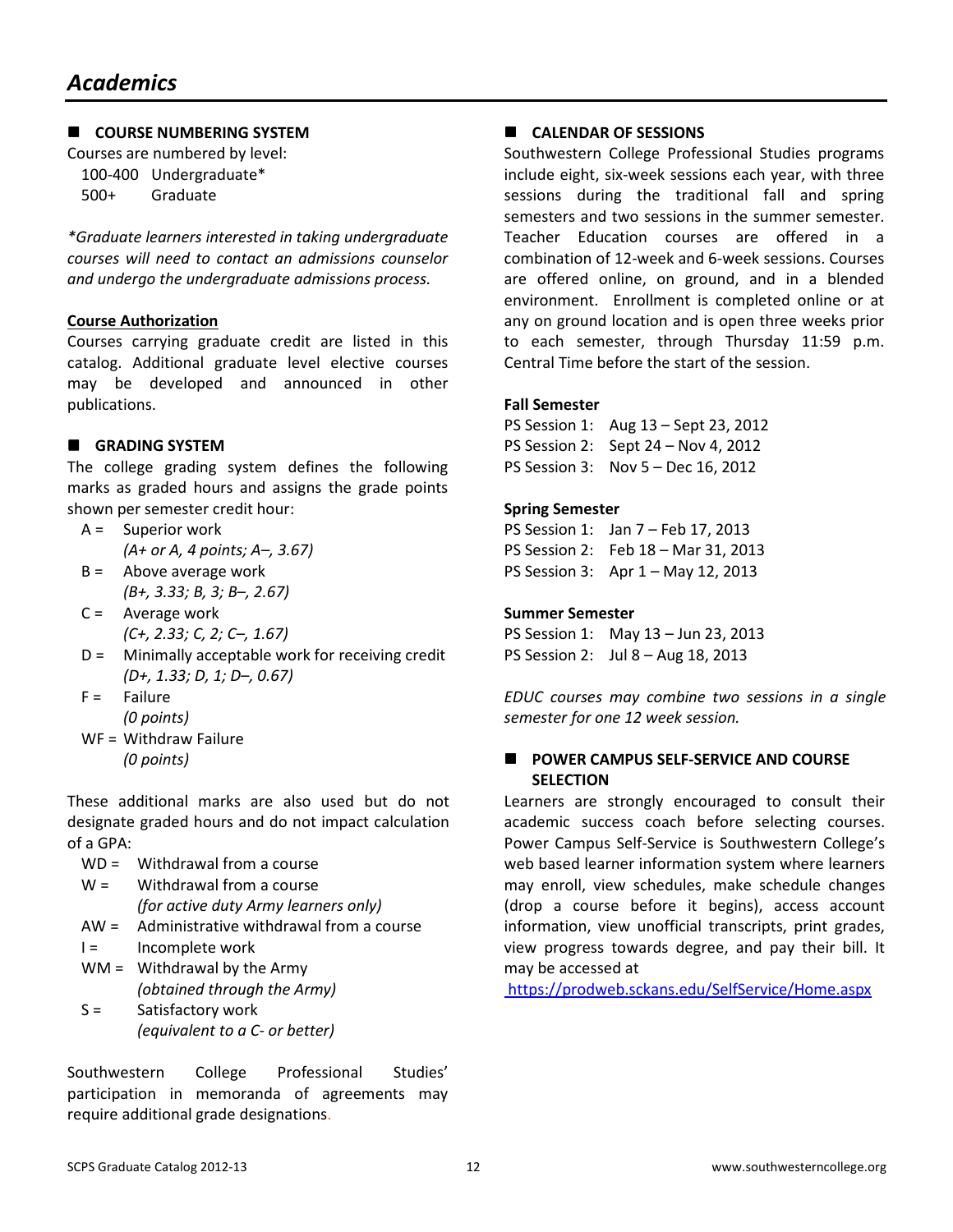# Academics

## COURSE NUMBERING SYSTEM

Courses are numbered by level:

100-400 Undergraduate*
500+ Graduate

*\*Graduate learners interested in taking undergraduate courses will need to contact an admissions counselor and undergo the undergraduate admissions process.*

**Course Authorization**

Courses carrying graduate credit are listed in this catalog. Additional graduate level elective courses may be developed and announced in other publications.

## GRADING SYSTEM

The college grading system defines the following marks as graded hours and assigns the grade points shown per semester credit hour:

- A = Superior work
  *(A+ or A, 4 points; A–, 3.67)*
- B = Above average work
  *(B+, 3.33; B, 3; B–, 2.67)*
- C = Average work
  *(C+, 2.33; C, 2; C–, 1.67)*
- D = Minimally acceptable work for receiving credit
  *(D+, 1.33; D, 1; D–, 0.67)*
- F = Failure
  *(0 points)*
- WF = Withdraw Failure
  *(0 points)*

These additional marks are also used but do not designate graded hours and do not impact calculation of a GPA:

- WD = Withdrawal from a course
- W = Withdrawal from a course
  *(for active duty Army learners only)*
- AW = Administrative withdrawal from a course
- I = Incomplete work
- WM = Withdrawal by the Army
  *(obtained through the Army)*
- S = Satisfactory work
  *(equivalent to a C- or better)*

Southwestern College Professional Studies' participation in memoranda of agreements may require additional grade designations.

## CALENDAR OF SESSIONS

Southwestern College Professional Studies programs include eight, six-week sessions each year, with three sessions during the traditional fall and spring semesters and two sessions in the summer semester. Teacher Education courses are offered in a combination of 12-week and 6-week sessions. Courses are offered online, on ground, and in a blended environment. Enrollment is completed online or at any on ground location and is open three weeks prior to each semester, through Thursday 11:59 p.m. Central Time before the start of the session.

**Fall Semester**

PS Session 1: Aug 13 – Sept 23, 2012
PS Session 2: Sept 24 – Nov 4, 2012
PS Session 3: Nov 5 – Dec 16, 2012

**Spring Semester**

PS Session 1: Jan 7 – Feb 17, 2013
PS Session 2: Feb 18 – Mar 31, 2013
PS Session 3: Apr 1 – May 12, 2013

**Summer Semester**

PS Session 1: May 13 – Jun 23, 2013
PS Session 2: Jul 8 – Aug 18, 2013

*EDUC courses may combine two sessions in a single semester for one 12 week session.*

## POWER CAMPUS SELF-SERVICE AND COURSE SELECTION

Learners are strongly encouraged to consult their academic success coach before selecting courses. Power Campus Self-Service is Southwestern College's web based learner information system where learners may enroll, view schedules, make schedule changes (drop a course before it begins), access account information, view unofficial transcripts, print grades, view progress towards degree, and pay their bill. It may be accessed at https://prodweb.sckans.edu/SelfService/Home.aspx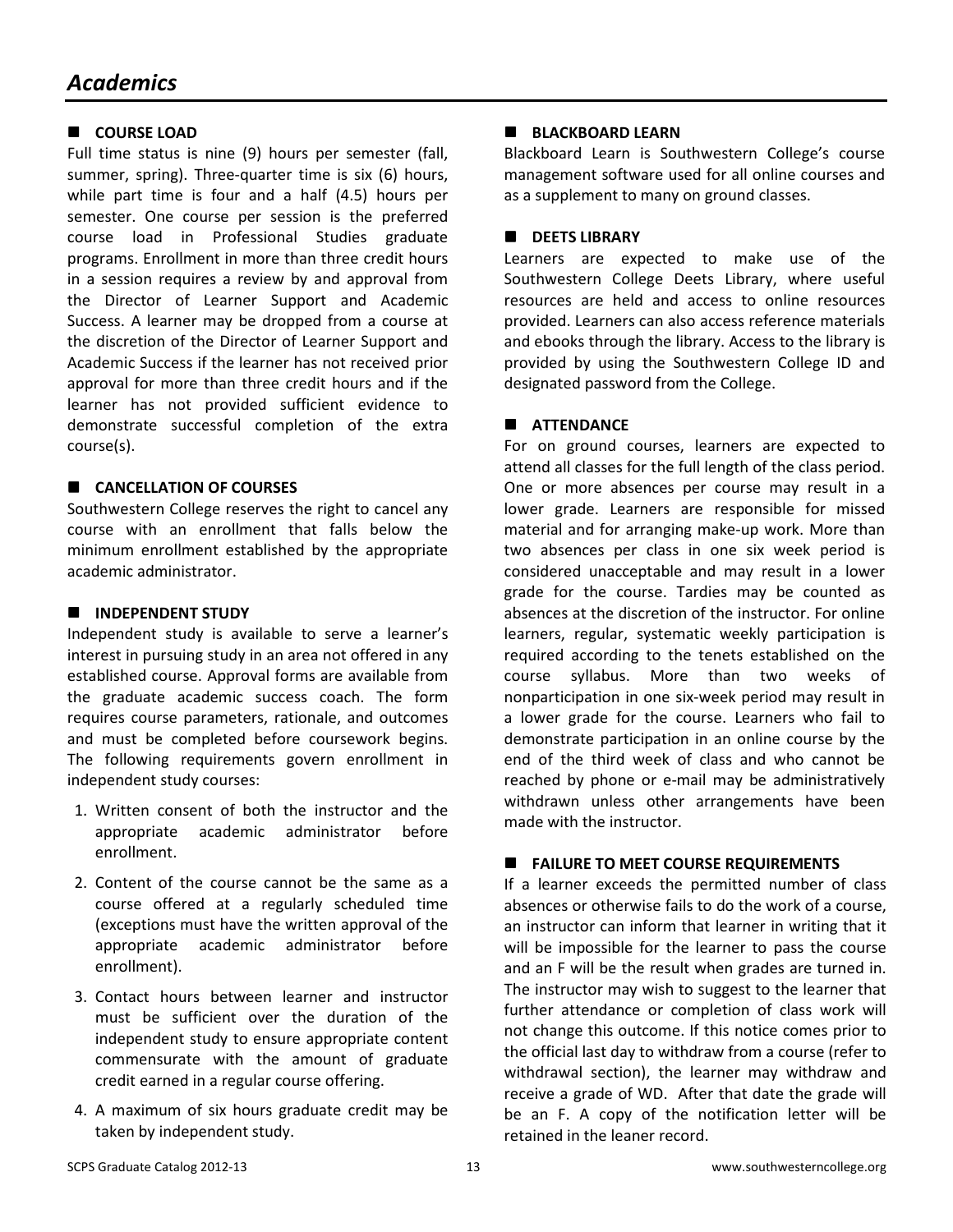# Academics

## COURSE LOAD

Full time status is nine (9) hours per semester (fall, summer, spring). Three-quarter time is six (6) hours, while part time is four and a half (4.5) hours per semester. One course per session is the preferred course load in Professional Studies graduate programs. Enrollment in more than three credit hours in a session requires a review by and approval from the Director of Learner Support and Academic Success. A learner may be dropped from a course at the discretion of the Director of Learner Support and Academic Success if the learner has not received prior approval for more than three credit hours and if the learner has not provided sufficient evidence to demonstrate successful completion of the extra course(s).

## CANCELLATION OF COURSES

Southwestern College reserves the right to cancel any course with an enrollment that falls below the minimum enrollment established by the appropriate academic administrator.

## INDEPENDENT STUDY

Independent study is available to serve a learner's interest in pursuing study in an area not offered in any established course. Approval forms are available from the graduate academic success coach. The form requires course parameters, rationale, and outcomes and must be completed before coursework begins. The following requirements govern enrollment in independent study courses:

1. Written consent of both the instructor and the appropriate academic administrator before enrollment.
2. Content of the course cannot be the same as a course offered at a regularly scheduled time (exceptions must have the written approval of the appropriate academic administrator before enrollment).
3. Contact hours between learner and instructor must be sufficient over the duration of the independent study to ensure appropriate content commensurate with the amount of graduate credit earned in a regular course offering.
4. A maximum of six hours graduate credit may be taken by independent study.

## BLACKBOARD LEARN

Blackboard Learn is Southwestern College's course management software used for all online courses and as a supplement to many on ground classes.

## DEETS LIBRARY

Learners are expected to make use of the Southwestern College Deets Library, where useful resources are held and access to online resources provided. Learners can also access reference materials and ebooks through the library. Access to the library is provided by using the Southwestern College ID and designated password from the College.

## ATTENDANCE

For on ground courses, learners are expected to attend all classes for the full length of the class period. One or more absences per course may result in a lower grade. Learners are responsible for missed material and for arranging make-up work. More than two absences per class in one six week period is considered unacceptable and may result in a lower grade for the course. Tardies may be counted as absences at the discretion of the instructor. For online learners, regular, systematic weekly participation is required according to the tenets established on the course syllabus. More than two weeks of nonparticipation in one six-week period may result in a lower grade for the course. Learners who fail to demonstrate participation in an online course by the end of the third week of class and who cannot be reached by phone or e-mail may be administratively withdrawn unless other arrangements have been made with the instructor.

## FAILURE TO MEET COURSE REQUIREMENTS

If a learner exceeds the permitted number of class absences or otherwise fails to do the work of a course, an instructor can inform that learner in writing that it will be impossible for the learner to pass the course and an F will be the result when grades are turned in. The instructor may wish to suggest to the learner that further attendance or completion of class work will not change this outcome. If this notice comes prior to the official last day to withdraw from a course (refer to withdrawal section), the learner may withdraw and receive a grade of WD. After that date the grade will be an F. A copy of the notification letter will be retained in the leaner record.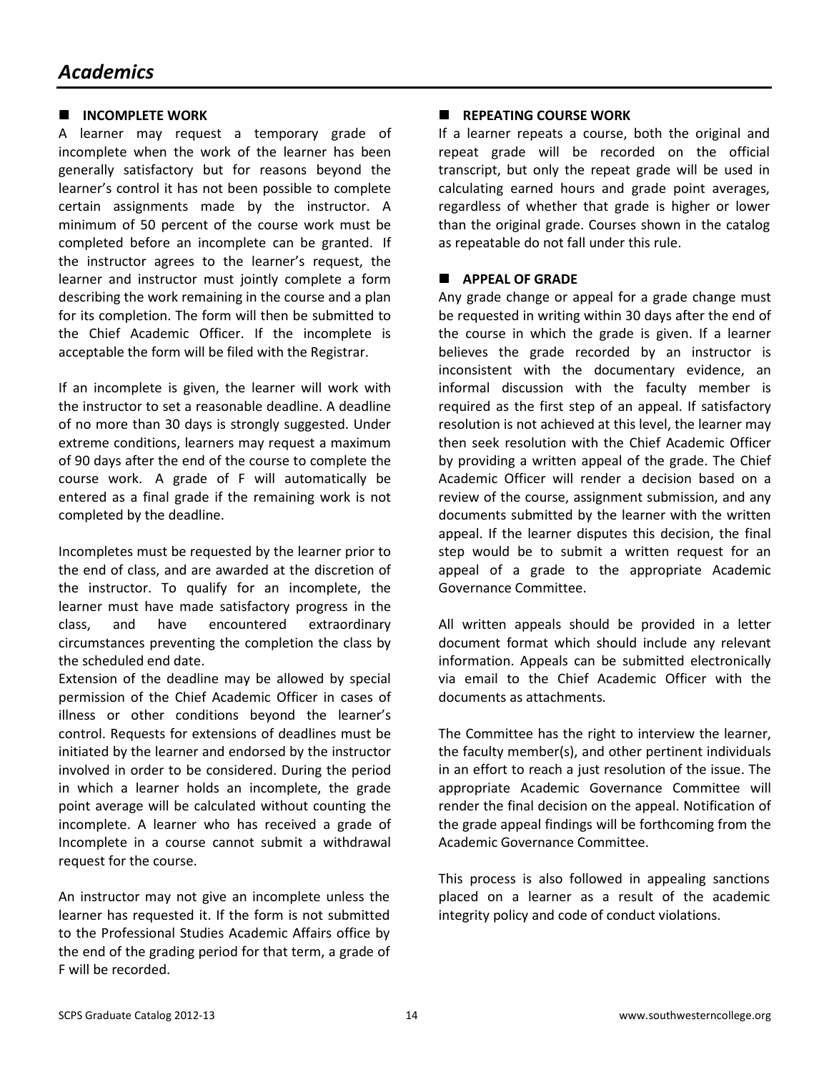# *Academics*

### INCOMPLETE WORK

A learner may request a temporary grade of incomplete when the work of the learner has been generally satisfactory but for reasons beyond the learner's control it has not been possible to complete certain assignments made by the instructor. A minimum of 50 percent of the course work must be completed before an incomplete can be granted. If the instructor agrees to the learner's request, the learner and instructor must jointly complete a form describing the work remaining in the course and a plan for its completion. The form will then be submitted to the Chief Academic Officer. If the incomplete is acceptable the form will be filed with the Registrar.

If an incomplete is given, the learner will work with the instructor to set a reasonable deadline. A deadline of no more than 30 days is strongly suggested. Under extreme conditions, learners may request a maximum of 90 days after the end of the course to complete the course work. A grade of F will automatically be entered as a final grade if the remaining work is not completed by the deadline.

Incompletes must be requested by the learner prior to the end of class, and are awarded at the discretion of the instructor. To qualify for an incomplete, the learner must have made satisfactory progress in the class, and have encountered extraordinary circumstances preventing the completion the class by the scheduled end date.

Extension of the deadline may be allowed by special permission of the Chief Academic Officer in cases of illness or other conditions beyond the learner's control. Requests for extensions of deadlines must be initiated by the learner and endorsed by the instructor involved in order to be considered. During the period in which a learner holds an incomplete, the grade point average will be calculated without counting the incomplete. A learner who has received a grade of Incomplete in a course cannot submit a withdrawal request for the course.

An instructor may not give an incomplete unless the learner has requested it. If the form is not submitted to the Professional Studies Academic Affairs office by the end of the grading period for that term, a grade of F will be recorded.

### REPEATING COURSE WORK

If a learner repeats a course, both the original and repeat grade will be recorded on the official transcript, but only the repeat grade will be used in calculating earned hours and grade point averages, regardless of whether that grade is higher or lower than the original grade. Courses shown in the catalog as repeatable do not fall under this rule.

### APPEAL OF GRADE

Any grade change or appeal for a grade change must be requested in writing within 30 days after the end of the course in which the grade is given. If a learner believes the grade recorded by an instructor is inconsistent with the documentary evidence, an informal discussion with the faculty member is required as the first step of an appeal. If satisfactory resolution is not achieved at this level, the learner may then seek resolution with the Chief Academic Officer by providing a written appeal of the grade. The Chief Academic Officer will render a decision based on a review of the course, assignment submission, and any documents submitted by the learner with the written appeal. If the learner disputes this decision, the final step would be to submit a written request for an appeal of a grade to the appropriate Academic Governance Committee.

All written appeals should be provided in a letter document format which should include any relevant information. Appeals can be submitted electronically via email to the Chief Academic Officer with the documents as attachments.

The Committee has the right to interview the learner, the faculty member(s), and other pertinent individuals in an effort to reach a just resolution of the issue. The appropriate Academic Governance Committee will render the final decision on the appeal. Notification of the grade appeal findings will be forthcoming from the Academic Governance Committee.

This process is also followed in appealing sanctions placed on a learner as a result of the academic integrity policy and code of conduct violations.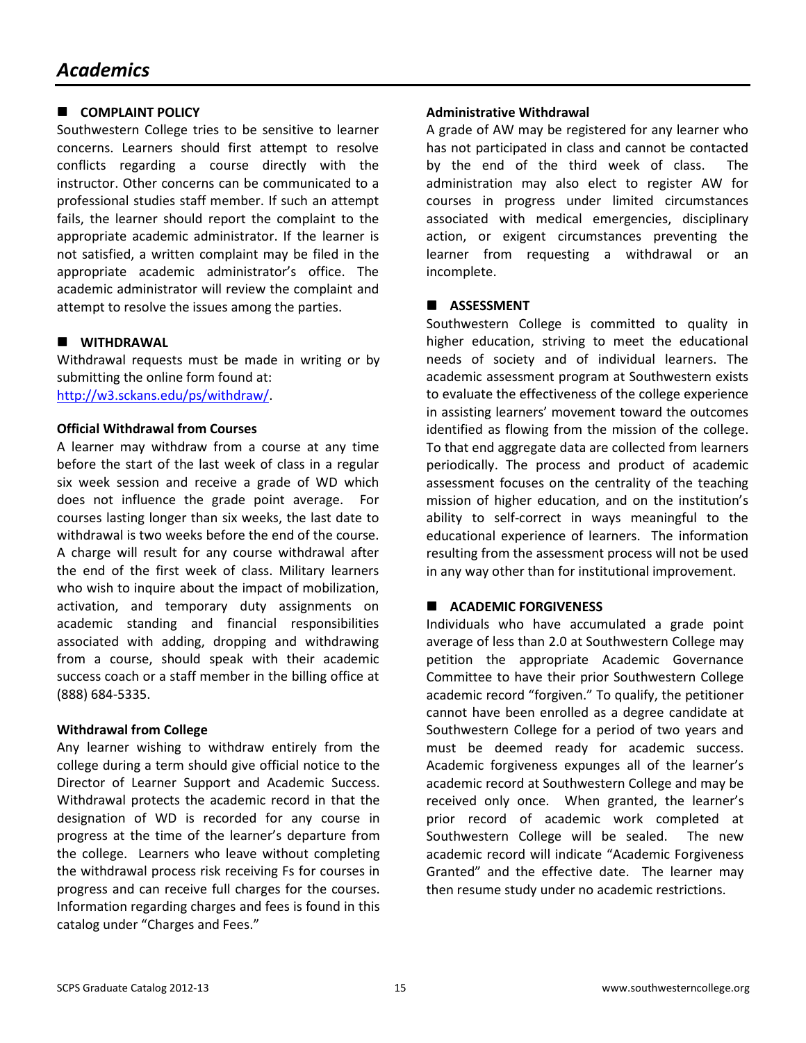# Academics

## COMPLAINT POLICY

Southwestern College tries to be sensitive to learner concerns. Learners should first attempt to resolve conflicts regarding a course directly with the instructor. Other concerns can be communicated to a professional studies staff member. If such an attempt fails, the learner should report the complaint to the appropriate academic administrator. If the learner is not satisfied, a written complaint may be filed in the appropriate academic administrator's office. The academic administrator will review the complaint and attempt to resolve the issues among the parties.

## WITHDRAWAL

Withdrawal requests must be made in writing or by submitting the online form found at: [http://w3.sckans.edu/ps/withdraw/](http://w3.sckans.edu/ps/withdraw/).

### Official Withdrawal from Courses

A learner may withdraw from a course at any time before the start of the last week of class in a regular six week session and receive a grade of WD which does not influence the grade point average. For courses lasting longer than six weeks, the last date to withdrawal is two weeks before the end of the course. A charge will result for any course withdrawal after the end of the first week of class. Military learners who wish to inquire about the impact of mobilization, activation, and temporary duty assignments on academic standing and financial responsibilities associated with adding, dropping and withdrawing from a course, should speak with their academic success coach or a staff member in the billing office at (888) 684-5335.

### Withdrawal from College

Any learner wishing to withdraw entirely from the college during a term should give official notice to the Director of Learner Support and Academic Success. Withdrawal protects the academic record in that the designation of WD is recorded for any course in progress at the time of the learner's departure from the college. Learners who leave without completing the withdrawal process risk receiving Fs for courses in progress and can receive full charges for the courses. Information regarding charges and fees is found in this catalog under "Charges and Fees."

### Administrative Withdrawal

A grade of AW may be registered for any learner who has not participated in class and cannot be contacted by the end of the third week of class. The administration may also elect to register AW for courses in progress under limited circumstances associated with medical emergencies, disciplinary action, or exigent circumstances preventing the learner from requesting a withdrawal or an incomplete.

## ASSESSMENT

Southwestern College is committed to quality in higher education, striving to meet the educational needs of society and of individual learners. The academic assessment program at Southwestern exists to evaluate the effectiveness of the college experience in assisting learners' movement toward the outcomes identified as flowing from the mission of the college. To that end aggregate data are collected from learners periodically. The process and product of academic assessment focuses on the centrality of the teaching mission of higher education, and on the institution's ability to self-correct in ways meaningful to the educational experience of learners. The information resulting from the assessment process will not be used in any way other than for institutional improvement.

## ACADEMIC FORGIVENESS

Individuals who have accumulated a grade point average of less than 2.0 at Southwestern College may petition the appropriate Academic Governance Committee to have their prior Southwestern College academic record "forgiven." To qualify, the petitioner cannot have been enrolled as a degree candidate at Southwestern College for a period of two years and must be deemed ready for academic success. Academic forgiveness expunges all of the learner's academic record at Southwestern College and may be received only once. When granted, the learner's prior record of academic work completed at Southwestern College will be sealed. The new academic record will indicate "Academic Forgiveness Granted" and the effective date. The learner may then resume study under no academic restrictions.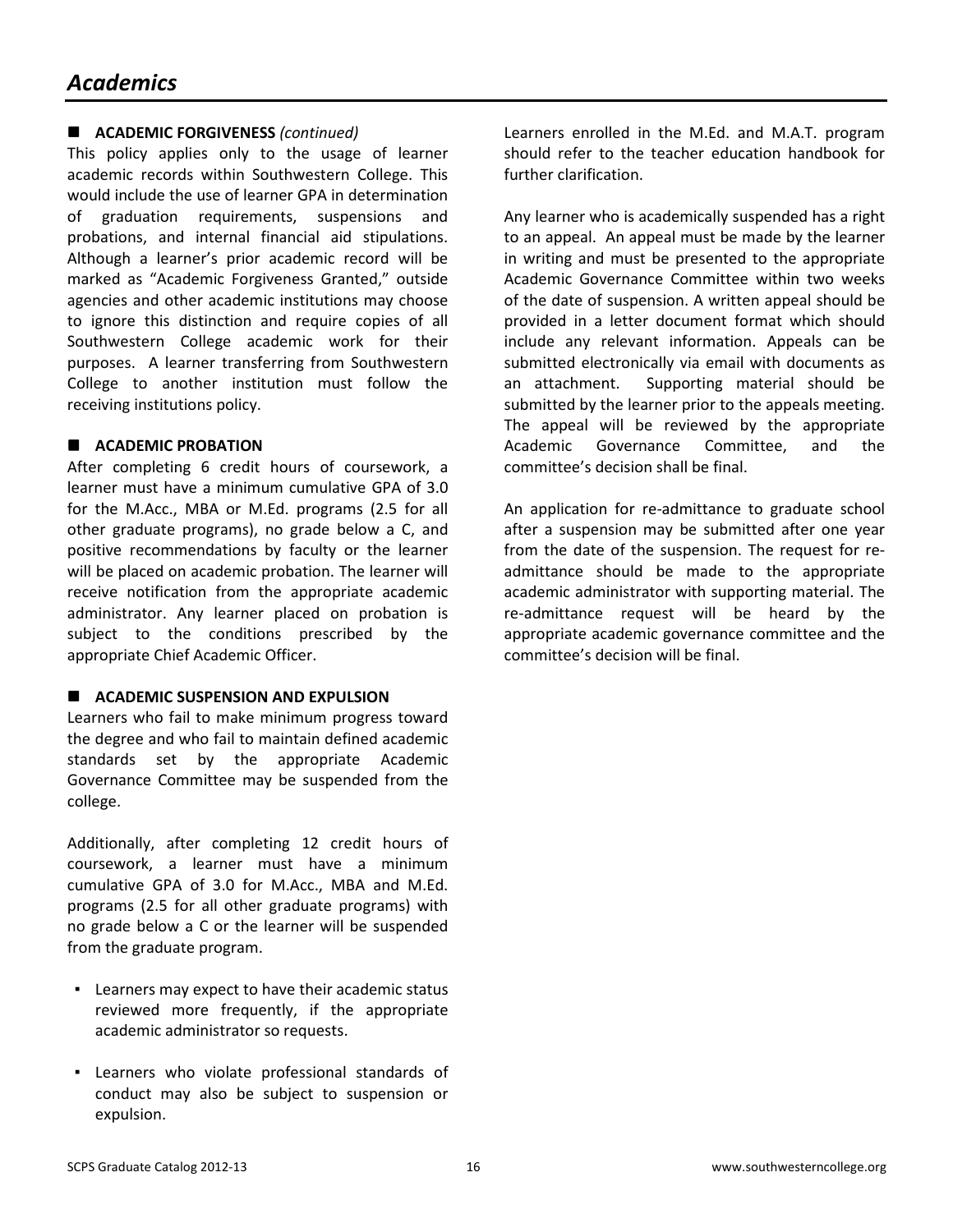# Academics

## ACADEMIC FORGIVENESS *(continued)*

This policy applies only to the usage of learner academic records within Southwestern College. This would include the use of learner GPA in determination of graduation requirements, suspensions and probations, and internal financial aid stipulations. Although a learner's prior academic record will be marked as "Academic Forgiveness Granted," outside agencies and other academic institutions may choose to ignore this distinction and require copies of all Southwestern College academic work for their purposes. A learner transferring from Southwestern College to another institution must follow the receiving institutions policy.

## ACADEMIC PROBATION

After completing 6 credit hours of coursework, a learner must have a minimum cumulative GPA of 3.0 for the M.Acc., MBA or M.Ed. programs (2.5 for all other graduate programs), no grade below a C, and positive recommendations by faculty or the learner will be placed on academic probation. The learner will receive notification from the appropriate academic administrator. Any learner placed on probation is subject to the conditions prescribed by the appropriate Chief Academic Officer.

## ACADEMIC SUSPENSION AND EXPULSION

Learners who fail to make minimum progress toward the degree and who fail to maintain defined academic standards set by the appropriate Academic Governance Committee may be suspended from the college.

Additionally, after completing 12 credit hours of coursework, a learner must have a minimum cumulative GPA of 3.0 for M.Acc., MBA and M.Ed. programs (2.5 for all other graduate programs) with no grade below a C or the learner will be suspended from the graduate program.

- Learners may expect to have their academic status reviewed more frequently, if the appropriate academic administrator so requests.
- Learners who violate professional standards of conduct may also be subject to suspension or expulsion.

Learners enrolled in the M.Ed. and M.A.T. program should refer to the teacher education handbook for further clarification.

Any learner who is academically suspended has a right to an appeal. An appeal must be made by the learner in writing and must be presented to the appropriate Academic Governance Committee within two weeks of the date of suspension. A written appeal should be provided in a letter document format which should include any relevant information. Appeals can be submitted electronically via email with documents as an attachment. Supporting material should be submitted by the learner prior to the appeals meeting. The appeal will be reviewed by the appropriate Academic Governance Committee, and the committee's decision shall be final.

An application for re-admittance to graduate school after a suspension may be submitted after one year from the date of the suspension. The request for re-admittance should be made to the appropriate academic administrator with supporting material. The re-admittance request will be heard by the appropriate academic governance committee and the committee's decision will be final.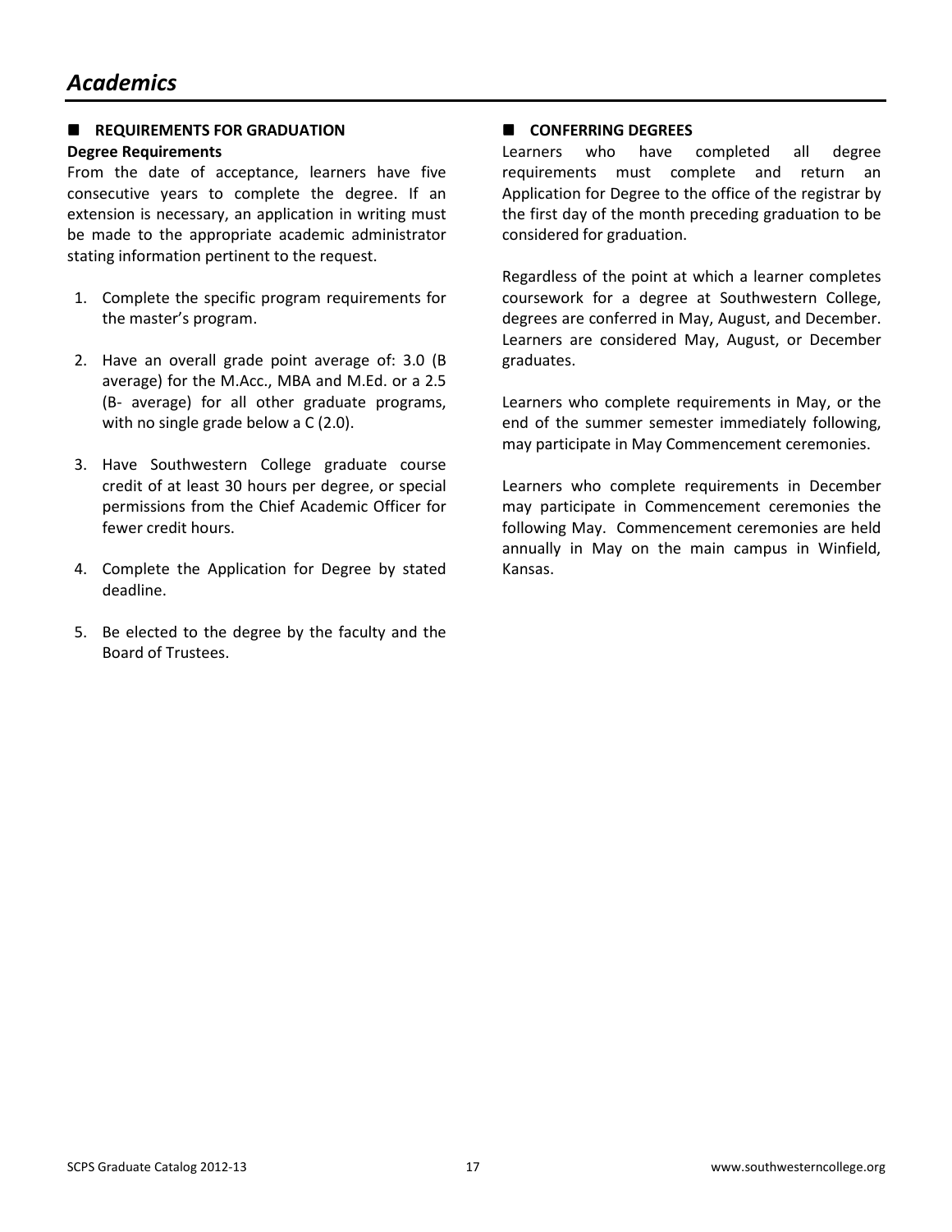# Academics

## REQUIREMENTS FOR GRADUATION

**Degree Requirements**

From the date of acceptance, learners have five consecutive years to complete the degree. If an extension is necessary, an application in writing must be made to the appropriate academic administrator stating information pertinent to the request.

1. Complete the specific program requirements for the master's program.
2. Have an overall grade point average of: 3.0 (B average) for the M.Acc., MBA and M.Ed. or a 2.5 (B- average) for all other graduate programs, with no single grade below a C (2.0).
3. Have Southwestern College graduate course credit of at least 30 hours per degree, or special permissions from the Chief Academic Officer for fewer credit hours.
4. Complete the Application for Degree by stated deadline.
5. Be elected to the degree by the faculty and the Board of Trustees.

## CONFERRING DEGREES

Learners who have completed all degree requirements must complete and return an Application for Degree to the office of the registrar by the first day of the month preceding graduation to be considered for graduation.

Regardless of the point at which a learner completes coursework for a degree at Southwestern College, degrees are conferred in May, August, and December. Learners are considered May, August, or December graduates.

Learners who complete requirements in May, or the end of the summer semester immediately following, may participate in May Commencement ceremonies.

Learners who complete requirements in December may participate in Commencement ceremonies the following May. Commencement ceremonies are held annually in May on the main campus in Winfield, Kansas.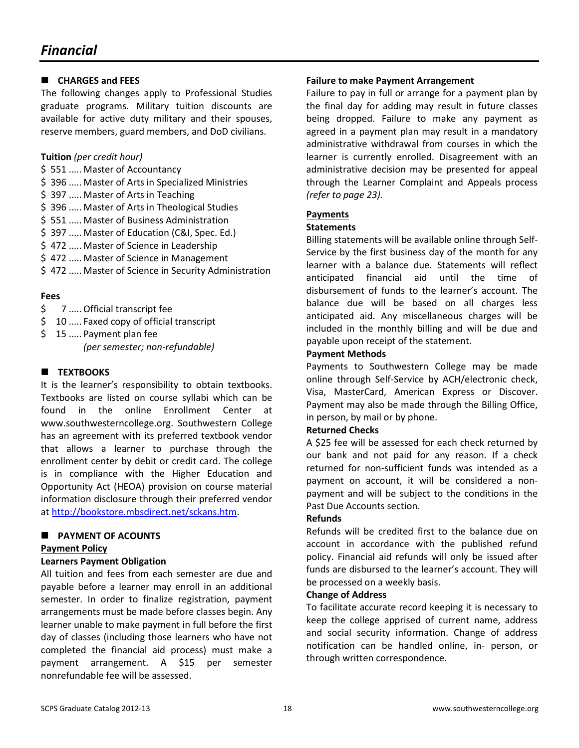# Financial

## CHARGES and FEES

The following changes apply to Professional Studies graduate programs. Military tuition discounts are available for active duty military and their spouses, reserve members, guard members, and DoD civilians.

**Tuition** *(per credit hour)*

- $ 551 ..... Master of Accountancy
- $ 396 ..... Master of Arts in Specialized Ministries
- $ 397 ..... Master of Arts in Teaching
- $ 396 ..... Master of Arts in Theological Studies
- $ 551 ..... Master of Business Administration
- $ 397 ..... Master of Education (C&I, Spec. Ed.)
- $ 472 ..... Master of Science in Leadership
- $ 472 ..... Master of Science in Management
- $ 472 ..... Master of Science in Security Administration

**Fees**

- $ 7 ..... Official transcript fee
- $ 10 ..... Faxed copy of official transcript
- $ 15 ..... Payment plan fee *(per semester; non-refundable)*

## TEXTBOOKS

It is the learner's responsibility to obtain textbooks. Textbooks are listed on course syllabi which can be found in the online Enrollment Center at www.southwesterncollege.org. Southwestern College has an agreement with its preferred textbook vendor that allows a learner to purchase through the enrollment center by debit or credit card. The college is in compliance with the Higher Education and Opportunity Act (HEOA) provision on course material information disclosure through their preferred vendor at http://bookstore.mbsdirect.net/sckans.htm.

## PAYMENT OF ACOUNTS

### Payment Policy

**Learners Payment Obligation**

All tuition and fees from each semester are due and payable before a learner may enroll in an additional semester. In order to finalize registration, payment arrangements must be made before classes begin. Any learner unable to make payment in full before the first day of classes (including those learners who have not completed the financial aid process) must make a payment arrangement. A $15 per semester nonrefundable fee will be assessed.

**Failure to make Payment Arrangement**

Failure to pay in full or arrange for a payment plan by the final day for adding may result in future classes being dropped. Failure to make any payment as agreed in a payment plan may result in a mandatory administrative withdrawal from courses in which the learner is currently enrolled. Disagreement with an administrative decision may be presented for appeal through the Learner Complaint and Appeals process *(refer to page 23).*

### Payments

**Statements**

Billing statements will be available online through Self-Service by the first business day of the month for any learner with a balance due. Statements will reflect anticipated financial aid until the time of disbursement of funds to the learner's account. The balance due will be based on all charges less anticipated aid. Any miscellaneous charges will be included in the monthly billing and will be due and payable upon receipt of the statement.

**Payment Methods**

Payments to Southwestern College may be made online through Self-Service by ACH/electronic check, Visa, MasterCard, American Express or Discover. Payment may also be made through the Billing Office, in person, by mail or by phone.

**Returned Checks**

A $25 fee will be assessed for each check returned by our bank and not paid for any reason. If a check returned for non-sufficient funds was intended as a payment on account, it will be considered a non-payment and will be subject to the conditions in the Past Due Accounts section.

**Refunds**

Refunds will be credited first to the balance due on account in accordance with the published refund policy. Financial aid refunds will only be issued after funds are disbursed to the learner's account. They will be processed on a weekly basis.

**Change of Address**

To facilitate accurate record keeping it is necessary to keep the college apprised of current name, address and social security information. Change of address notification can be handled online, in- person, or through written correspondence.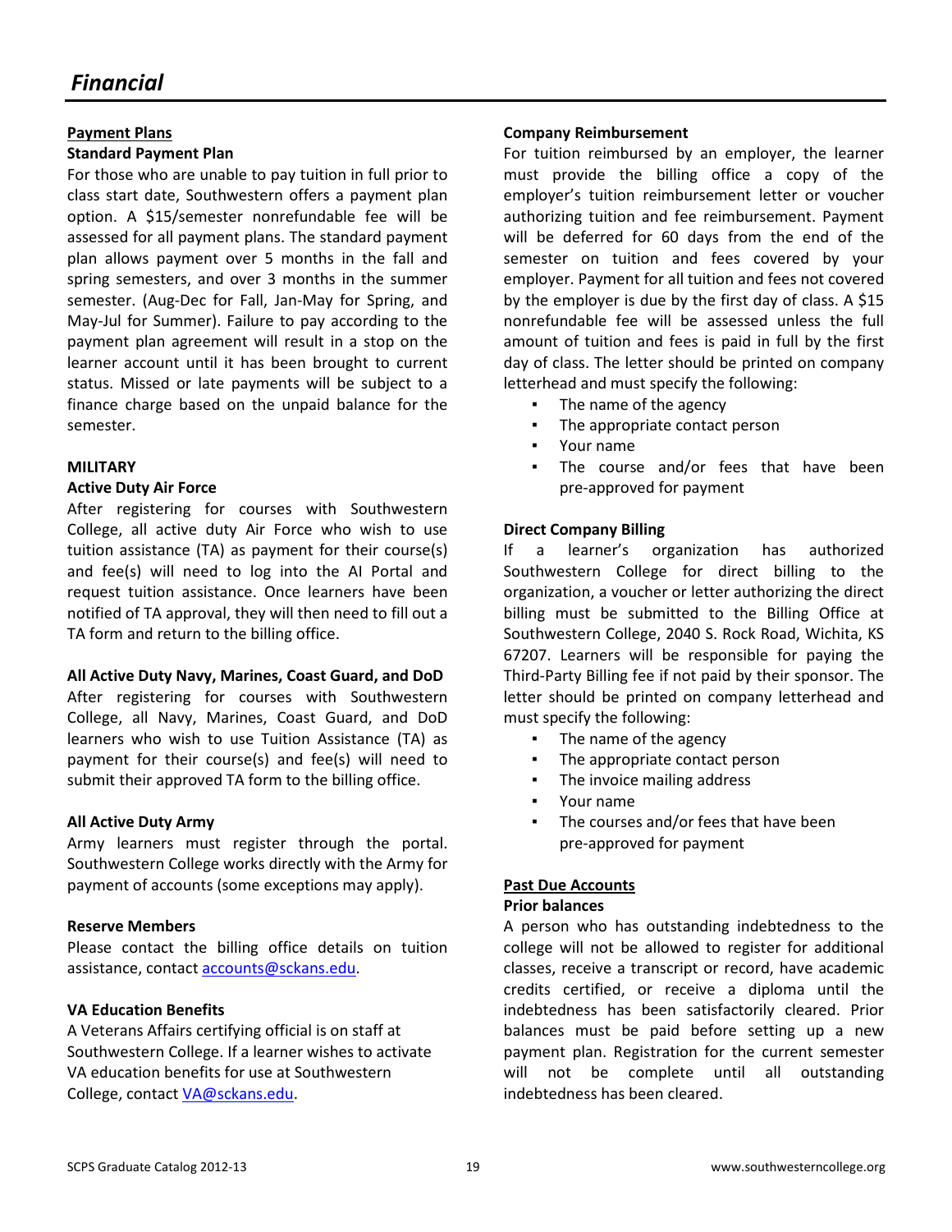# *Financial*

## Payment Plans

### Standard Payment Plan

For those who are unable to pay tuition in full prior to class start date, Southwestern offers a payment plan option. A $15/semester nonrefundable fee will be assessed for all payment plans. The standard payment plan allows payment over 5 months in the fall and spring semesters, and over 3 months in the summer semester. (Aug-Dec for Fall, Jan-May for Spring, and May-Jul for Summer). Failure to pay according to the payment plan agreement will result in a stop on the learner account until it has been brought to current status. Missed or late payments will be subject to a finance charge based on the unpaid balance for the semester.

## MILITARY

### Active Duty Air Force

After registering for courses with Southwestern College, all active duty Air Force who wish to use tuition assistance (TA) as payment for their course(s) and fee(s) will need to log into the AI Portal and request tuition assistance. Once learners have been notified of TA approval, they will then need to fill out a TA form and return to the billing office.

### All Active Duty Navy, Marines, Coast Guard, and DoD

After registering for courses with Southwestern College, all Navy, Marines, Coast Guard, and DoD learners who wish to use Tuition Assistance (TA) as payment for their course(s) and fee(s) will need to submit their approved TA form to the billing office.

### All Active Duty Army

Army learners must register through the portal. Southwestern College works directly with the Army for payment of accounts (some exceptions may apply).

### Reserve Members

Please contact the billing office details on tuition assistance, contact accounts@sckans.edu.

### VA Education Benefits

A Veterans Affairs certifying official is on staff at Southwestern College. If a learner wishes to activate VA education benefits for use at Southwestern College, contact VA@sckans.edu.

### Company Reimbursement

For tuition reimbursed by an employer, the learner must provide the billing office a copy of the employer's tuition reimbursement letter or voucher authorizing tuition and fee reimbursement. Payment will be deferred for 60 days from the end of the semester on tuition and fees covered by your employer. Payment for all tuition and fees not covered by the employer is due by the first day of class. A $15 nonrefundable fee will be assessed unless the full amount of tuition and fees is paid in full by the first day of class. The letter should be printed on company letterhead and must specify the following:

- The name of the agency
- The appropriate contact person
- Your name
- The course and/or fees that have been pre-approved for payment

### Direct Company Billing

If a learner's organization has authorized Southwestern College for direct billing to the organization, a voucher or letter authorizing the direct billing must be submitted to the Billing Office at Southwestern College, 2040 S. Rock Road, Wichita, KS 67207. Learners will be responsible for paying the Third-Party Billing fee if not paid by their sponsor. The letter should be printed on company letterhead and must specify the following:

- The name of the agency
- The appropriate contact person
- The invoice mailing address
- Your name
- The courses and/or fees that have been pre-approved for payment

## Past Due Accounts

### Prior balances

A person who has outstanding indebtedness to the college will not be allowed to register for additional classes, receive a transcript or record, have academic credits certified, or receive a diploma until the indebtedness has been satisfactorily cleared. Prior balances must be paid before setting up a new payment plan. Registration for the current semester will not be complete until all outstanding indebtedness has been cleared.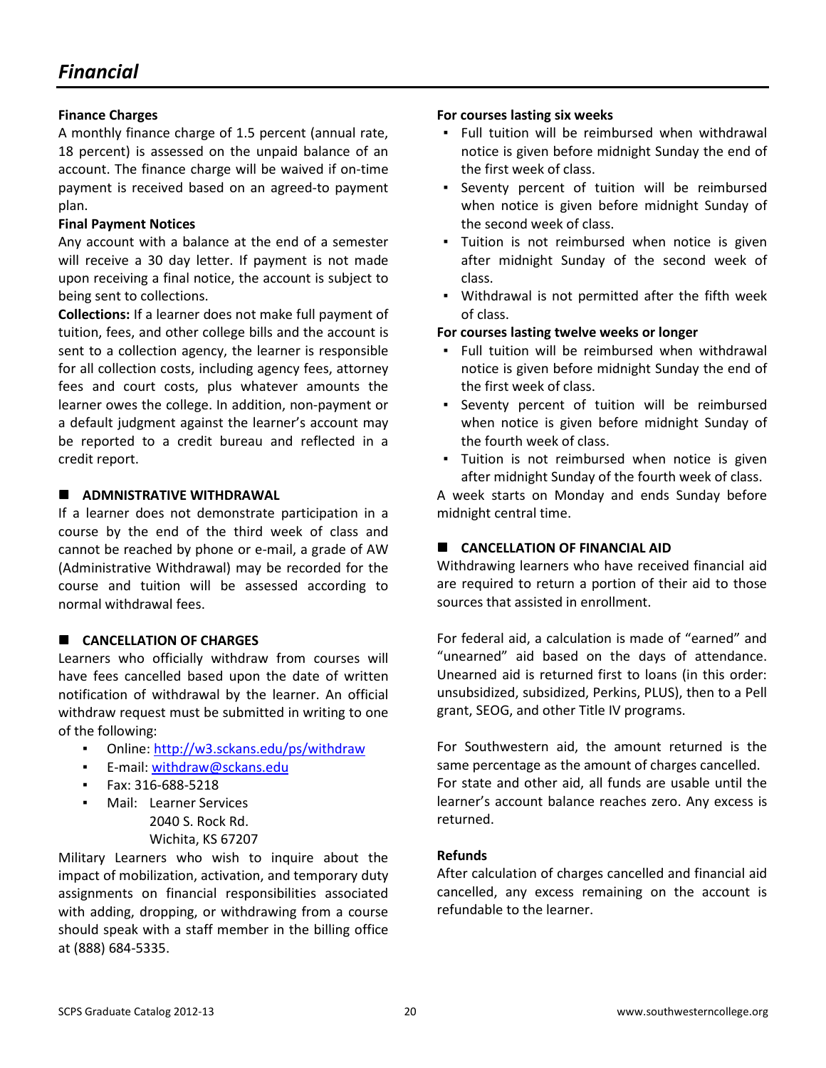# Financial

**Finance Charges**

A monthly finance charge of 1.5 percent (annual rate, 18 percent) is assessed on the unpaid balance of an account. The finance charge will be waived if on-time payment is received based on an agreed-to payment plan.

**Final Payment Notices**

Any account with a balance at the end of a semester will receive a 30 day letter. If payment is not made upon receiving a final notice, the account is subject to being sent to collections.

**Collections:** If a learner does not make full payment of tuition, fees, and other college bills and the account is sent to a collection agency, the learner is responsible for all collection costs, including agency fees, attorney fees and court costs, plus whatever amounts the learner owes the college. In addition, non-payment or a default judgment against the learner's account may be reported to a credit bureau and reflected in a credit report.

## ADMNISTRATIVE WITHDRAWAL

If a learner does not demonstrate participation in a course by the end of the third week of class and cannot be reached by phone or e-mail, a grade of AW (Administrative Withdrawal) may be recorded for the course and tuition will be assessed according to normal withdrawal fees.

## CANCELLATION OF CHARGES

Learners who officially withdraw from courses will have fees cancelled based upon the date of written notification of withdrawal by the learner. An official withdraw request must be submitted in writing to one of the following:

- Online: http://w3.sckans.edu/ps/withdraw
- E-mail: withdraw@sckans.edu
- Fax: 316-688-5218
- Mail: Learner Services
  2040 S. Rock Rd.
  Wichita, KS 67207

Military Learners who wish to inquire about the impact of mobilization, activation, and temporary duty assignments on financial responsibilities associated with adding, dropping, or withdrawing from a course should speak with a staff member in the billing office at (888) 684-5335.

**For courses lasting six weeks**

- Full tuition will be reimbursed when withdrawal notice is given before midnight Sunday the end of the first week of class.
- Seventy percent of tuition will be reimbursed when notice is given before midnight Sunday of the second week of class.
- Tuition is not reimbursed when notice is given after midnight Sunday of the second week of class.
- Withdrawal is not permitted after the fifth week of class.

**For courses lasting twelve weeks or longer**

- Full tuition will be reimbursed when withdrawal notice is given before midnight Sunday the end of the first week of class.
- Seventy percent of tuition will be reimbursed when notice is given before midnight Sunday of the fourth week of class.
- Tuition is not reimbursed when notice is given after midnight Sunday of the fourth week of class.

A week starts on Monday and ends Sunday before midnight central time.

## CANCELLATION OF FINANCIAL AID

Withdrawing learners who have received financial aid are required to return a portion of their aid to those sources that assisted in enrollment.

For federal aid, a calculation is made of "earned" and "unearned" aid based on the days of attendance. Unearned aid is returned first to loans (in this order: unsubsidized, subsidized, Perkins, PLUS), then to a Pell grant, SEOG, and other Title IV programs.

For Southwestern aid, the amount returned is the same percentage as the amount of charges cancelled. For state and other aid, all funds are usable until the learner's account balance reaches zero. Any excess is returned.

**Refunds**

After calculation of charges cancelled and financial aid cancelled, any excess remaining on the account is refundable to the learner.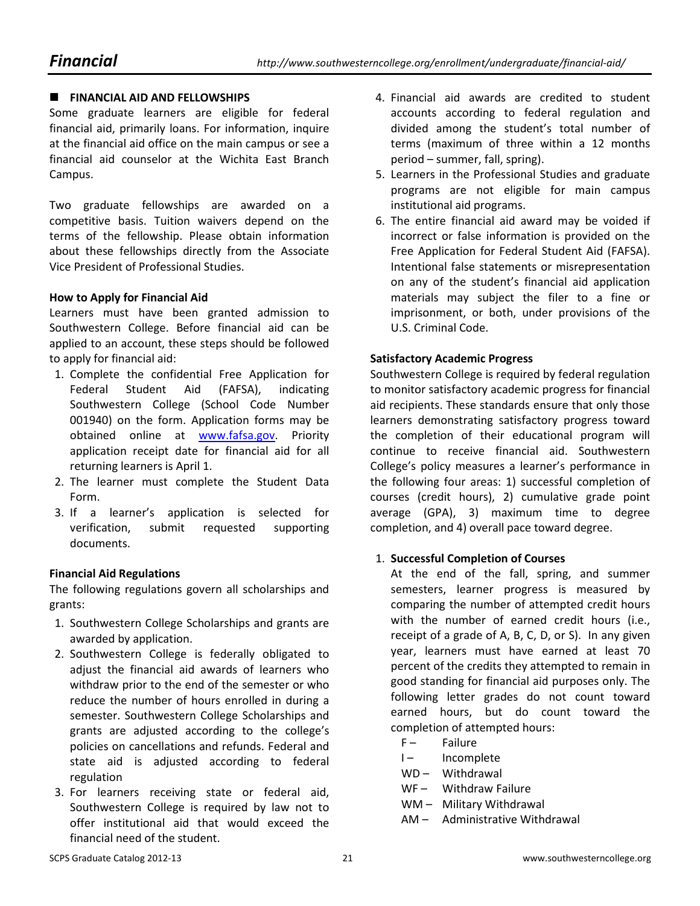# Financial

http://www.southwesterncollege.org/enrollment/undergraduate/financial-aid/

## FINANCIAL AID AND FELLOWSHIPS

Some graduate learners are eligible for federal financial aid, primarily loans. For information, inquire at the financial aid office on the main campus or see a financial aid counselor at the Wichita East Branch Campus.

Two graduate fellowships are awarded on a competitive basis. Tuition waivers depend on the terms of the fellowship. Please obtain information about these fellowships directly from the Associate Vice President of Professional Studies.

### How to Apply for Financial Aid

Learners must have been granted admission to Southwestern College. Before financial aid can be applied to an account, these steps should be followed to apply for financial aid:

1. Complete the confidential Free Application for Federal Student Aid (FAFSA), indicating Southwestern College (School Code Number 001940) on the form. Application forms may be obtained online at www.fafsa.gov. Priority application receipt date for financial aid for all returning learners is April 1.
2. The learner must complete the Student Data Form.
3. If a learner's application is selected for verification, submit requested supporting documents.

### Financial Aid Regulations

The following regulations govern all scholarships and grants:

1. Southwestern College Scholarships and grants are awarded by application.
2. Southwestern College is federally obligated to adjust the financial aid awards of learners who withdraw prior to the end of the semester or who reduce the number of hours enrolled in during a semester. Southwestern College Scholarships and grants are adjusted according to the college's policies on cancellations and refunds. Federal and state aid is adjusted according to federal regulation
3. For learners receiving state or federal aid, Southwestern College is required by law not to offer institutional aid that would exceed the financial need of the student.
4. Financial aid awards are credited to student accounts according to federal regulation and divided among the student's total number of terms (maximum of three within a 12 months period – summer, fall, spring).
5. Learners in the Professional Studies and graduate programs are not eligible for main campus institutional aid programs.
6. The entire financial aid award may be voided if incorrect or false information is provided on the Free Application for Federal Student Aid (FAFSA). Intentional false statements or misrepresentation on any of the student's financial aid application materials may subject the filer to a fine or imprisonment, or both, under provisions of the U.S. Criminal Code.

### Satisfactory Academic Progress

Southwestern College is required by federal regulation to monitor satisfactory academic progress for financial aid recipients. These standards ensure that only those learners demonstrating satisfactory progress toward the completion of their educational program will continue to receive financial aid. Southwestern College's policy measures a learner's performance in the following four areas: 1) successful completion of courses (credit hours), 2) cumulative grade point average (GPA), 3) maximum time to degree completion, and 4) overall pace toward degree.

1. **Successful Completion of Courses**

   At the end of the fall, spring, and summer semesters, learner progress is measured by comparing the number of attempted credit hours with the number of earned credit hours (i.e., receipt of a grade of A, B, C, D, or S). In any given year, learners must have earned at least 70 percent of the credits they attempted to remain in good standing for financial aid purposes only. The following letter grades do not count toward earned hours, but do count toward the completion of attempted hours:

   - F – Failure
   - I – Incomplete
   - WD – Withdrawal
   - WF – Withdraw Failure
   - WM – Military Withdrawal
   - AM – Administrative Withdrawal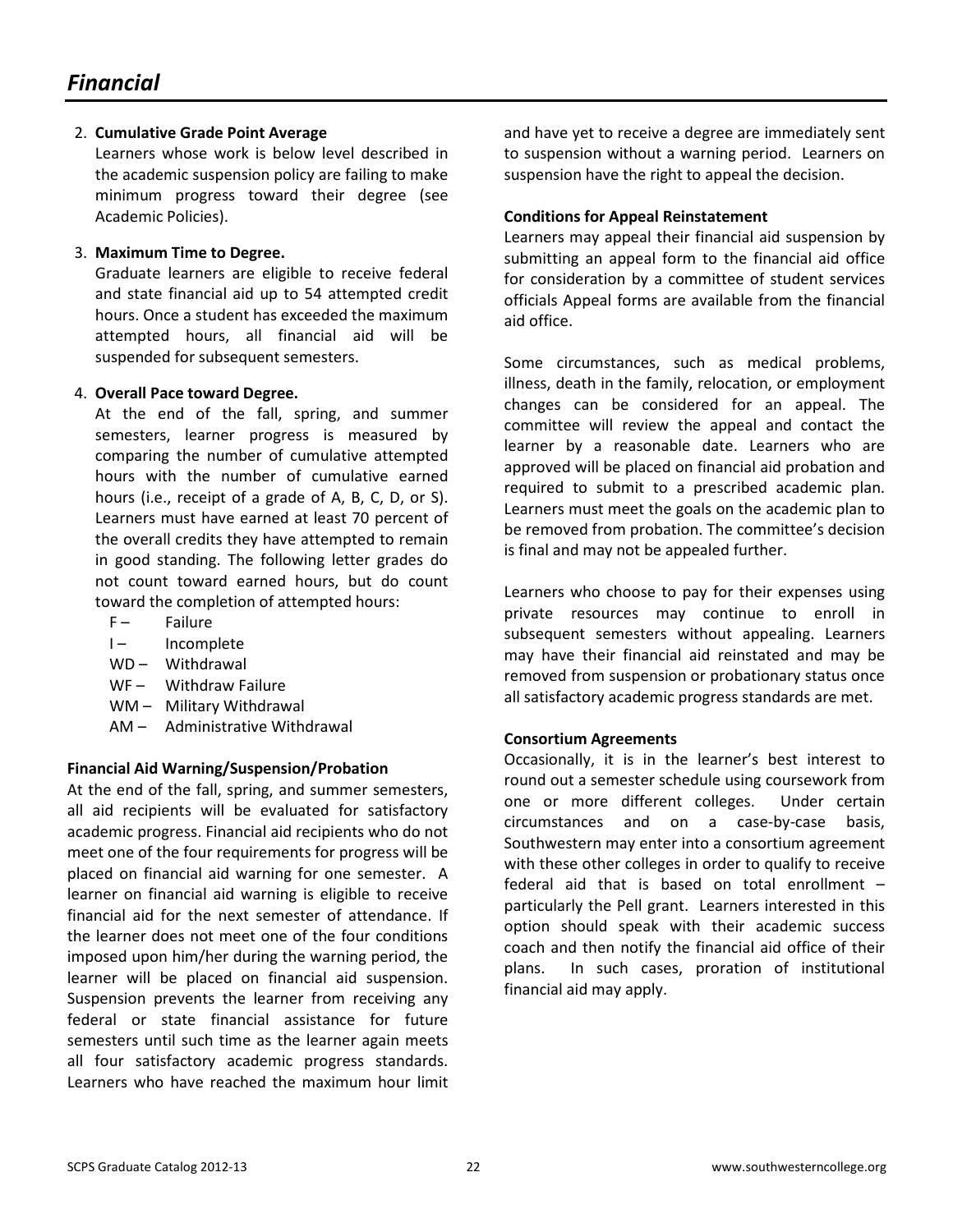# *Financial*

2. **Cumulative Grade Point Average**
   Learners whose work is below level described in the academic suspension policy are failing to make minimum progress toward their degree (see Academic Policies).

3. **Maximum Time to Degree.**
   Graduate learners are eligible to receive federal and state financial aid up to 54 attempted credit hours. Once a student has exceeded the maximum attempted hours, all financial aid will be suspended for subsequent semesters.

4. **Overall Pace toward Degree.**
   At the end of the fall, spring, and summer semesters, learner progress is measured by comparing the number of cumulative attempted hours with the number of cumulative earned hours (i.e., receipt of a grade of A, B, C, D, or S). Learners must have earned at least 70 percent of the overall credits they have attempted to remain in good standing. The following letter grades do not count toward earned hours, but do count toward the completion of attempted hours:
   - F – Failure
   - I – Incomplete
   - WD – Withdrawal
   - WF – Withdraw Failure
   - WM – Military Withdrawal
   - AM – Administrative Withdrawal

**Financial Aid Warning/Suspension/Probation**

At the end of the fall, spring, and summer semesters, all aid recipients will be evaluated for satisfactory academic progress. Financial aid recipients who do not meet one of the four requirements for progress will be placed on financial aid warning for one semester. A learner on financial aid warning is eligible to receive financial aid for the next semester of attendance. If the learner does not meet one of the four conditions imposed upon him/her during the warning period, the learner will be placed on financial aid suspension. Suspension prevents the learner from receiving any federal or state financial assistance for future semesters until such time as the learner again meets all four satisfactory academic progress standards. Learners who have reached the maximum hour limit and have yet to receive a degree are immediately sent to suspension without a warning period. Learners on suspension have the right to appeal the decision.

**Conditions for Appeal Reinstatement**

Learners may appeal their financial aid suspension by submitting an appeal form to the financial aid office for consideration by a committee of student services officials Appeal forms are available from the financial aid office.

Some circumstances, such as medical problems, illness, death in the family, relocation, or employment changes can be considered for an appeal. The committee will review the appeal and contact the learner by a reasonable date. Learners who are approved will be placed on financial aid probation and required to submit to a prescribed academic plan. Learners must meet the goals on the academic plan to be removed from probation. The committee's decision is final and may not be appealed further.

Learners who choose to pay for their expenses using private resources may continue to enroll in subsequent semesters without appealing. Learners may have their financial aid reinstated and may be removed from suspension or probationary status once all satisfactory academic progress standards are met.

**Consortium Agreements**

Occasionally, it is in the learner's best interest to round out a semester schedule using coursework from one or more different colleges. Under certain circumstances and on a case-by-case basis, Southwestern may enter into a consortium agreement with these other colleges in order to qualify to receive federal aid that is based on total enrollment – particularly the Pell grant. Learners interested in this option should speak with their academic success coach and then notify the financial aid office of their plans. In such cases, proration of institutional financial aid may apply.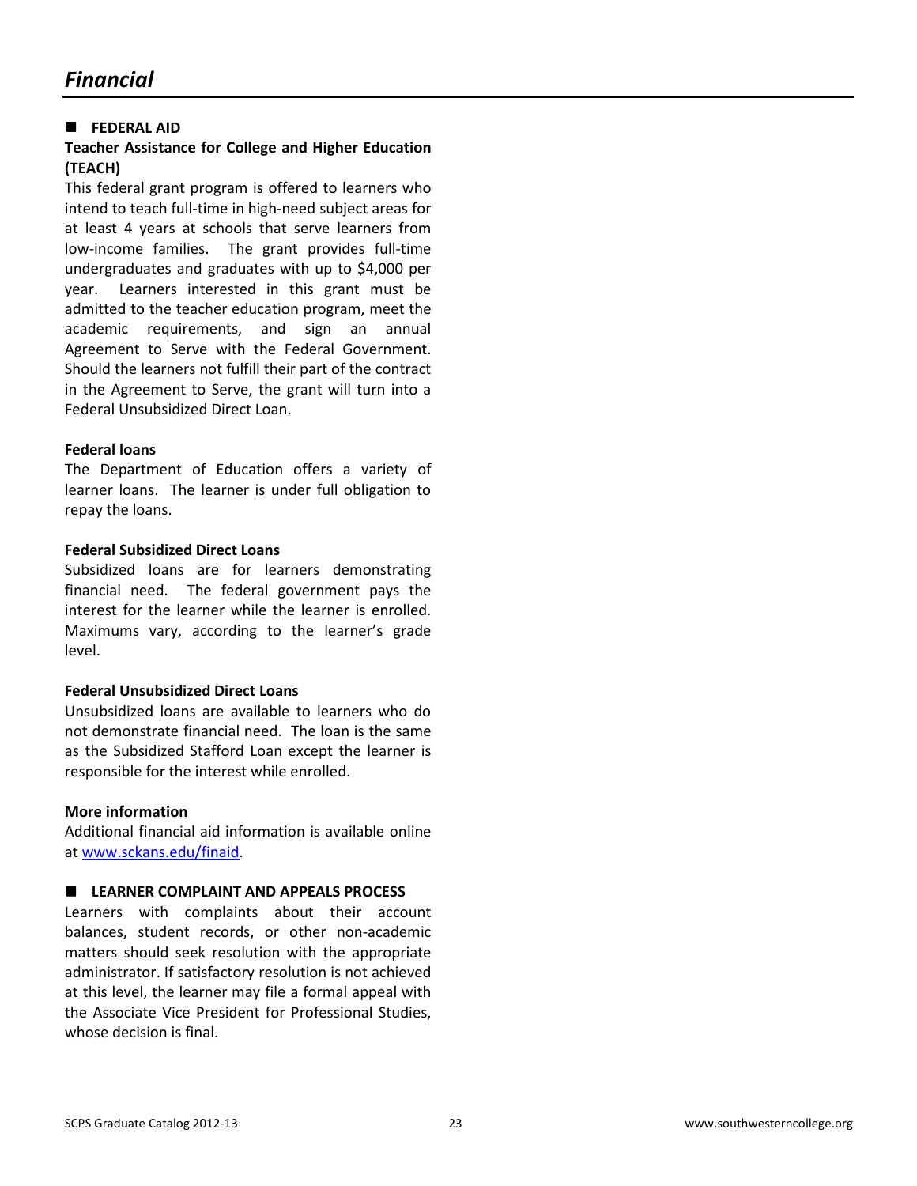# *Financial*

## ■ FEDERAL AID

**Teacher Assistance for College and Higher Education (TEACH)**

This federal grant program is offered to learners who intend to teach full-time in high-need subject areas for at least 4 years at schools that serve learners from low-income families. The grant provides full-time undergraduates and graduates with up to $4,000 per year. Learners interested in this grant must be admitted to the teacher education program, meet the academic requirements, and sign an annual Agreement to Serve with the Federal Government. Should the learners not fulfill their part of the contract in the Agreement to Serve, the grant will turn into a Federal Unsubsidized Direct Loan.

**Federal loans**

The Department of Education offers a variety of learner loans. The learner is under full obligation to repay the loans.

**Federal Subsidized Direct Loans**

Subsidized loans are for learners demonstrating financial need. The federal government pays the interest for the learner while the learner is enrolled. Maximums vary, according to the learner's grade level.

**Federal Unsubsidized Direct Loans**

Unsubsidized loans are available to learners who do not demonstrate financial need. The loan is the same as the Subsidized Stafford Loan except the learner is responsible for the interest while enrolled.

**More information**

Additional financial aid information is available online at [www.sckans.edu/finaid](www.sckans.edu/finaid).

## ■ LEARNER COMPLAINT AND APPEALS PROCESS

Learners with complaints about their account balances, student records, or other non-academic matters should seek resolution with the appropriate administrator. If satisfactory resolution is not achieved at this level, the learner may file a formal appeal with the Associate Vice President for Professional Studies, whose decision is final.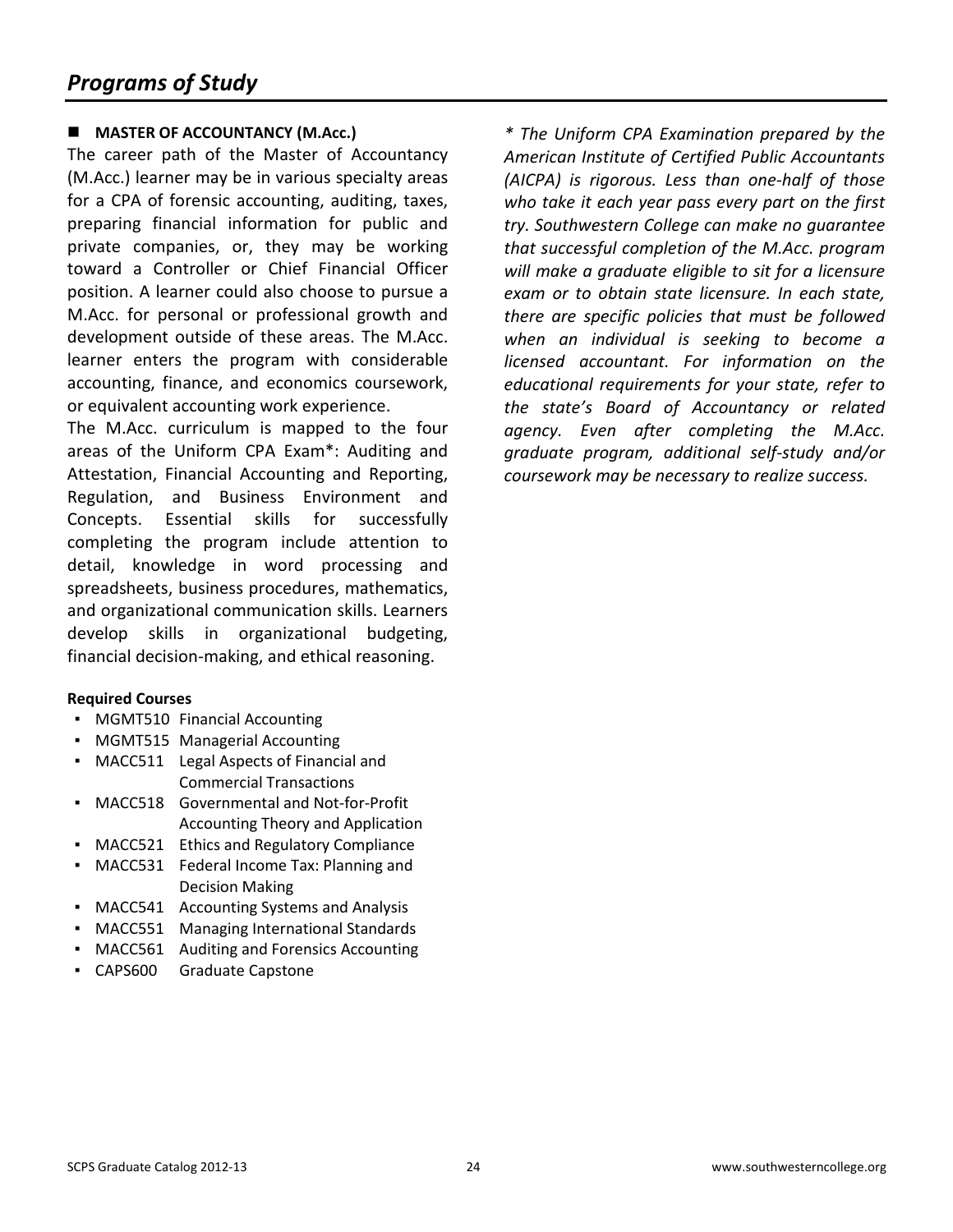# *Programs of Study*

### MASTER OF ACCOUNTANCY (M.Acc.)

The career path of the Master of Accountancy (M.Acc.) learner may be in various specialty areas for a CPA of forensic accounting, auditing, taxes, preparing financial information for public and private companies, or, they may be working toward a Controller or Chief Financial Officer position. A learner could also choose to pursue a M.Acc. for personal or professional growth and development outside of these areas. The M.Acc. learner enters the program with considerable accounting, finance, and economics coursework, or equivalent accounting work experience.

The M.Acc. curriculum is mapped to the four areas of the Uniform CPA Exam*: Auditing and Attestation, Financial Accounting and Reporting, Regulation, and Business Environment and Concepts. Essential skills for successfully completing the program include attention to detail, knowledge in word processing and spreadsheets, business procedures, mathematics, and organizational communication skills. Learners develop skills in organizational budgeting, financial decision-making, and ethical reasoning.

**Required Courses**

- MGMT510 Financial Accounting
- MGMT515 Managerial Accounting
- MACC511 Legal Aspects of Financial and Commercial Transactions
- MACC518 Governmental and Not-for-Profit Accounting Theory and Application
- MACC521 Ethics and Regulatory Compliance
- MACC531 Federal Income Tax: Planning and Decision Making
- MACC541 Accounting Systems and Analysis
- MACC551 Managing International Standards
- MACC561 Auditing and Forensics Accounting
- CAPS600 Graduate Capstone

*\* The Uniform CPA Examination prepared by the American Institute of Certified Public Accountants (AICPA) is rigorous. Less than one-half of those who take it each year pass every part on the first try. Southwestern College can make no guarantee that successful completion of the M.Acc. program will make a graduate eligible to sit for a licensure exam or to obtain state licensure. In each state, there are specific policies that must be followed when an individual is seeking to become a licensed accountant. For information on the educational requirements for your state, refer to the state's Board of Accountancy or related agency. Even after completing the M.Acc. graduate program, additional self-study and/or coursework may be necessary to realize success.*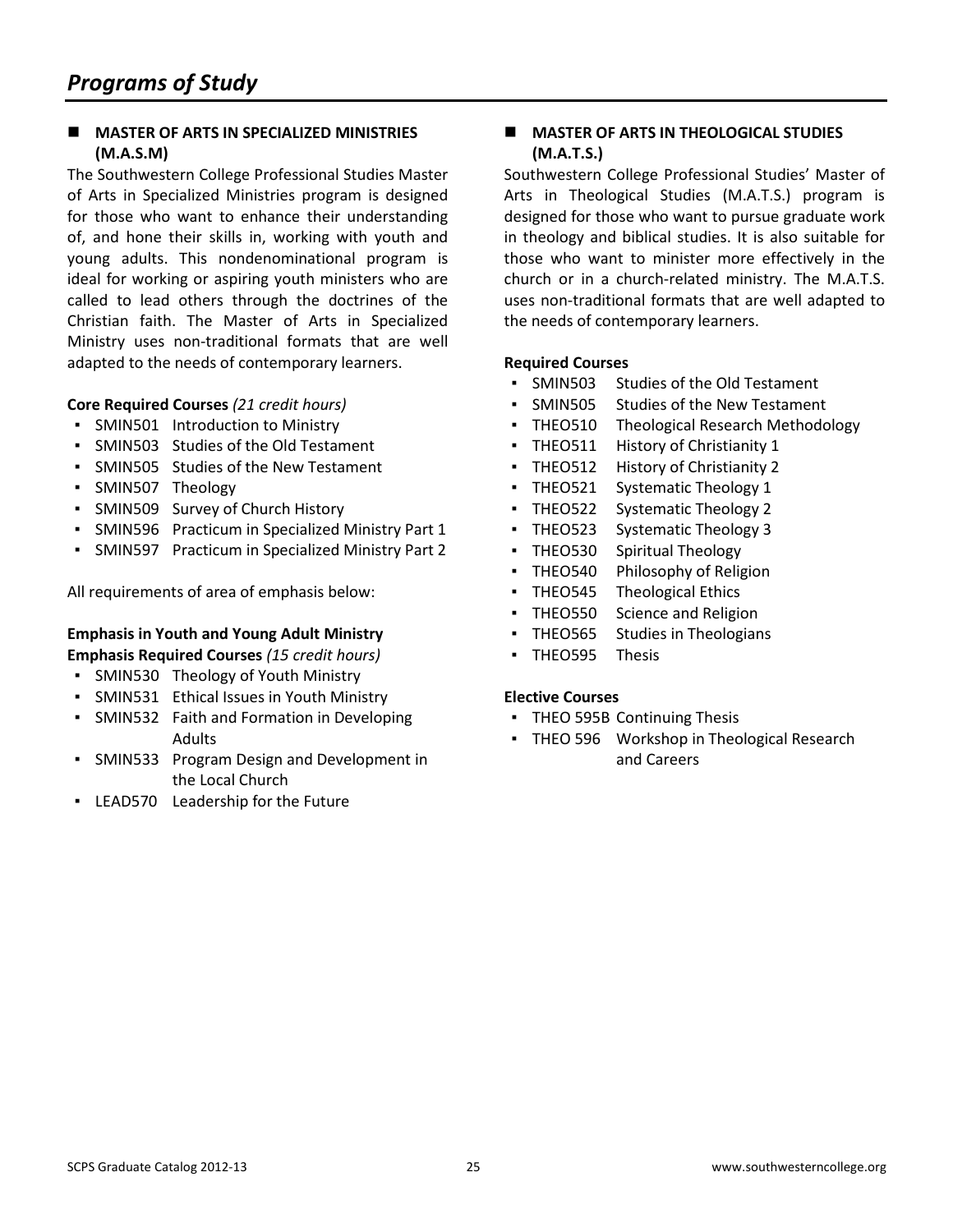# Programs of Study

## MASTER OF ARTS IN SPECIALIZED MINISTRIES (M.A.S.M)

The Southwestern College Professional Studies Master of Arts in Specialized Ministries program is designed for those who want to enhance their understanding of, and hone their skills in, working with youth and young adults. This nondenominational program is ideal for working or aspiring youth ministers who are called to lead others through the doctrines of the Christian faith. The Master of Arts in Specialized Ministry uses non-traditional formats that are well adapted to the needs of contemporary learners.

**Core Required Courses** *(21 credit hours)*

- SMIN501 Introduction to Ministry
- SMIN503 Studies of the Old Testament
- SMIN505 Studies of the New Testament
- SMIN507 Theology
- SMIN509 Survey of Church History
- SMIN596 Practicum in Specialized Ministry Part 1
- SMIN597 Practicum in Specialized Ministry Part 2

All requirements of area of emphasis below:

**Emphasis in Youth and Young Adult Ministry**
**Emphasis Required Courses** *(15 credit hours)*

- SMIN530 Theology of Youth Ministry
- SMIN531 Ethical Issues in Youth Ministry
- SMIN532 Faith and Formation in Developing Adults
- SMIN533 Program Design and Development in the Local Church
- LEAD570 Leadership for the Future

## MASTER OF ARTS IN THEOLOGICAL STUDIES (M.A.T.S.)

Southwestern College Professional Studies' Master of Arts in Theological Studies (M.A.T.S.) program is designed for those who want to pursue graduate work in theology and biblical studies. It is also suitable for those who want to minister more effectively in the church or in a church-related ministry. The M.A.T.S. uses non-traditional formats that are well adapted to the needs of contemporary learners.

**Required Courses**

- SMIN503 Studies of the Old Testament
- SMIN505 Studies of the New Testament
- THEO510 Theological Research Methodology
- THEO511 History of Christianity 1
- THEO512 History of Christianity 2
- THEO521 Systematic Theology 1
- THEO522 Systematic Theology 2
- THEO523 Systematic Theology 3
- THEO530 Spiritual Theology
- THEO540 Philosophy of Religion
- THEO545 Theological Ethics
- THEO550 Science and Religion
- THEO565 Studies in Theologians
- THEO595 Thesis

**Elective Courses**

- THEO 595B Continuing Thesis
- THEO 596 Workshop in Theological Research and Careers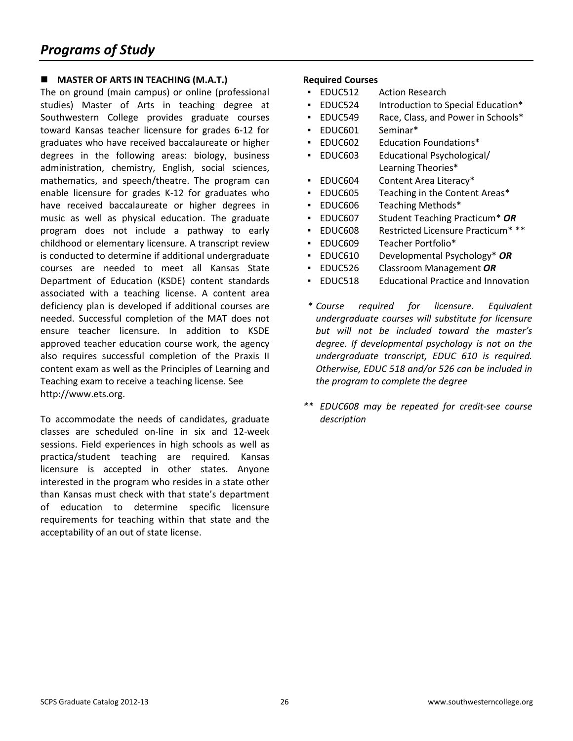# Programs of Study

## ■ MASTER OF ARTS IN TEACHING (M.A.T.)

The on ground (main campus) or online (professional studies) Master of Arts in teaching degree at Southwestern College provides graduate courses toward Kansas teacher licensure for grades 6-12 for graduates who have received baccalaureate or higher degrees in the following areas: biology, business administration, chemistry, English, social sciences, mathematics, and speech/theatre. The program can enable licensure for grades K-12 for graduates who have received baccalaureate or higher degrees in music as well as physical education. The graduate program does not include a pathway to early childhood or elementary licensure. A transcript review is conducted to determine if additional undergraduate courses are needed to meet all Kansas State Department of Education (KSDE) content standards associated with a teaching license. A content area deficiency plan is developed if additional courses are needed. Successful completion of the MAT does not ensure teacher licensure. In addition to KSDE approved teacher education course work, the agency also requires successful completion of the Praxis II content exam as well as the Principles of Learning and Teaching exam to receive a teaching license. See http://www.ets.org.

To accommodate the needs of candidates, graduate classes are scheduled on-line in six and 12-week sessions. Field experiences in high schools as well as practica/student teaching are required. Kansas licensure is accepted in other states. Anyone interested in the program who resides in a state other than Kansas must check with that state's department of education to determine specific licensure requirements for teaching within that state and the acceptability of an out of state license.

**Required Courses**

- EDUC512 Action Research
- EDUC524 Introduction to Special Education*
- EDUC549 Race, Class, and Power in Schools*
- EDUC601 Seminar*
- EDUC602 Education Foundations*
- EDUC603 Educational Psychological/ Learning Theories*
- EDUC604 Content Area Literacy*
- EDUC605 Teaching in the Content Areas*
- EDUC606 Teaching Methods*
- EDUC607 Student Teaching Practicum* ***OR***
- EDUC608 Restricted Licensure Practicum* **
- EDUC609 Teacher Portfolio*
- EDUC610 Developmental Psychology* ***OR***
- EDUC526 Classroom Management ***OR***
- EDUC518 Educational Practice and Innovation

*\* Course required for licensure. Equivalent undergraduate courses will substitute for licensure but will not be included toward the master's degree. If developmental psychology is not on the undergraduate transcript, EDUC 610 is required. Otherwise, EDUC 518 and/or 526 can be included in the program to complete the degree*

*\*\* EDUC608 may be repeated for credit-see course description*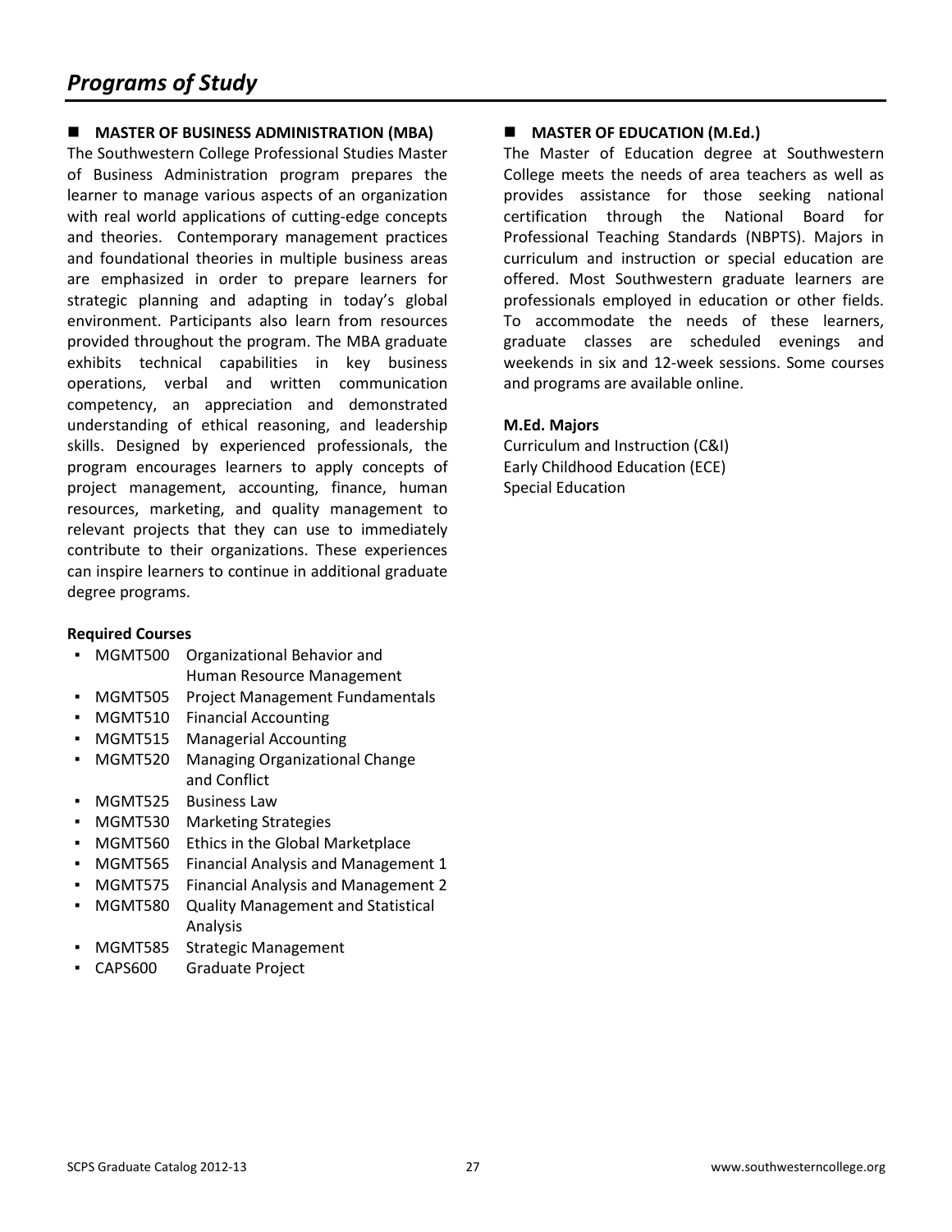# *Programs of Study*

## MASTER OF BUSINESS ADMINISTRATION (MBA)

The Southwestern College Professional Studies Master of Business Administration program prepares the learner to manage various aspects of an organization with real world applications of cutting-edge concepts and theories. Contemporary management practices and foundational theories in multiple business areas are emphasized in order to prepare learners for strategic planning and adapting in today's global environment. Participants also learn from resources provided throughout the program. The MBA graduate exhibits technical capabilities in key business operations, verbal and written communication competency, an appreciation and demonstrated understanding of ethical reasoning, and leadership skills. Designed by experienced professionals, the program encourages learners to apply concepts of project management, accounting, finance, human resources, marketing, and quality management to relevant projects that they can use to immediately contribute to their organizations. These experiences can inspire learners to continue in additional graduate degree programs.

**Required Courses**

- MGMT500 Organizational Behavior and Human Resource Management
- MGMT505 Project Management Fundamentals
- MGMT510 Financial Accounting
- MGMT515 Managerial Accounting
- MGMT520 Managing Organizational Change and Conflict
- MGMT525 Business Law
- MGMT530 Marketing Strategies
- MGMT560 Ethics in the Global Marketplace
- MGMT565 Financial Analysis and Management 1
- MGMT575 Financial Analysis and Management 2
- MGMT580 Quality Management and Statistical Analysis
- MGMT585 Strategic Management
- CAPS600 Graduate Project

## MASTER OF EDUCATION (M.Ed.)

The Master of Education degree at Southwestern College meets the needs of area teachers as well as provides assistance for those seeking national certification through the National Board for Professional Teaching Standards (NBPTS). Majors in curriculum and instruction or special education are offered. Most Southwestern graduate learners are professionals employed in education or other fields. To accommodate the needs of these learners, graduate classes are scheduled evenings and weekends in six and 12-week sessions. Some courses and programs are available online.

**M.Ed. Majors**

Curriculum and Instruction (C&I)
Early Childhood Education (ECE)
Special Education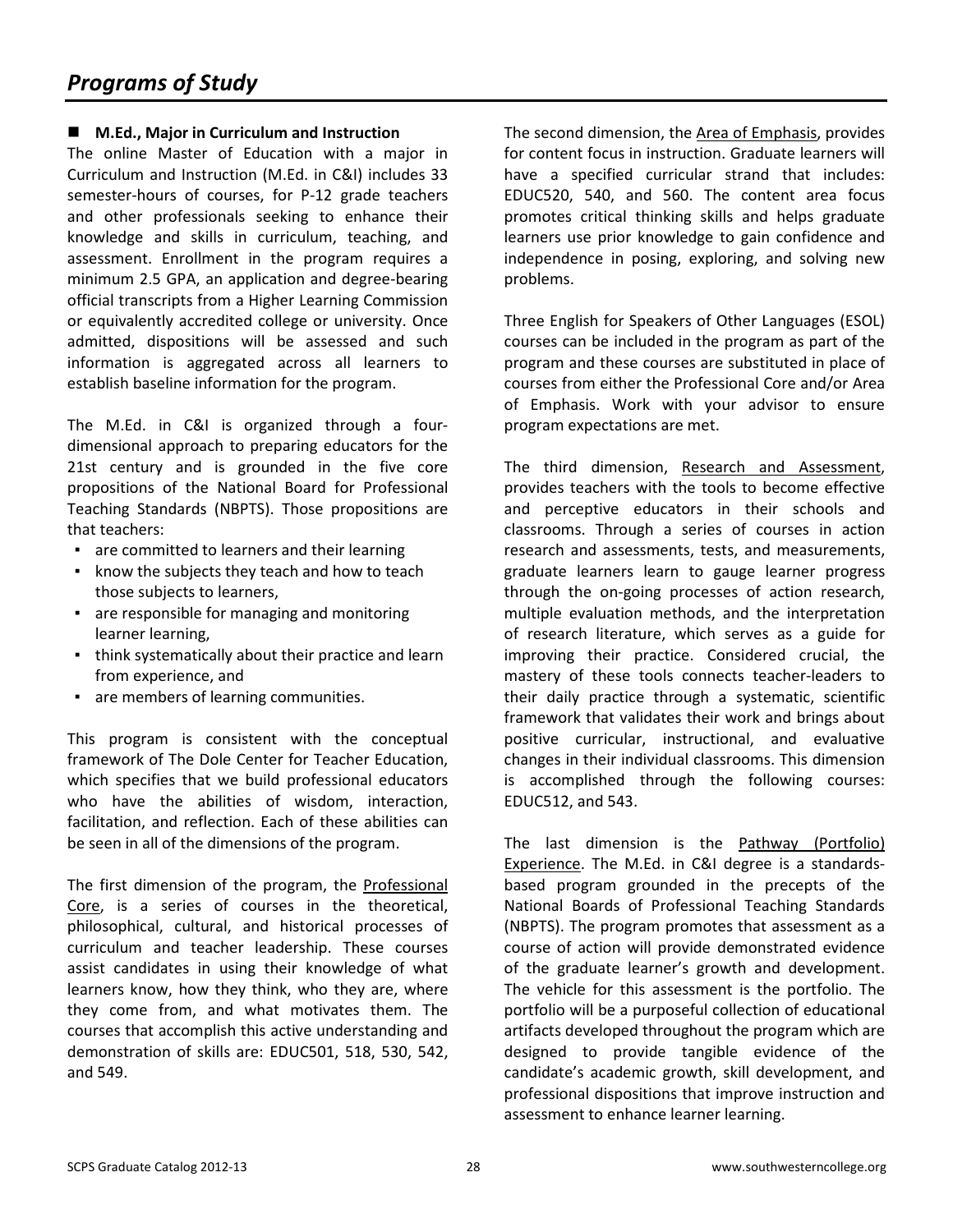# Programs of Study

### ■ M.Ed., Major in Curriculum and Instruction

The online Master of Education with a major in Curriculum and Instruction (M.Ed. in C&I) includes 33 semester-hours of courses, for P-12 grade teachers and other professionals seeking to enhance their knowledge and skills in curriculum, teaching, and assessment. Enrollment in the program requires a minimum 2.5 GPA, an application and degree-bearing official transcripts from a Higher Learning Commission or equivalently accredited college or university. Once admitted, dispositions will be assessed and such information is aggregated across all learners to establish baseline information for the program.

The M.Ed. in C&I is organized through a four-dimensional approach to preparing educators for the 21st century and is grounded in the five core propositions of the National Board for Professional Teaching Standards (NBPTS). Those propositions are that teachers:

- are committed to learners and their learning
- know the subjects they teach and how to teach those subjects to learners,
- are responsible for managing and monitoring learner learning,
- think systematically about their practice and learn from experience, and
- are members of learning communities.

This program is consistent with the conceptual framework of The Dole Center for Teacher Education, which specifies that we build professional educators who have the abilities of wisdom, interaction, facilitation, and reflection. Each of these abilities can be seen in all of the dimensions of the program.

The first dimension of the program, the Professional Core, is a series of courses in the theoretical, philosophical, cultural, and historical processes of curriculum and teacher leadership. These courses assist candidates in using their knowledge of what learners know, how they think, who they are, where they come from, and what motivates them. The courses that accomplish this active understanding and demonstration of skills are: EDUC501, 518, 530, 542, and 549.

The second dimension, the Area of Emphasis, provides for content focus in instruction. Graduate learners will have a specified curricular strand that includes: EDUC520, 540, and 560. The content area focus promotes critical thinking skills and helps graduate learners use prior knowledge to gain confidence and independence in posing, exploring, and solving new problems.

Three English for Speakers of Other Languages (ESOL) courses can be included in the program as part of the program and these courses are substituted in place of courses from either the Professional Core and/or Area of Emphasis. Work with your advisor to ensure program expectations are met.

The third dimension, Research and Assessment, provides teachers with the tools to become effective and perceptive educators in their schools and classrooms. Through a series of courses in action research and assessments, tests, and measurements, graduate learners learn to gauge learner progress through the on-going processes of action research, multiple evaluation methods, and the interpretation of research literature, which serves as a guide for improving their practice. Considered crucial, the mastery of these tools connects teacher-leaders to their daily practice through a systematic, scientific framework that validates their work and brings about positive curricular, instructional, and evaluative changes in their individual classrooms. This dimension is accomplished through the following courses: EDUC512, and 543.

The last dimension is the Pathway (Portfolio) Experience. The M.Ed. in C&I degree is a standards-based program grounded in the precepts of the National Boards of Professional Teaching Standards (NBPTS). The program promotes that assessment as a course of action will provide demonstrated evidence of the graduate learner's growth and development. The vehicle for this assessment is the portfolio. The portfolio will be a purposeful collection of educational artifacts developed throughout the program which are designed to provide tangible evidence of the candidate's academic growth, skill development, and professional dispositions that improve instruction and assessment to enhance learner learning.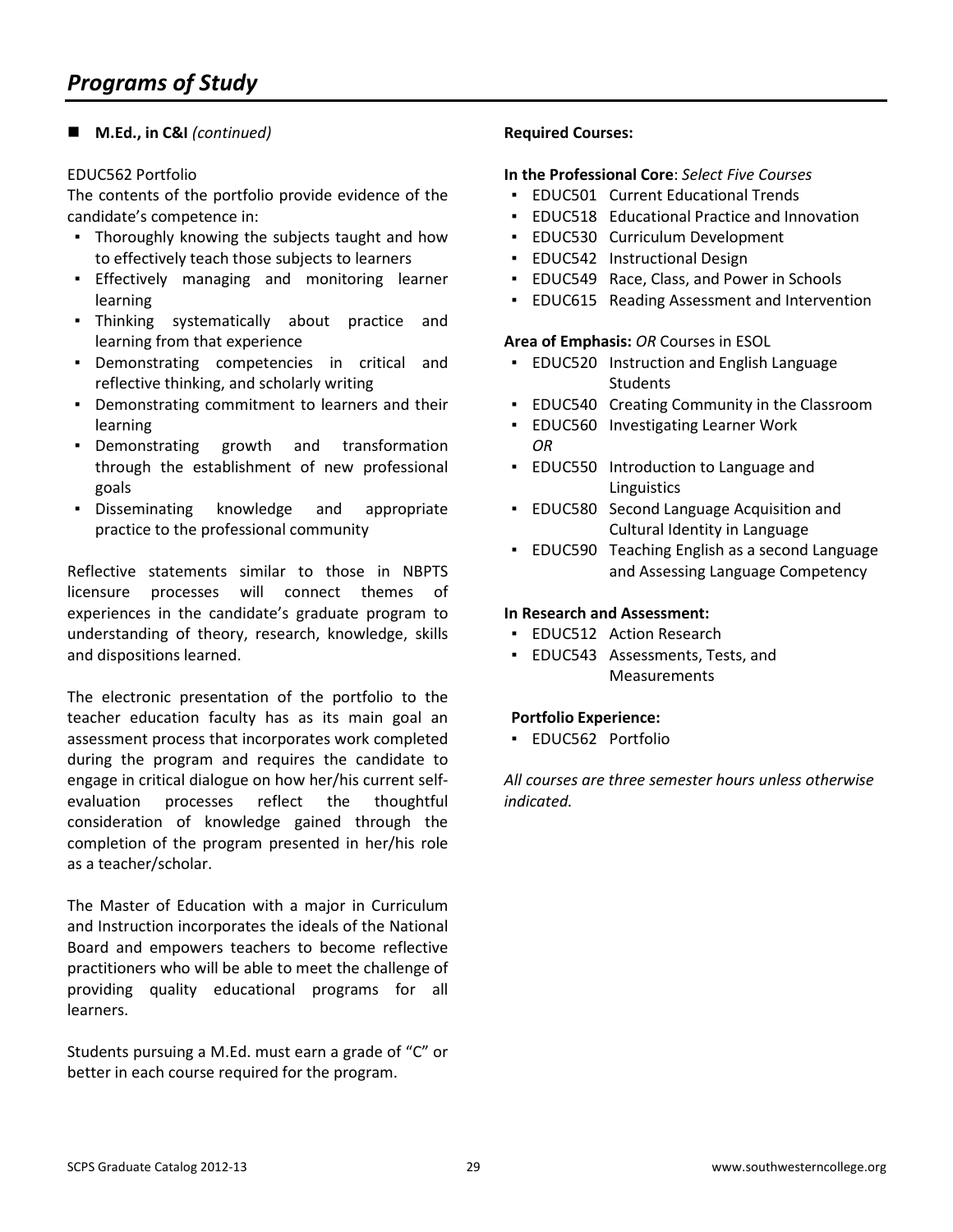# *Programs of Study*

## M.Ed., in C&I *(continued)*

EDUC562 Portfolio

The contents of the portfolio provide evidence of the candidate's competence in:

- Thoroughly knowing the subjects taught and how to effectively teach those subjects to learners
- Effectively managing and monitoring learner learning
- Thinking systematically about practice and learning from that experience
- Demonstrating competencies in critical and reflective thinking, and scholarly writing
- Demonstrating commitment to learners and their learning
- Demonstrating growth and transformation through the establishment of new professional goals
- Disseminating knowledge and appropriate practice to the professional community

Reflective statements similar to those in NBPTS licensure processes will connect themes of experiences in the candidate's graduate program to understanding of theory, research, knowledge, skills and dispositions learned.

The electronic presentation of the portfolio to the teacher education faculty has as its main goal an assessment process that incorporates work completed during the program and requires the candidate to engage in critical dialogue on how her/his current self-evaluation processes reflect the thoughtful consideration of knowledge gained through the completion of the program presented in her/his role as a teacher/scholar.

The Master of Education with a major in Curriculum and Instruction incorporates the ideals of the National Board and empowers teachers to become reflective practitioners who will be able to meet the challenge of providing quality educational programs for all learners.

Students pursuing a M.Ed. must earn a grade of "C" or better in each course required for the program.

**Required Courses:**

**In the Professional Core**: *Select Five Courses*

- EDUC501 Current Educational Trends
- EDUC518 Educational Practice and Innovation
- EDUC530 Curriculum Development
- EDUC542 Instructional Design
- EDUC549 Race, Class, and Power in Schools
- EDUC615 Reading Assessment and Intervention

**Area of Emphasis:** *OR* Courses in ESOL

- EDUC520 Instruction and English Language Students
- EDUC540 Creating Community in the Classroom
- EDUC560 Investigating Learner Work

*OR*

- EDUC550 Introduction to Language and Linguistics
- EDUC580 Second Language Acquisition and Cultural Identity in Language
- EDUC590 Teaching English as a second Language and Assessing Language Competency

**In Research and Assessment:**

- EDUC512 Action Research
- EDUC543 Assessments, Tests, and Measurements

**Portfolio Experience:**

- EDUC562 Portfolio

*All courses are three semester hours unless otherwise indicated.*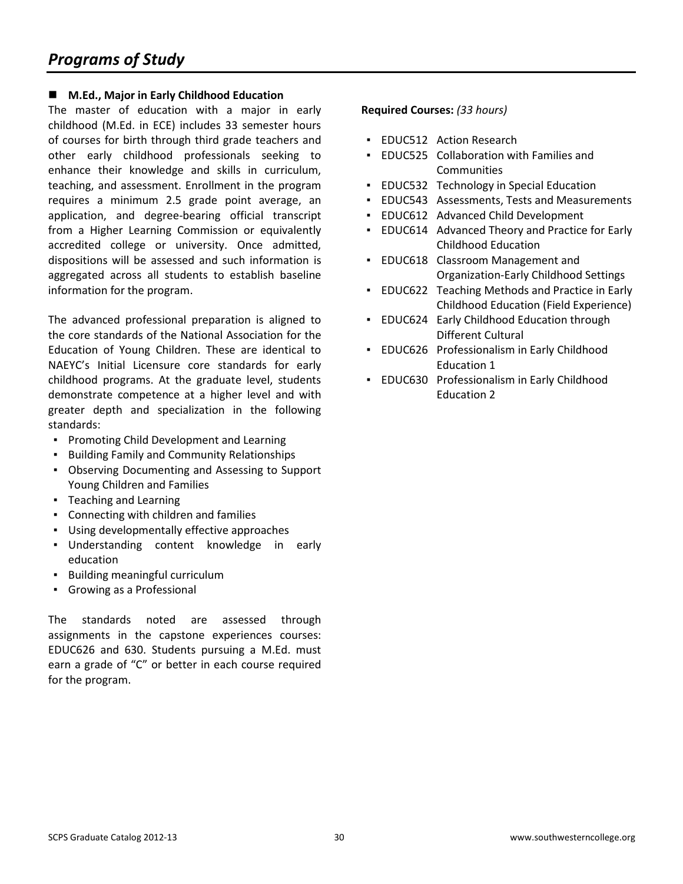# Programs of Study

## M.Ed., Major in Early Childhood Education

The master of education with a major in early childhood (M.Ed. in ECE) includes 33 semester hours of courses for birth through third grade teachers and other early childhood professionals seeking to enhance their knowledge and skills in curriculum, teaching, and assessment. Enrollment in the program requires a minimum 2.5 grade point average, an application, and degree-bearing official transcript from a Higher Learning Commission or equivalently accredited college or university. Once admitted, dispositions will be assessed and such information is aggregated across all students to establish baseline information for the program.

The advanced professional preparation is aligned to the core standards of the National Association for the Education of Young Children. These are identical to NAEYC's Initial Licensure core standards for early childhood programs. At the graduate level, students demonstrate competence at a higher level and with greater depth and specialization in the following standards:

- Promoting Child Development and Learning
- Building Family and Community Relationships
- Observing Documenting and Assessing to Support Young Children and Families
- Teaching and Learning
- Connecting with children and families
- Using developmentally effective approaches
- Understanding content knowledge in early education
- Building meaningful curriculum
- Growing as a Professional

The standards noted are assessed through assignments in the capstone experiences courses: EDUC626 and 630. Students pursuing a M.Ed. must earn a grade of "C" or better in each course required for the program.

**Required Courses:** *(33 hours)*

- EDUC512 Action Research
- EDUC525 Collaboration with Families and Communities
- EDUC532 Technology in Special Education
- EDUC543 Assessments, Tests and Measurements
- EDUC612 Advanced Child Development
- EDUC614 Advanced Theory and Practice for Early Childhood Education
- EDUC618 Classroom Management and Organization-Early Childhood Settings
- EDUC622 Teaching Methods and Practice in Early Childhood Education (Field Experience)
- EDUC624 Early Childhood Education through Different Cultural
- EDUC626 Professionalism in Early Childhood Education 1
- EDUC630 Professionalism in Early Childhood Education 2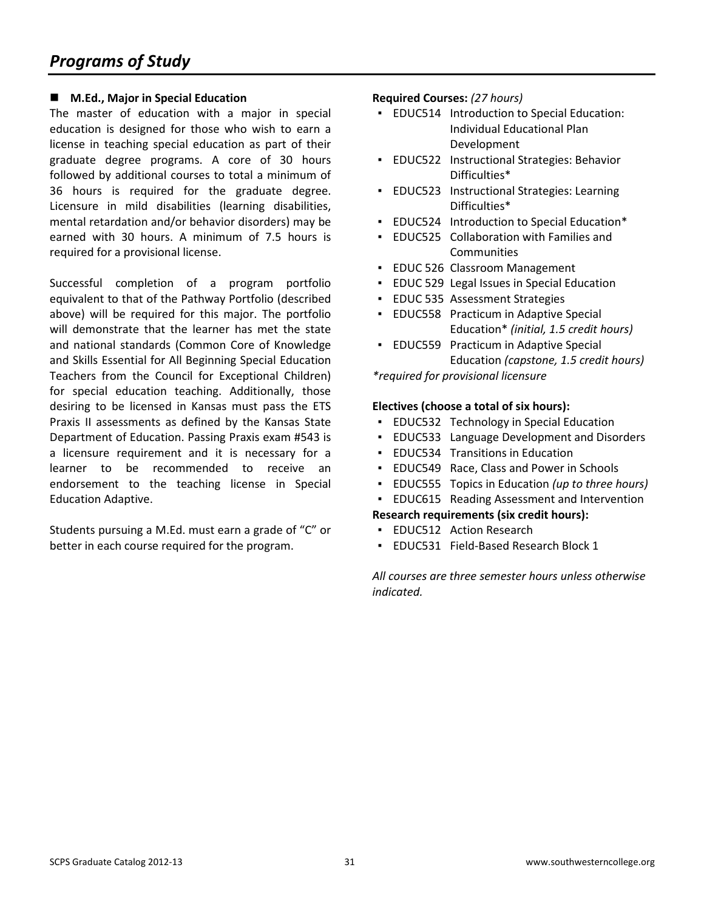# Programs of Study

## M.Ed., Major in Special Education

The master of education with a major in special education is designed for those who wish to earn a license in teaching special education as part of their graduate degree programs. A core of 30 hours followed by additional courses to total a minimum of 36 hours is required for the graduate degree. Licensure in mild disabilities (learning disabilities, mental retardation and/or behavior disorders) may be earned with 30 hours. A minimum of 7.5 hours is required for a provisional license.

Successful completion of a program portfolio equivalent to that of the Pathway Portfolio (described above) will be required for this major. The portfolio will demonstrate that the learner has met the state and national standards (Common Core of Knowledge and Skills Essential for All Beginning Special Education Teachers from the Council for Exceptional Children) for special education teaching. Additionally, those desiring to be licensed in Kansas must pass the ETS Praxis II assessments as defined by the Kansas State Department of Education. Passing Praxis exam #543 is a licensure requirement and it is necessary for a learner to be recommended to receive an endorsement to the teaching license in Special Education Adaptive.

Students pursuing a M.Ed. must earn a grade of "C" or better in each course required for the program.

**Required Courses:** *(27 hours)*

- EDUC514 Introduction to Special Education: Individual Educational Plan Development
- EDUC522 Instructional Strategies: Behavior Difficulties*
- EDUC523 Instructional Strategies: Learning Difficulties*
- EDUC524 Introduction to Special Education*
- EDUC525 Collaboration with Families and Communities
- EDUC 526 Classroom Management
- EDUC 529 Legal Issues in Special Education
- EDUC 535 Assessment Strategies
- EDUC558 Practicum in Adaptive Special Education* *(initial, 1.5 credit hours)*
- EDUC559 Practicum in Adaptive Special Education *(capstone, 1.5 credit hours)*

*\*required for provisional licensure*

**Electives (choose a total of six hours):**

- EDUC532 Technology in Special Education
- EDUC533 Language Development and Disorders
- EDUC534 Transitions in Education
- EDUC549 Race, Class and Power in Schools
- EDUC555 Topics in Education *(up to three hours)*
- EDUC615 Reading Assessment and Intervention

**Research requirements (six credit hours):**

- EDUC512 Action Research
- EDUC531 Field-Based Research Block 1

*All courses are three semester hours unless otherwise indicated.*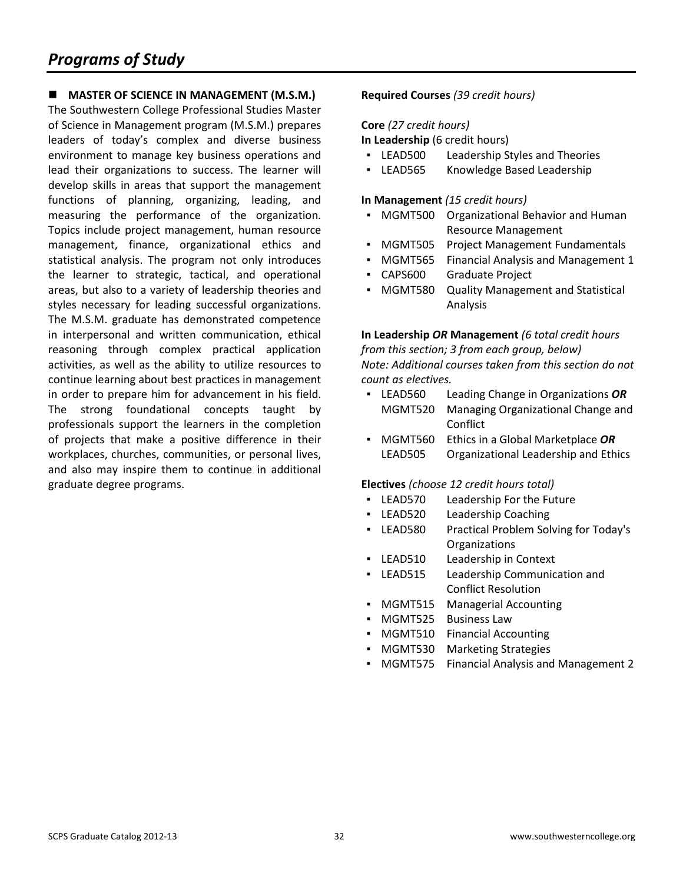# Programs of Study

## MASTER OF SCIENCE IN MANAGEMENT (M.S.M.)

The Southwestern College Professional Studies Master of Science in Management program (M.S.M.) prepares leaders of today's complex and diverse business environment to manage key business operations and lead their organizations to success. The learner will develop skills in areas that support the management functions of planning, organizing, leading, and measuring the performance of the organization. Topics include project management, human resource management, finance, organizational ethics and statistical analysis. The program not only introduces the learner to strategic, tactical, and operational areas, but also to a variety of leadership theories and styles necessary for leading successful organizations. The M.S.M. graduate has demonstrated competence in interpersonal and written communication, ethical reasoning through complex practical application activities, as well as the ability to utilize resources to continue learning about best practices in management in order to prepare him for advancement in his field. The strong foundational concepts taught by professionals support the learners in the completion of projects that make a positive difference in their workplaces, churches, communities, or personal lives, and also may inspire them to continue in additional graduate degree programs.

**Required Courses** *(39 credit hours)*

**Core** *(27 credit hours)*

**In Leadership** (6 credit hours)

- LEAD500 Leadership Styles and Theories
- LEAD565 Knowledge Based Leadership

**In Management** *(15 credit hours)*

- MGMT500 Organizational Behavior and Human Resource Management
- MGMT505 Project Management Fundamentals
- MGMT565 Financial Analysis and Management 1
- CAPS600 Graduate Project
- MGMT580 Quality Management and Statistical Analysis

**In Leadership *OR* Management** *(6 total credit hours from this section; 3 from each group, below)*
*Note: Additional courses taken from this section do not count as electives.*

- LEAD560 Leading Change in Organizations ***OR***
  MGMT520 Managing Organizational Change and Conflict
- MGMT560 Ethics in a Global Marketplace ***OR***
  LEAD505 Organizational Leadership and Ethics

**Electives** *(choose 12 credit hours total)*

- LEAD570 Leadership For the Future
- LEAD520 Leadership Coaching
- LEAD580 Practical Problem Solving for Today's Organizations
- LEAD510 Leadership in Context
- LEAD515 Leadership Communication and Conflict Resolution
- MGMT515 Managerial Accounting
- MGMT525 Business Law
- MGMT510 Financial Accounting
- MGMT530 Marketing Strategies
- MGMT575 Financial Analysis and Management 2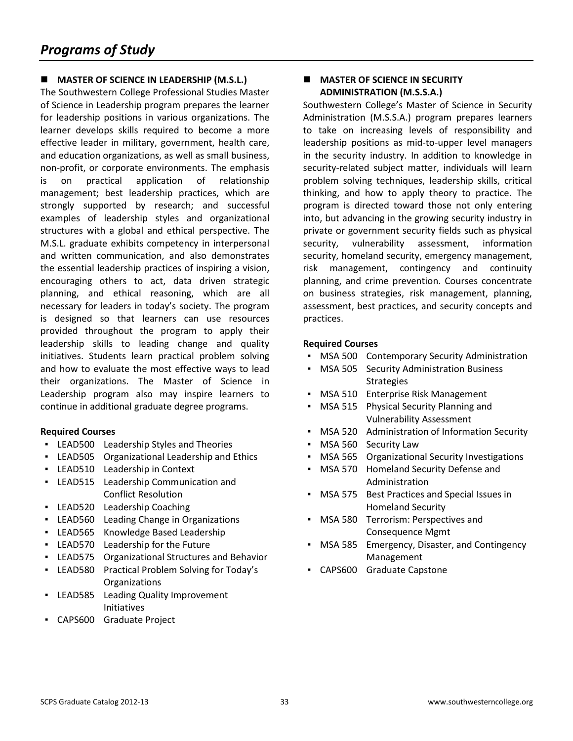# Programs of Study

## MASTER OF SCIENCE IN LEADERSHIP (M.S.L.)

The Southwestern College Professional Studies Master of Science in Leadership program prepares the learner for leadership positions in various organizations. The learner develops skills required to become a more effective leader in military, government, health care, and education organizations, as well as small business, non-profit, or corporate environments. The emphasis is on practical application of relationship management; best leadership practices, which are strongly supported by research; and successful examples of leadership styles and organizational structures with a global and ethical perspective. The M.S.L. graduate exhibits competency in interpersonal and written communication, and also demonstrates the essential leadership practices of inspiring a vision, encouraging others to act, data driven strategic planning, and ethical reasoning, which are all necessary for leaders in today's society. The program is designed so that learners can use resources provided throughout the program to apply their leadership skills to leading change and quality initiatives. Students learn practical problem solving and how to evaluate the most effective ways to lead their organizations. The Master of Science in Leadership program also may inspire learners to continue in additional graduate degree programs.

**Required Courses**

- LEAD500 Leadership Styles and Theories
- LEAD505 Organizational Leadership and Ethics
- LEAD510 Leadership in Context
- LEAD515 Leadership Communication and Conflict Resolution
- LEAD520 Leadership Coaching
- LEAD560 Leading Change in Organizations
- LEAD565 Knowledge Based Leadership
- LEAD570 Leadership for the Future
- LEAD575 Organizational Structures and Behavior
- LEAD580 Practical Problem Solving for Today's Organizations
- LEAD585 Leading Quality Improvement Initiatives
- CAPS600 Graduate Project

## MASTER OF SCIENCE IN SECURITY ADMINISTRATION (M.S.S.A.)

Southwestern College's Master of Science in Security Administration (M.S.S.A.) program prepares learners to take on increasing levels of responsibility and leadership positions as mid-to-upper level managers in the security industry. In addition to knowledge in security-related subject matter, individuals will learn problem solving techniques, leadership skills, critical thinking, and how to apply theory to practice. The program is directed toward those not only entering into, but advancing in the growing security industry in private or government security fields such as physical security, vulnerability assessment, information security, homeland security, emergency management, risk management, contingency and continuity planning, and crime prevention. Courses concentrate on business strategies, risk management, planning, assessment, best practices, and security concepts and practices.

**Required Courses**

- MSA 500 Contemporary Security Administration
- MSA 505 Security Administration Business Strategies
- MSA 510 Enterprise Risk Management
- MSA 515 Physical Security Planning and Vulnerability Assessment
- MSA 520 Administration of Information Security
- MSA 560 Security Law
- MSA 565 Organizational Security Investigations
- MSA 570 Homeland Security Defense and Administration
- MSA 575 Best Practices and Special Issues in Homeland Security
- MSA 580 Terrorism: Perspectives and Consequence Mgmt
- MSA 585 Emergency, Disaster, and Contingency Management
- CAPS600 Graduate Capstone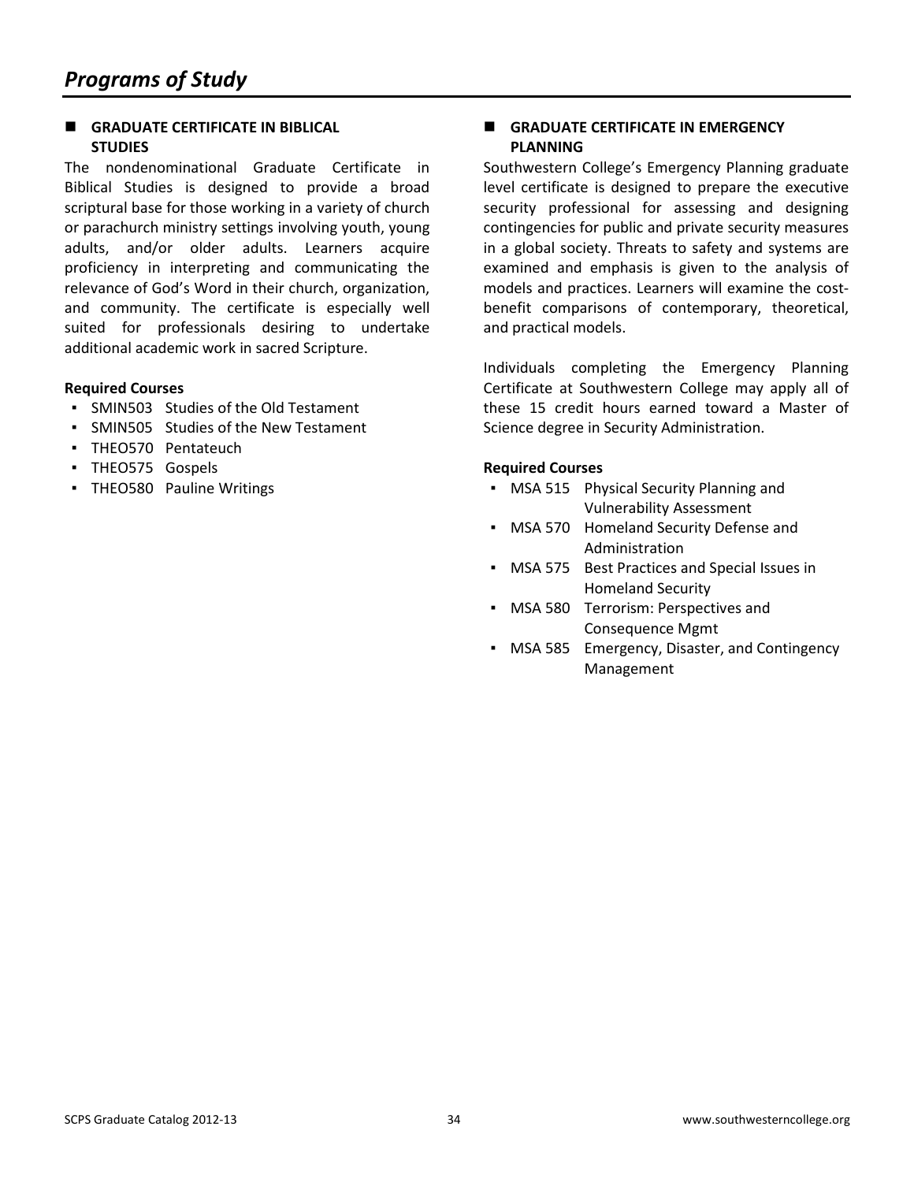# Programs of Study

## GRADUATE CERTIFICATE IN BIBLICAL STUDIES

The nondenominational Graduate Certificate in Biblical Studies is designed to provide a broad scriptural base for those working in a variety of church or parachurch ministry settings involving youth, young adults, and/or older adults. Learners acquire proficiency in interpreting and communicating the relevance of God's Word in their church, organization, and community. The certificate is especially well suited for professionals desiring to undertake additional academic work in sacred Scripture.

**Required Courses**

- SMIN503 Studies of the Old Testament
- SMIN505 Studies of the New Testament
- THEO570 Pentateuch
- THEO575 Gospels
- THEO580 Pauline Writings

## GRADUATE CERTIFICATE IN EMERGENCY PLANNING

Southwestern College's Emergency Planning graduate level certificate is designed to prepare the executive security professional for assessing and designing contingencies for public and private security measures in a global society. Threats to safety and systems are examined and emphasis is given to the analysis of models and practices. Learners will examine the cost-benefit comparisons of contemporary, theoretical, and practical models.

Individuals completing the Emergency Planning Certificate at Southwestern College may apply all of these 15 credit hours earned toward a Master of Science degree in Security Administration.

**Required Courses**

- MSA 515 Physical Security Planning and Vulnerability Assessment
- MSA 570 Homeland Security Defense and Administration
- MSA 575 Best Practices and Special Issues in Homeland Security
- MSA 580 Terrorism: Perspectives and Consequence Mgmt
- MSA 585 Emergency, Disaster, and Contingency Management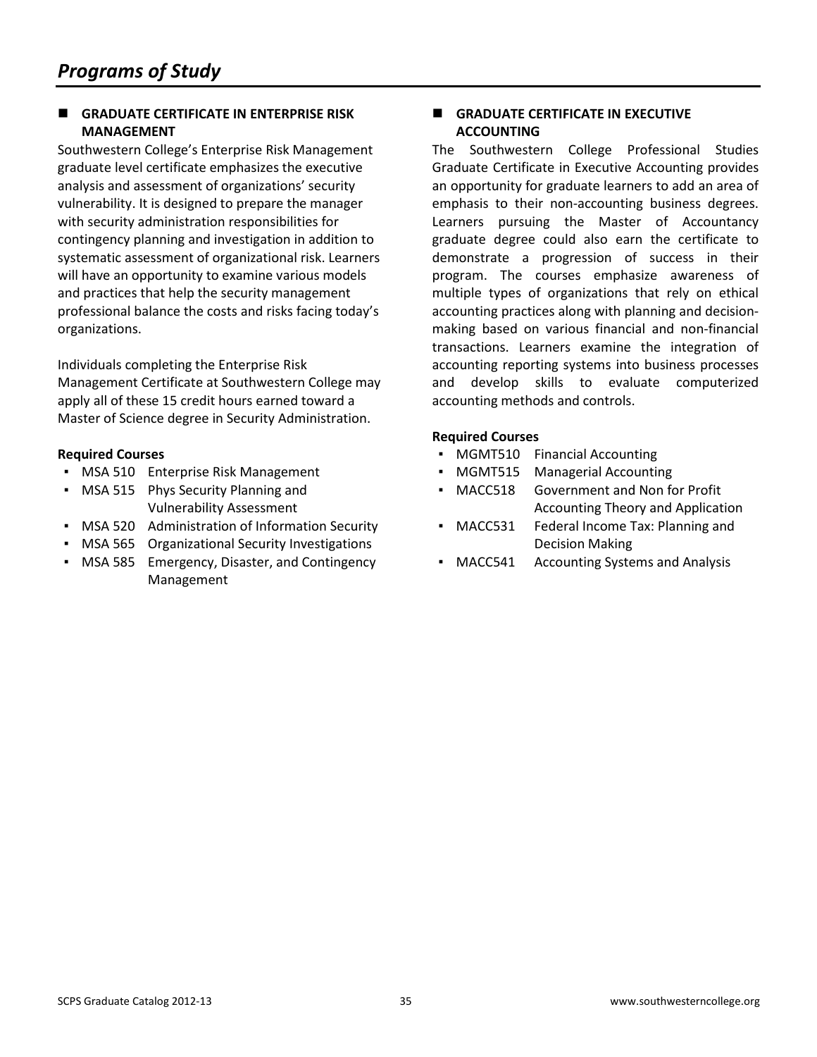# Programs of Study

## GRADUATE CERTIFICATE IN ENTERPRISE RISK MANAGEMENT

Southwestern College's Enterprise Risk Management graduate level certificate emphasizes the executive analysis and assessment of organizations' security vulnerability. It is designed to prepare the manager with security administration responsibilities for contingency planning and investigation in addition to systematic assessment of organizational risk. Learners will have an opportunity to examine various models and practices that help the security management professional balance the costs and risks facing today's organizations.

Individuals completing the Enterprise Risk Management Certificate at Southwestern College may apply all of these 15 credit hours earned toward a Master of Science degree in Security Administration.

**Required Courses**

- MSA 510 Enterprise Risk Management
- MSA 515 Phys Security Planning and Vulnerability Assessment
- MSA 520 Administration of Information Security
- MSA 565 Organizational Security Investigations
- MSA 585 Emergency, Disaster, and Contingency Management

## GRADUATE CERTIFICATE IN EXECUTIVE ACCOUNTING

The Southwestern College Professional Studies Graduate Certificate in Executive Accounting provides an opportunity for graduate learners to add an area of emphasis to their non-accounting business degrees. Learners pursuing the Master of Accountancy graduate degree could also earn the certificate to demonstrate a progression of success in their program. The courses emphasize awareness of multiple types of organizations that rely on ethical accounting practices along with planning and decision-making based on various financial and non-financial transactions. Learners examine the integration of accounting reporting systems into business processes and develop skills to evaluate computerized accounting methods and controls.

**Required Courses**

- MGMT510 Financial Accounting
- MGMT515 Managerial Accounting
- MACC518 Government and Non for Profit Accounting Theory and Application
- MACC531 Federal Income Tax: Planning and Decision Making
- MACC541 Accounting Systems and Analysis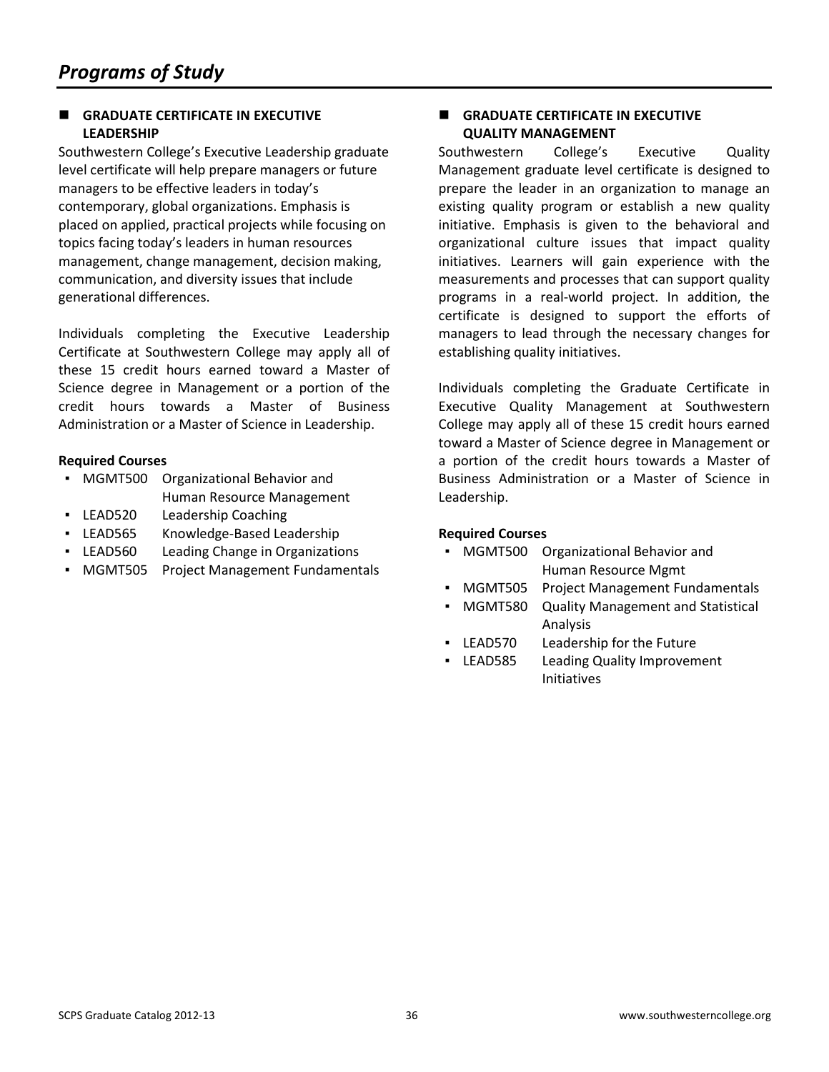# Programs of Study

## GRADUATE CERTIFICATE IN EXECUTIVE LEADERSHIP

Southwestern College's Executive Leadership graduate level certificate will help prepare managers or future managers to be effective leaders in today's contemporary, global organizations. Emphasis is placed on applied, practical projects while focusing on topics facing today's leaders in human resources management, change management, decision making, communication, and diversity issues that include generational differences.

Individuals completing the Executive Leadership Certificate at Southwestern College may apply all of these 15 credit hours earned toward a Master of Science degree in Management or a portion of the credit hours towards a Master of Business Administration or a Master of Science in Leadership.

**Required Courses**

- MGMT500 Organizational Behavior and Human Resource Management
- LEAD520 Leadership Coaching
- LEAD565 Knowledge-Based Leadership
- LEAD560 Leading Change in Organizations
- MGMT505 Project Management Fundamentals

## GRADUATE CERTIFICATE IN EXECUTIVE QUALITY MANAGEMENT

Southwestern College's Executive Quality Management graduate level certificate is designed to prepare the leader in an organization to manage an existing quality program or establish a new quality initiative. Emphasis is given to the behavioral and organizational culture issues that impact quality initiatives. Learners will gain experience with the measurements and processes that can support quality programs in a real-world project. In addition, the certificate is designed to support the efforts of managers to lead through the necessary changes for establishing quality initiatives.

Individuals completing the Graduate Certificate in Executive Quality Management at Southwestern College may apply all of these 15 credit hours earned toward a Master of Science degree in Management or a portion of the credit hours towards a Master of Business Administration or a Master of Science in Leadership.

**Required Courses**

- MGMT500 Organizational Behavior and Human Resource Mgmt
- MGMT505 Project Management Fundamentals
- MGMT580 Quality Management and Statistical Analysis
- LEAD570 Leadership for the Future
- LEAD585 Leading Quality Improvement Initiatives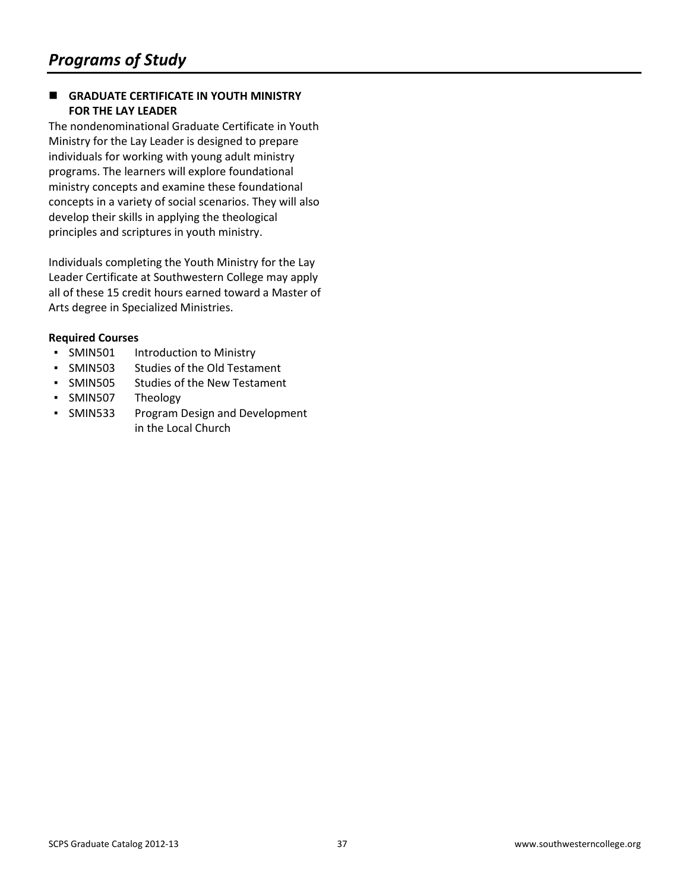# *Programs of Study*

## GRADUATE CERTIFICATE IN YOUTH MINISTRY FOR THE LAY LEADER

The nondenominational Graduate Certificate in Youth Ministry for the Lay Leader is designed to prepare individuals for working with young adult ministry programs. The learners will explore foundational ministry concepts and examine these foundational concepts in a variety of social scenarios. They will also develop their skills in applying the theological principles and scriptures in youth ministry.

Individuals completing the Youth Ministry for the Lay Leader Certificate at Southwestern College may apply all of these 15 credit hours earned toward a Master of Arts degree in Specialized Ministries.

**Required Courses**

- SMIN501 Introduction to Ministry
- SMIN503 Studies of the Old Testament
- SMIN505 Studies of the New Testament
- SMIN507 Theology
- SMIN533 Program Design and Development in the Local Church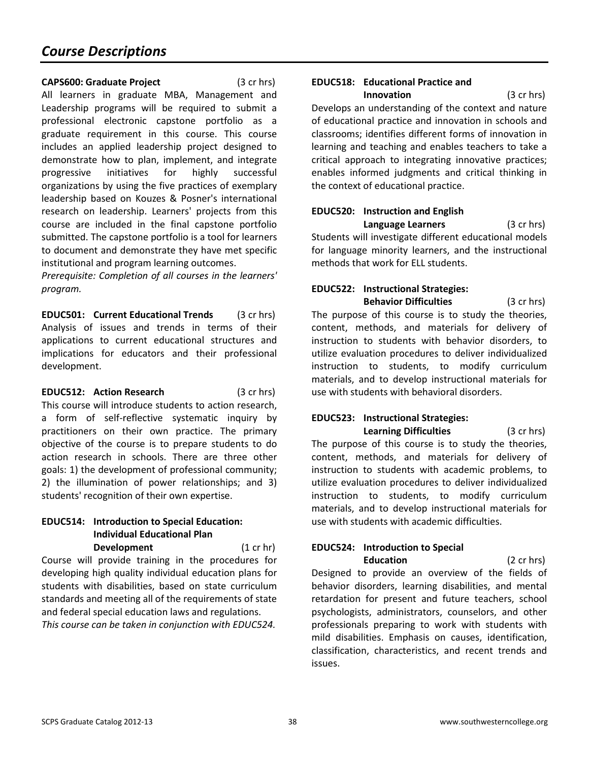# Course Descriptions

**CAPS600: Graduate Project** (3 cr hrs)

All learners in graduate MBA, Management and Leadership programs will be required to submit a professional electronic capstone portfolio as a graduate requirement in this course. This course includes an applied leadership project designed to demonstrate how to plan, implement, and integrate progressive initiatives for highly successful organizations by using the five practices of exemplary leadership based on Kouzes & Posner's international research on leadership. Learners' projects from this course are included in the final capstone portfolio submitted. The capstone portfolio is a tool for learners to document and demonstrate they have met specific institutional and program learning outcomes.

*Prerequisite: Completion of all courses in the learners' program.*

**EDUC501: Current Educational Trends** (3 cr hrs)

Analysis of issues and trends in terms of their applications to current educational structures and implications for educators and their professional development.

**EDUC512: Action Research** (3 cr hrs)

This course will introduce students to action research, a form of self-reflective systematic inquiry by practitioners on their own practice. The primary objective of the course is to prepare students to do action research in schools. There are three other goals: 1) the development of professional community; 2) the illumination of power relationships; and 3) students' recognition of their own expertise.

**EDUC514: Introduction to Special Education: Individual Educational Plan Development** (1 cr hr)

Course will provide training in the procedures for developing high quality individual education plans for students with disabilities, based on state curriculum standards and meeting all of the requirements of state and federal special education laws and regulations.

*This course can be taken in conjunction with EDUC524.*

**EDUC518: Educational Practice and Innovation** (3 cr hrs)

Develops an understanding of the context and nature of educational practice and innovation in schools and classrooms; identifies different forms of innovation in learning and teaching and enables teachers to take a critical approach to integrating innovative practices; enables informed judgments and critical thinking in the context of educational practice.

**EDUC520: Instruction and English Language Learners** (3 cr hrs)

Students will investigate different educational models for language minority learners, and the instructional methods that work for ELL students.

**EDUC522: Instructional Strategies: Behavior Difficulties** (3 cr hrs)

The purpose of this course is to study the theories, content, methods, and materials for delivery of instruction to students with behavior disorders, to utilize evaluation procedures to deliver individualized instruction to students, to modify curriculum materials, and to develop instructional materials for use with students with behavioral disorders.

**EDUC523: Instructional Strategies: Learning Difficulties** (3 cr hrs)

The purpose of this course is to study the theories, content, methods, and materials for delivery of instruction to students with academic problems, to utilize evaluation procedures to deliver individualized instruction to students, to modify curriculum materials, and to develop instructional materials for use with students with academic difficulties.

**EDUC524: Introduction to Special Education** (2 cr hrs)

Designed to provide an overview of the fields of behavior disorders, learning disabilities, and mental retardation for present and future teachers, school psychologists, administrators, counselors, and other professionals preparing to work with students with mild disabilities. Emphasis on causes, identification, classification, characteristics, and recent trends and issues.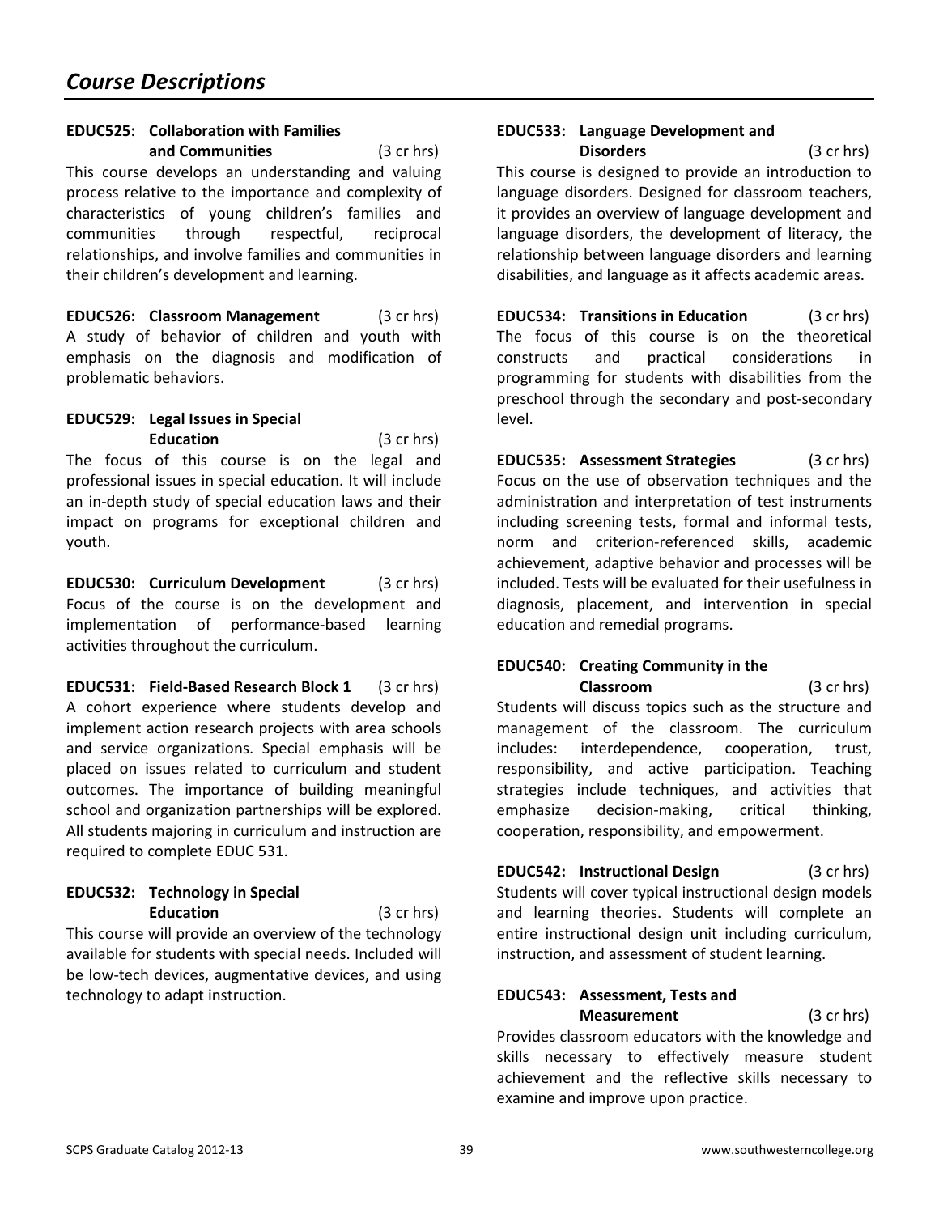# Course Descriptions

**EDUC525: Collaboration with Families and Communities** (3 cr hrs)
This course develops an understanding and valuing process relative to the importance and complexity of characteristics of young children's families and communities through respectful, reciprocal relationships, and involve families and communities in their children's development and learning.

**EDUC526: Classroom Management** (3 cr hrs)
A study of behavior of children and youth with emphasis on the diagnosis and modification of problematic behaviors.

**EDUC529: Legal Issues in Special Education** (3 cr hrs)
The focus of this course is on the legal and professional issues in special education. It will include an in-depth study of special education laws and their impact on programs for exceptional children and youth.

**EDUC530: Curriculum Development** (3 cr hrs)
Focus of the course is on the development and implementation of performance-based learning activities throughout the curriculum.

**EDUC531: Field-Based Research Block 1** (3 cr hrs)
A cohort experience where students develop and implement action research projects with area schools and service organizations. Special emphasis will be placed on issues related to curriculum and student outcomes. The importance of building meaningful school and organization partnerships will be explored. All students majoring in curriculum and instruction are required to complete EDUC 531.

**EDUC532: Technology in Special Education** (3 cr hrs)
This course will provide an overview of the technology available for students with special needs. Included will be low-tech devices, augmentative devices, and using technology to adapt instruction.

**EDUC533: Language Development and Disorders** (3 cr hrs)
This course is designed to provide an introduction to language disorders. Designed for classroom teachers, it provides an overview of language development and language disorders, the development of literacy, the relationship between language disorders and learning disabilities, and language as it affects academic areas.

**EDUC534: Transitions in Education** (3 cr hrs)
The focus of this course is on the theoretical constructs and practical considerations in programming for students with disabilities from the preschool through the secondary and post-secondary level.

**EDUC535: Assessment Strategies** (3 cr hrs)
Focus on the use of observation techniques and the administration and interpretation of test instruments including screening tests, formal and informal tests, norm and criterion-referenced skills, academic achievement, adaptive behavior and processes will be included. Tests will be evaluated for their usefulness in diagnosis, placement, and intervention in special education and remedial programs.

**EDUC540: Creating Community in the Classroom** (3 cr hrs)
Students will discuss topics such as the structure and management of the classroom. The curriculum includes: interdependence, cooperation, trust, responsibility, and active participation. Teaching strategies include techniques, and activities that emphasize decision-making, critical thinking, cooperation, responsibility, and empowerment.

**EDUC542: Instructional Design** (3 cr hrs)
Students will cover typical instructional design models and learning theories. Students will complete an entire instructional design unit including curriculum, instruction, and assessment of student learning.

**EDUC543: Assessment, Tests and Measurement** (3 cr hrs)
Provides classroom educators with the knowledge and skills necessary to effectively measure student achievement and the reflective skills necessary to examine and improve upon practice.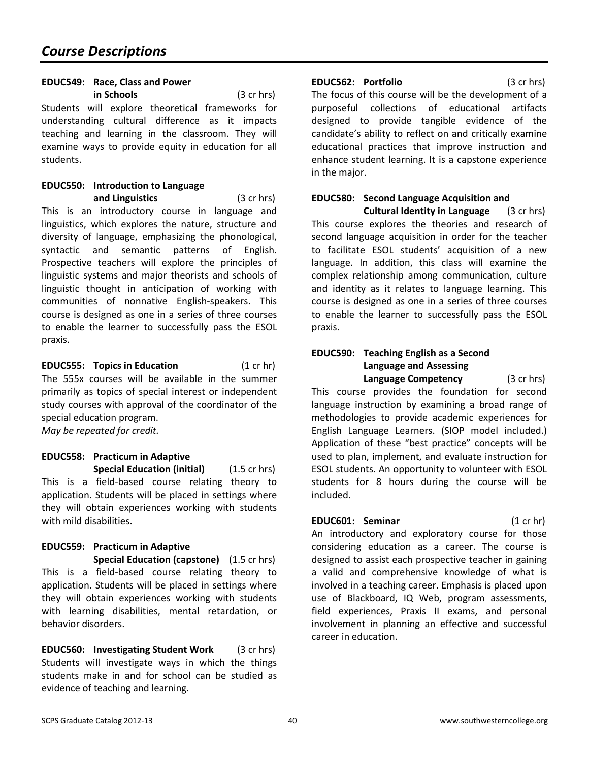# *Course Descriptions*

**EDUC549: Race, Class and Power in Schools** (3 cr hrs)
Students will explore theoretical frameworks for understanding cultural difference as it impacts teaching and learning in the classroom. They will examine ways to provide equity in education for all students.

**EDUC550: Introduction to Language and Linguistics** (3 cr hrs)
This is an introductory course in language and linguistics, which explores the nature, structure and diversity of language, emphasizing the phonological, syntactic and semantic patterns of English. Prospective teachers will explore the principles of linguistic systems and major theorists and schools of linguistic thought in anticipation of working with communities of nonnative English-speakers. This course is designed as one in a series of three courses to enable the learner to successfully pass the ESOL praxis.

**EDUC555: Topics in Education** (1 cr hr)
The 555x courses will be available in the summer primarily as topics of special interest or independent study courses with approval of the coordinator of the special education program.
*May be repeated for credit.*

**EDUC558: Practicum in Adaptive Special Education (initial)** (1.5 cr hrs)
This is a field-based course relating theory to application. Students will be placed in settings where they will obtain experiences working with students with mild disabilities.

**EDUC559: Practicum in Adaptive Special Education (capstone)** (1.5 cr hrs)
This is a field-based course relating theory to application. Students will be placed in settings where they will obtain experiences working with students with learning disabilities, mental retardation, or behavior disorders.

**EDUC560: Investigating Student Work** (3 cr hrs)
Students will investigate ways in which the things students make in and for school can be studied as evidence of teaching and learning.

**EDUC562: Portfolio** (3 cr hrs)
The focus of this course will be the development of a purposeful collections of educational artifacts designed to provide tangible evidence of the candidate's ability to reflect on and critically examine educational practices that improve instruction and enhance student learning. It is a capstone experience in the major.

**EDUC580: Second Language Acquisition and Cultural Identity in Language** (3 cr hrs)
This course explores the theories and research of second language acquisition in order for the teacher to facilitate ESOL students' acquisition of a new language. In addition, this class will examine the complex relationship among communication, culture and identity as it relates to language learning. This course is designed as one in a series of three courses to enable the learner to successfully pass the ESOL praxis.

**EDUC590: Teaching English as a Second Language and Assessing Language Competency** (3 cr hrs)
This course provides the foundation for second language instruction by examining a broad range of methodologies to provide academic experiences for English Language Learners. (SIOP model included.) Application of these "best practice" concepts will be used to plan, implement, and evaluate instruction for ESOL students. An opportunity to volunteer with ESOL students for 8 hours during the course will be included.

**EDUC601: Seminar** (1 cr hr)
An introductory and exploratory course for those considering education as a career. The course is designed to assist each prospective teacher in gaining a valid and comprehensive knowledge of what is involved in a teaching career. Emphasis is placed upon use of Blackboard, IQ Web, program assessments, field experiences, Praxis II exams, and personal involvement in planning an effective and successful career in education.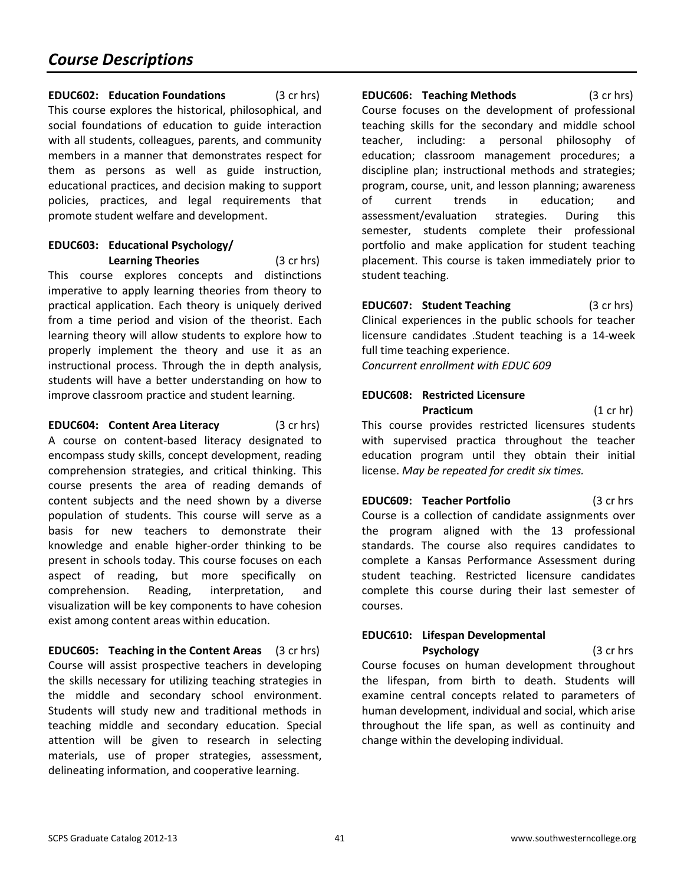# Course Descriptions

**EDUC602: Education Foundations** (3 cr hrs)
This course explores the historical, philosophical, and social foundations of education to guide interaction with all students, colleagues, parents, and community members in a manner that demonstrates respect for them as persons as well as guide instruction, educational practices, and decision making to support policies, practices, and legal requirements that promote student welfare and development.

**EDUC603: Educational Psychology/ Learning Theories** (3 cr hrs)
This course explores concepts and distinctions imperative to apply learning theories from theory to practical application. Each theory is uniquely derived from a time period and vision of the theorist. Each learning theory will allow students to explore how to properly implement the theory and use it as an instructional process. Through the in depth analysis, students will have a better understanding on how to improve classroom practice and student learning.

**EDUC604: Content Area Literacy** (3 cr hrs)
A course on content-based literacy designated to encompass study skills, concept development, reading comprehension strategies, and critical thinking. This course presents the area of reading demands of content subjects and the need shown by a diverse population of students. This course will serve as a basis for new teachers to demonstrate their knowledge and enable higher-order thinking to be present in schools today. This course focuses on each aspect of reading, but more specifically on comprehension. Reading, interpretation, and visualization will be key components to have cohesion exist among content areas within education.

**EDUC605: Teaching in the Content Areas** (3 cr hrs)
Course will assist prospective teachers in developing the skills necessary for utilizing teaching strategies in the middle and secondary school environment. Students will study new and traditional methods in teaching middle and secondary education. Special attention will be given to research in selecting materials, use of proper strategies, assessment, delineating information, and cooperative learning.

**EDUC606: Teaching Methods** (3 cr hrs)
Course focuses on the development of professional teaching skills for the secondary and middle school teacher, including: a personal philosophy of education; classroom management procedures; a discipline plan; instructional methods and strategies; program, course, unit, and lesson planning; awareness of current trends in education; and assessment/evaluation strategies. During this semester, students complete their professional portfolio and make application for student teaching placement. This course is taken immediately prior to student teaching.

**EDUC607: Student Teaching** (3 cr hrs)
Clinical experiences in the public schools for teacher licensure candidates .Student teaching is a 14-week full time teaching experience.
*Concurrent enrollment with EDUC 609*

**EDUC608: Restricted Licensure Practicum** (1 cr hr)
This course provides restricted licensures students with supervised practica throughout the teacher education program until they obtain their initial license. *May be repeated for credit six times.*

**EDUC609: Teacher Portfolio** (3 cr hrs
Course is a collection of candidate assignments over the program aligned with the 13 professional standards. The course also requires candidates to complete a Kansas Performance Assessment during student teaching. Restricted licensure candidates complete this course during their last semester of courses.

**EDUC610: Lifespan Developmental Psychology** (3 cr hrs
Course focuses on human development throughout the lifespan, from birth to death. Students will examine central concepts related to parameters of human development, individual and social, which arise throughout the life span, as well as continuity and change within the developing individual.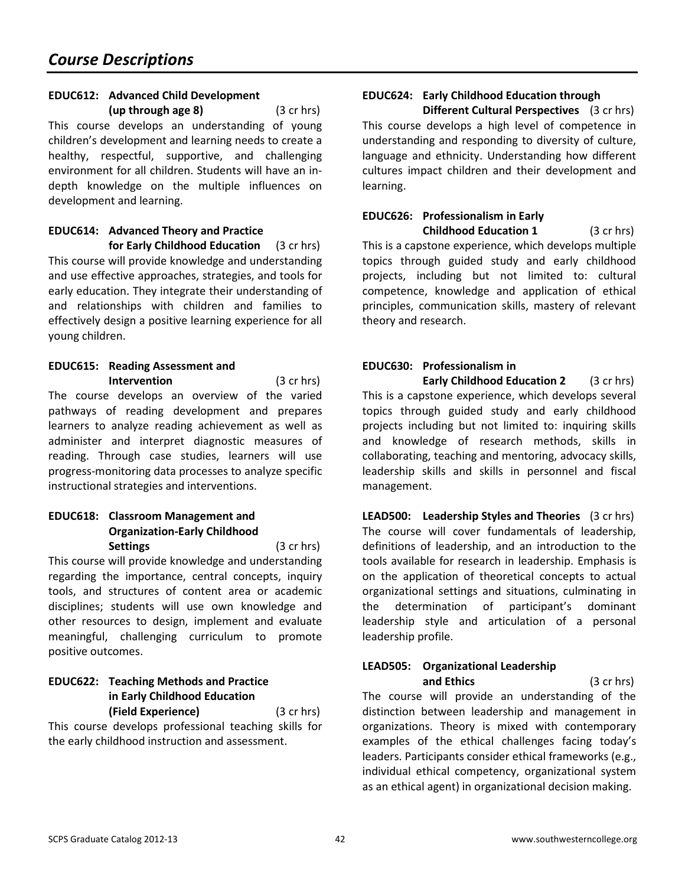## Course Descriptions

**EDUC612: Advanced Child Development (up through age 8)** (3 cr hrs)

This course develops an understanding of young children's development and learning needs to create a healthy, respectful, supportive, and challenging environment for all children. Students will have an in-depth knowledge on the multiple influences on development and learning.

**EDUC614: Advanced Theory and Practice for Early Childhood Education** (3 cr hrs)

This course will provide knowledge and understanding and use effective approaches, strategies, and tools for early education. They integrate their understanding of and relationships with children and families to effectively design a positive learning experience for all young children.

**EDUC615: Reading Assessment and Intervention** (3 cr hrs)

The course develops an overview of the varied pathways of reading development and prepares learners to analyze reading achievement as well as administer and interpret diagnostic measures of reading. Through case studies, learners will use progress-monitoring data processes to analyze specific instructional strategies and interventions.

**EDUC618: Classroom Management and Organization-Early Childhood Settings** (3 cr hrs)

This course will provide knowledge and understanding regarding the importance, central concepts, inquiry tools, and structures of content area or academic disciplines; students will use own knowledge and other resources to design, implement and evaluate meaningful, challenging curriculum to promote positive outcomes.

**EDUC622: Teaching Methods and Practice in Early Childhood Education (Field Experience)** (3 cr hrs)

This course develops professional teaching skills for the early childhood instruction and assessment.

**EDUC624: Early Childhood Education through Different Cultural Perspectives** (3 cr hrs)

This course develops a high level of competence in understanding and responding to diversity of culture, language and ethnicity. Understanding how different cultures impact children and their development and learning.

**EDUC626: Professionalism in Early Childhood Education 1** (3 cr hrs)

This is a capstone experience, which develops multiple topics through guided study and early childhood projects, including but not limited to: cultural competence, knowledge and application of ethical principles, communication skills, mastery of relevant theory and research.

**EDUC630: Professionalism in Early Childhood Education 2** (3 cr hrs)

This is a capstone experience, which develops several topics through guided study and early childhood projects including but not limited to: inquiring skills and knowledge of research methods, skills in collaborating, teaching and mentoring, advocacy skills, leadership skills and skills in personnel and fiscal management.

**LEAD500: Leadership Styles and Theories** (3 cr hrs)

The course will cover fundamentals of leadership, definitions of leadership, and an introduction to the tools available for research in leadership. Emphasis is on the application of theoretical concepts to actual organizational settings and situations, culminating in the determination of participant's dominant leadership style and articulation of a personal leadership profile.

**LEAD505: Organizational Leadership and Ethics** (3 cr hrs)

The course will provide an understanding of the distinction between leadership and management in organizations. Theory is mixed with contemporary examples of the ethical challenges facing today's leaders. Participants consider ethical frameworks (e.g., individual ethical competency, organizational system as an ethical agent) in organizational decision making.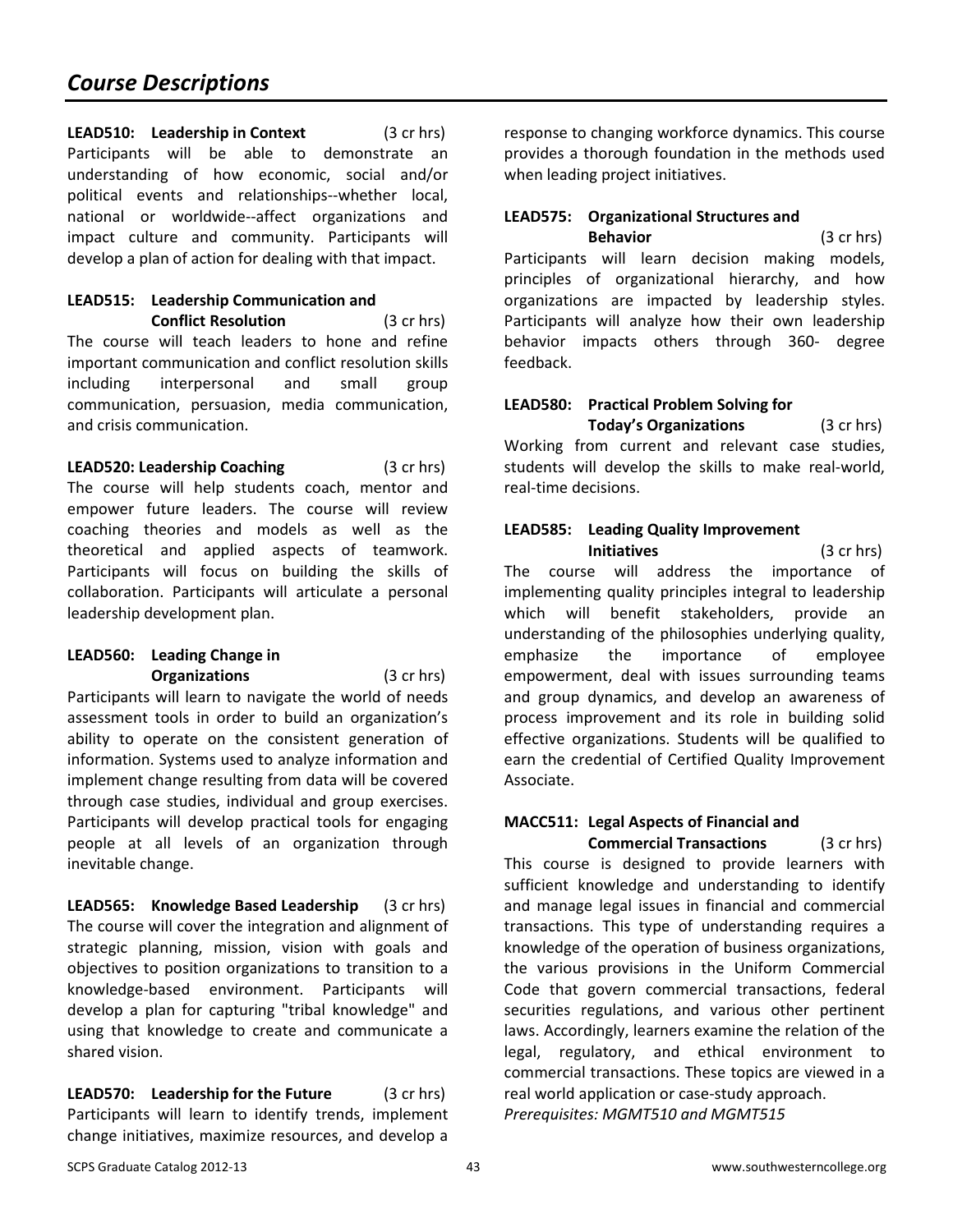# Course Descriptions

**LEAD510: Leadership in Context** (3 cr hrs)
Participants will be able to demonstrate an understanding of how economic, social and/or political events and relationships--whether local, national or worldwide--affect organizations and impact culture and community. Participants will develop a plan of action for dealing with that impact.

**LEAD515: Leadership Communication and Conflict Resolution** (3 cr hrs)
The course will teach leaders to hone and refine important communication and conflict resolution skills including interpersonal and small group communication, persuasion, media communication, and crisis communication.

**LEAD520: Leadership Coaching** (3 cr hrs)
The course will help students coach, mentor and empower future leaders. The course will review coaching theories and models as well as the theoretical and applied aspects of teamwork. Participants will focus on building the skills of collaboration. Participants will articulate a personal leadership development plan.

**LEAD560: Leading Change in Organizations** (3 cr hrs)
Participants will learn to navigate the world of needs assessment tools in order to build an organization's ability to operate on the consistent generation of information. Systems used to analyze information and implement change resulting from data will be covered through case studies, individual and group exercises. Participants will develop practical tools for engaging people at all levels of an organization through inevitable change.

**LEAD565: Knowledge Based Leadership** (3 cr hrs)
The course will cover the integration and alignment of strategic planning, mission, vision with goals and objectives to position organizations to transition to a knowledge-based environment. Participants will develop a plan for capturing "tribal knowledge" and using that knowledge to create and communicate a shared vision.

**LEAD570: Leadership for the Future** (3 cr hrs)
Participants will learn to identify trends, implement change initiatives, maximize resources, and develop a response to changing workforce dynamics. This course provides a thorough foundation in the methods used when leading project initiatives.

**LEAD575: Organizational Structures and Behavior** (3 cr hrs)
Participants will learn decision making models, principles of organizational hierarchy, and how organizations are impacted by leadership styles. Participants will analyze how their own leadership behavior impacts others through 360- degree feedback.

**LEAD580: Practical Problem Solving for Today's Organizations** (3 cr hrs)
Working from current and relevant case studies, students will develop the skills to make real-world, real-time decisions.

**LEAD585: Leading Quality Improvement Initiatives** (3 cr hrs)
The course will address the importance of implementing quality principles integral to leadership which will benefit stakeholders, provide an understanding of the philosophies underlying quality, emphasize the importance of employee empowerment, deal with issues surrounding teams and group dynamics, and develop an awareness of process improvement and its role in building solid effective organizations. Students will be qualified to earn the credential of Certified Quality Improvement Associate.

**MACC511: Legal Aspects of Financial and Commercial Transactions** (3 cr hrs)
This course is designed to provide learners with sufficient knowledge and understanding to identify and manage legal issues in financial and commercial transactions. This type of understanding requires a knowledge of the operation of business organizations, the various provisions in the Uniform Commercial Code that govern commercial transactions, federal securities regulations, and various other pertinent laws. Accordingly, learners examine the relation of the legal, regulatory, and ethical environment to commercial transactions. These topics are viewed in a real world application or case-study approach.
*Prerequisites: MGMT510 and MGMT515*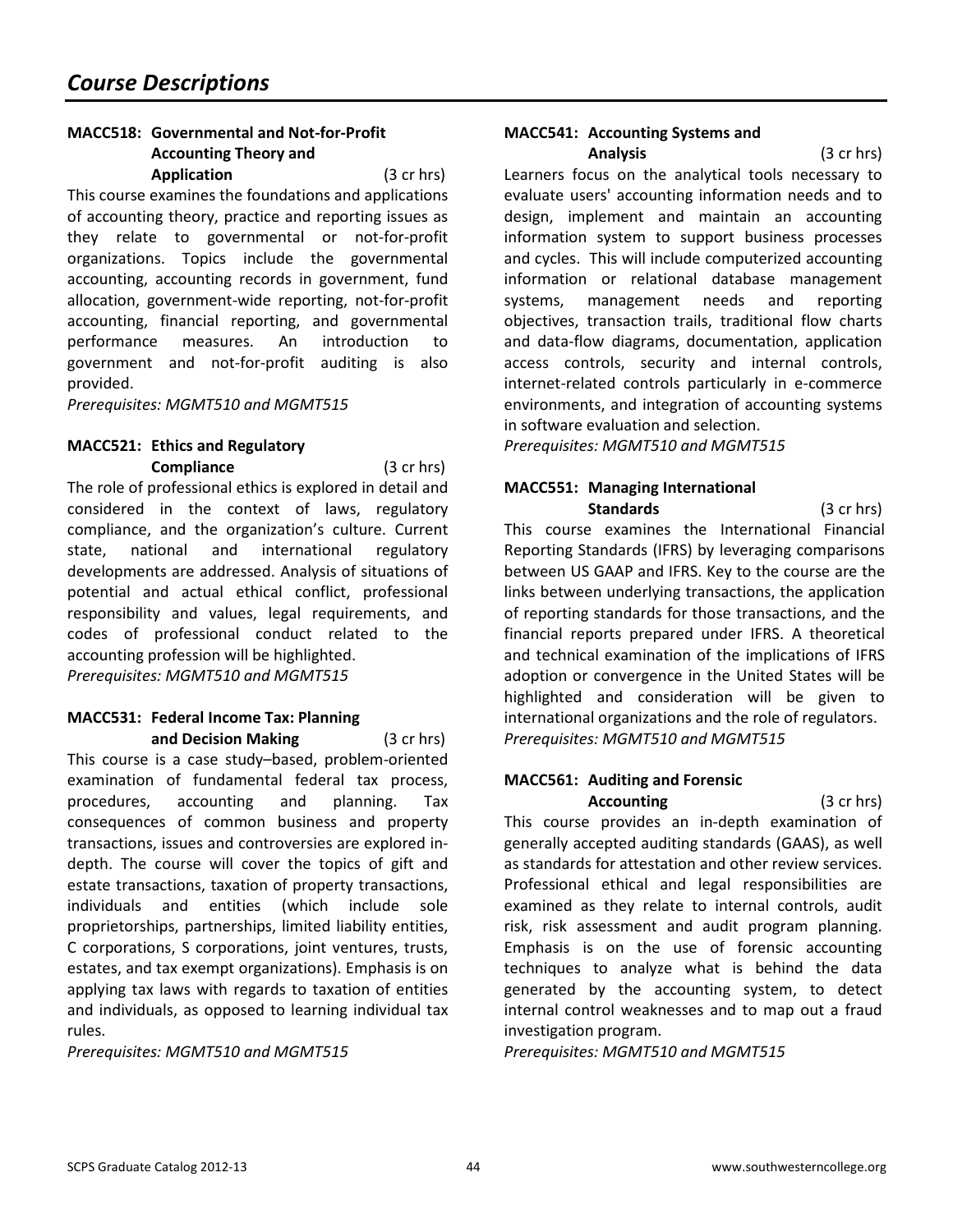# Course Descriptions

### MACC518: Governmental and Not-for-Profit Accounting Theory and Application (3 cr hrs)

This course examines the foundations and applications of accounting theory, practice and reporting issues as they relate to governmental or not-for-profit organizations. Topics include the governmental accounting, accounting records in government, fund allocation, government-wide reporting, not-for-profit accounting, financial reporting, and governmental performance measures. An introduction to government and not-for-profit auditing is also provided.

*Prerequisites: MGMT510 and MGMT515*

### MACC521: Ethics and Regulatory Compliance (3 cr hrs)

The role of professional ethics is explored in detail and considered in the context of laws, regulatory compliance, and the organization's culture. Current state, national and international regulatory developments are addressed. Analysis of situations of potential and actual ethical conflict, professional responsibility and values, legal requirements, and codes of professional conduct related to the accounting profession will be highlighted.

*Prerequisites: MGMT510 and MGMT515*

### MACC531: Federal Income Tax: Planning and Decision Making (3 cr hrs)

This course is a case study–based, problem-oriented examination of fundamental federal tax process, procedures, accounting and planning. Tax consequences of common business and property transactions, issues and controversies are explored in-depth. The course will cover the topics of gift and estate transactions, taxation of property transactions, individuals and entities (which include sole proprietorships, partnerships, limited liability entities, C corporations, S corporations, joint ventures, trusts, estates, and tax exempt organizations). Emphasis is on applying tax laws with regards to taxation of entities and individuals, as opposed to learning individual tax rules.

*Prerequisites: MGMT510 and MGMT515*

### MACC541: Accounting Systems and Analysis (3 cr hrs)

Learners focus on the analytical tools necessary to evaluate users' accounting information needs and to design, implement and maintain an accounting information system to support business processes and cycles. This will include computerized accounting information or relational database management systems, management needs and reporting objectives, transaction trails, traditional flow charts and data-flow diagrams, documentation, application access controls, security and internal controls, internet-related controls particularly in e-commerce environments, and integration of accounting systems in software evaluation and selection.

*Prerequisites: MGMT510 and MGMT515*

### MACC551: Managing International Standards (3 cr hrs)

This course examines the International Financial Reporting Standards (IFRS) by leveraging comparisons between US GAAP and IFRS. Key to the course are the links between underlying transactions, the application of reporting standards for those transactions, and the financial reports prepared under IFRS. A theoretical and technical examination of the implications of IFRS adoption or convergence in the United States will be highlighted and consideration will be given to international organizations and the role of regulators.

*Prerequisites: MGMT510 and MGMT515*

### MACC561: Auditing and Forensic Accounting (3 cr hrs)

This course provides an in-depth examination of generally accepted auditing standards (GAAS), as well as standards for attestation and other review services. Professional ethical and legal responsibilities are examined as they relate to internal controls, audit risk, risk assessment and audit program planning. Emphasis is on the use of forensic accounting techniques to analyze what is behind the data generated by the accounting system, to detect internal control weaknesses and to map out a fraud investigation program.

*Prerequisites: MGMT510 and MGMT515*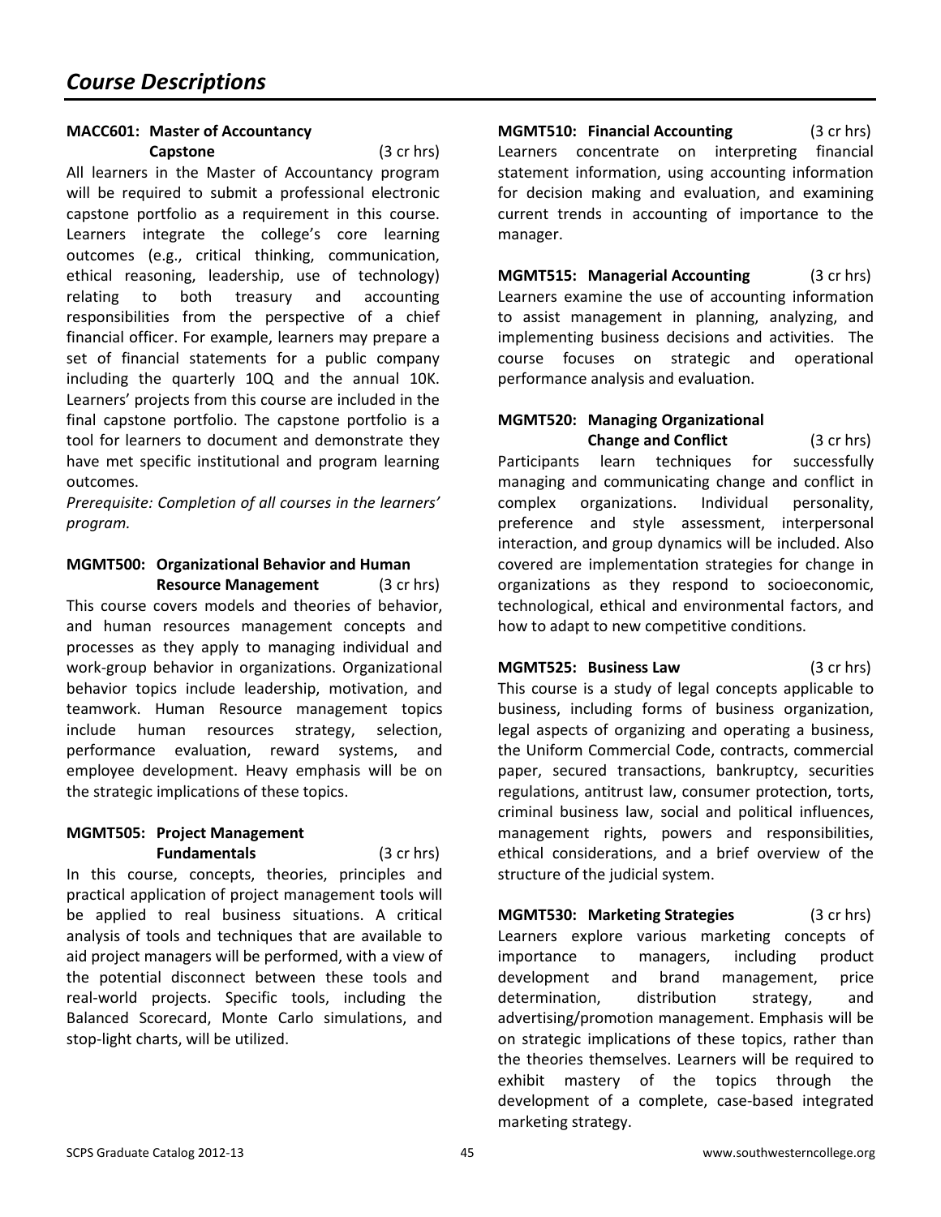# *Course Descriptions*

**MACC601: Master of Accountancy Capstone** (3 cr hrs)

All learners in the Master of Accountancy program will be required to submit a professional electronic capstone portfolio as a requirement in this course. Learners integrate the college's core learning outcomes (e.g., critical thinking, communication, ethical reasoning, leadership, use of technology) relating to both treasury and accounting responsibilities from the perspective of a chief financial officer. For example, learners may prepare a set of financial statements for a public company including the quarterly 10Q and the annual 10K. Learners' projects from this course are included in the final capstone portfolio. The capstone portfolio is a tool for learners to document and demonstrate they have met specific institutional and program learning outcomes.

*Prerequisite: Completion of all courses in the learners' program.*

**MGMT500: Organizational Behavior and Human Resource Management** (3 cr hrs)

This course covers models and theories of behavior, and human resources management concepts and processes as they apply to managing individual and work-group behavior in organizations. Organizational behavior topics include leadership, motivation, and teamwork. Human Resource management topics include human resources strategy, selection, performance evaluation, reward systems, and employee development. Heavy emphasis will be on the strategic implications of these topics.

**MGMT505: Project Management Fundamentals** (3 cr hrs)

In this course, concepts, theories, principles and practical application of project management tools will be applied to real business situations. A critical analysis of tools and techniques that are available to aid project managers will be performed, with a view of the potential disconnect between these tools and real-world projects. Specific tools, including the Balanced Scorecard, Monte Carlo simulations, and stop-light charts, will be utilized.

**MGMT510: Financial Accounting** (3 cr hrs)

Learners concentrate on interpreting financial statement information, using accounting information for decision making and evaluation, and examining current trends in accounting of importance to the manager.

**MGMT515: Managerial Accounting** (3 cr hrs)

Learners examine the use of accounting information to assist management in planning, analyzing, and implementing business decisions and activities. The course focuses on strategic and operational performance analysis and evaluation.

**MGMT520: Managing Organizational Change and Conflict** (3 cr hrs)

Participants learn techniques for successfully managing and communicating change and conflict in complex organizations. Individual personality, preference and style assessment, interpersonal interaction, and group dynamics will be included. Also covered are implementation strategies for change in organizations as they respond to socioeconomic, technological, ethical and environmental factors, and how to adapt to new competitive conditions.

**MGMT525: Business Law** (3 cr hrs)

This course is a study of legal concepts applicable to business, including forms of business organization, legal aspects of organizing and operating a business, the Uniform Commercial Code, contracts, commercial paper, secured transactions, bankruptcy, securities regulations, antitrust law, consumer protection, torts, criminal business law, social and political influences, management rights, powers and responsibilities, ethical considerations, and a brief overview of the structure of the judicial system.

**MGMT530: Marketing Strategies** (3 cr hrs)

Learners explore various marketing concepts of importance to managers, including product development and brand management, price determination, distribution strategy, and advertising/promotion management. Emphasis will be on strategic implications of these topics, rather than the theories themselves. Learners will be required to exhibit mastery of the topics through the development of a complete, case-based integrated marketing strategy.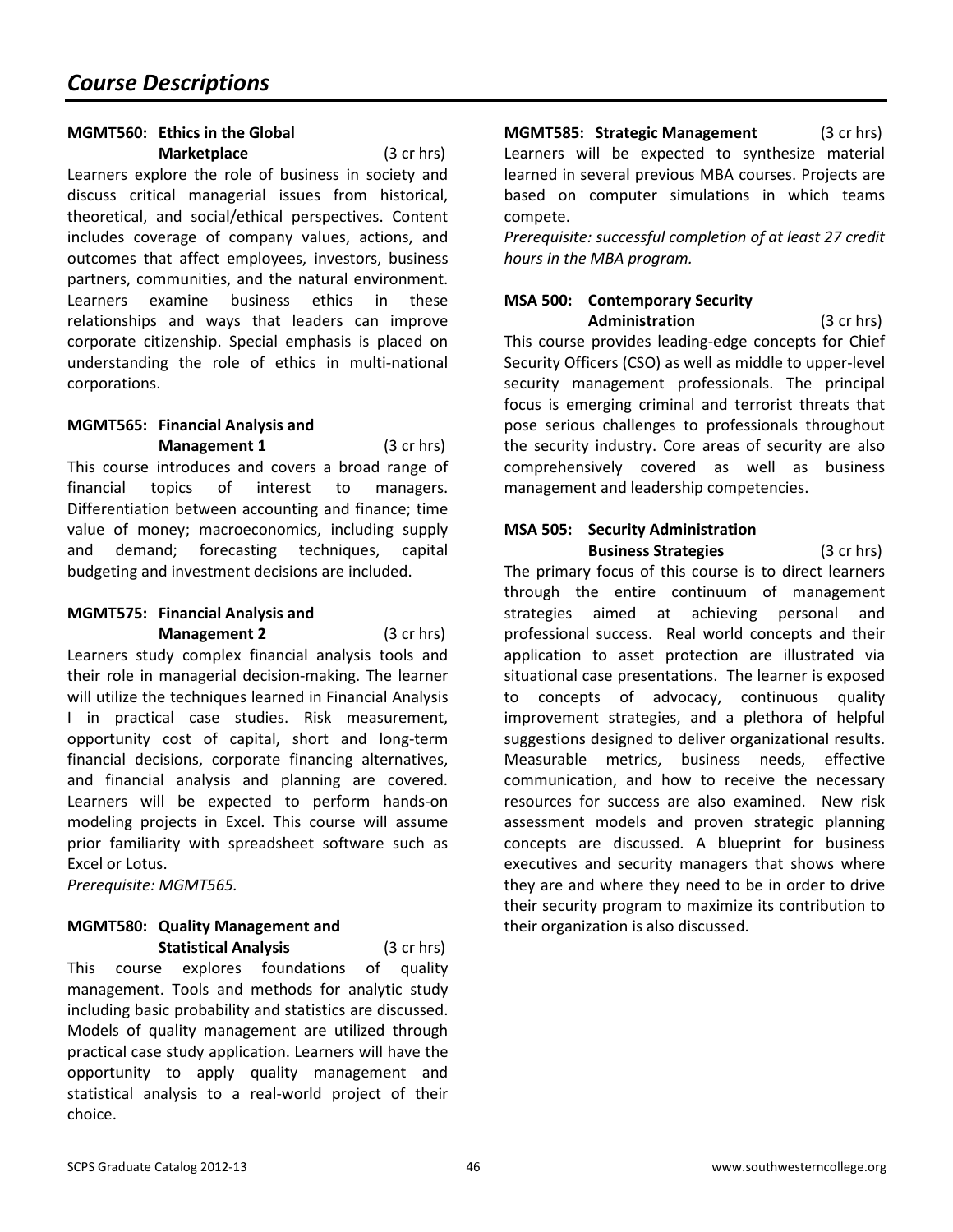# Course Descriptions

**MGMT560: Ethics in the Global Marketplace** (3 cr hrs)

Learners explore the role of business in society and discuss critical managerial issues from historical, theoretical, and social/ethical perspectives. Content includes coverage of company values, actions, and outcomes that affect employees, investors, business partners, communities, and the natural environment. Learners examine business ethics in these relationships and ways that leaders can improve corporate citizenship. Special emphasis is placed on understanding the role of ethics in multi-national corporations.

**MGMT565: Financial Analysis and Management 1** (3 cr hrs)

This course introduces and covers a broad range of financial topics of interest to managers. Differentiation between accounting and finance; time value of money; macroeconomics, including supply and demand; forecasting techniques, capital budgeting and investment decisions are included.

**MGMT575: Financial Analysis and Management 2** (3 cr hrs)

Learners study complex financial analysis tools and their role in managerial decision-making. The learner will utilize the techniques learned in Financial Analysis I in practical case studies. Risk measurement, opportunity cost of capital, short and long-term financial decisions, corporate financing alternatives, and financial analysis and planning are covered. Learners will be expected to perform hands-on modeling projects in Excel. This course will assume prior familiarity with spreadsheet software such as Excel or Lotus.

*Prerequisite: MGMT565.*

**MGMT580: Quality Management and Statistical Analysis** (3 cr hrs)

This course explores foundations of quality management. Tools and methods for analytic study including basic probability and statistics are discussed. Models of quality management are utilized through practical case study application. Learners will have the opportunity to apply quality management and statistical analysis to a real-world project of their choice.

**MGMT585: Strategic Management** (3 cr hrs)

Learners will be expected to synthesize material learned in several previous MBA courses. Projects are based on computer simulations in which teams compete.

*Prerequisite: successful completion of at least 27 credit hours in the MBA program.*

**MSA 500: Contemporary Security Administration** (3 cr hrs)

This course provides leading-edge concepts for Chief Security Officers (CSO) as well as middle to upper-level security management professionals. The principal focus is emerging criminal and terrorist threats that pose serious challenges to professionals throughout the security industry. Core areas of security are also comprehensively covered as well as business management and leadership competencies.

**MSA 505: Security Administration Business Strategies** (3 cr hrs)

The primary focus of this course is to direct learners through the entire continuum of management strategies aimed at achieving personal and professional success. Real world concepts and their application to asset protection are illustrated via situational case presentations. The learner is exposed to concepts of advocacy, continuous quality improvement strategies, and a plethora of helpful suggestions designed to deliver organizational results. Measurable metrics, business needs, effective communication, and how to receive the necessary resources for success are also examined. New risk assessment models and proven strategic planning concepts are discussed. A blueprint for business executives and security managers that shows where they are and where they need to be in order to drive their security program to maximize its contribution to their organization is also discussed.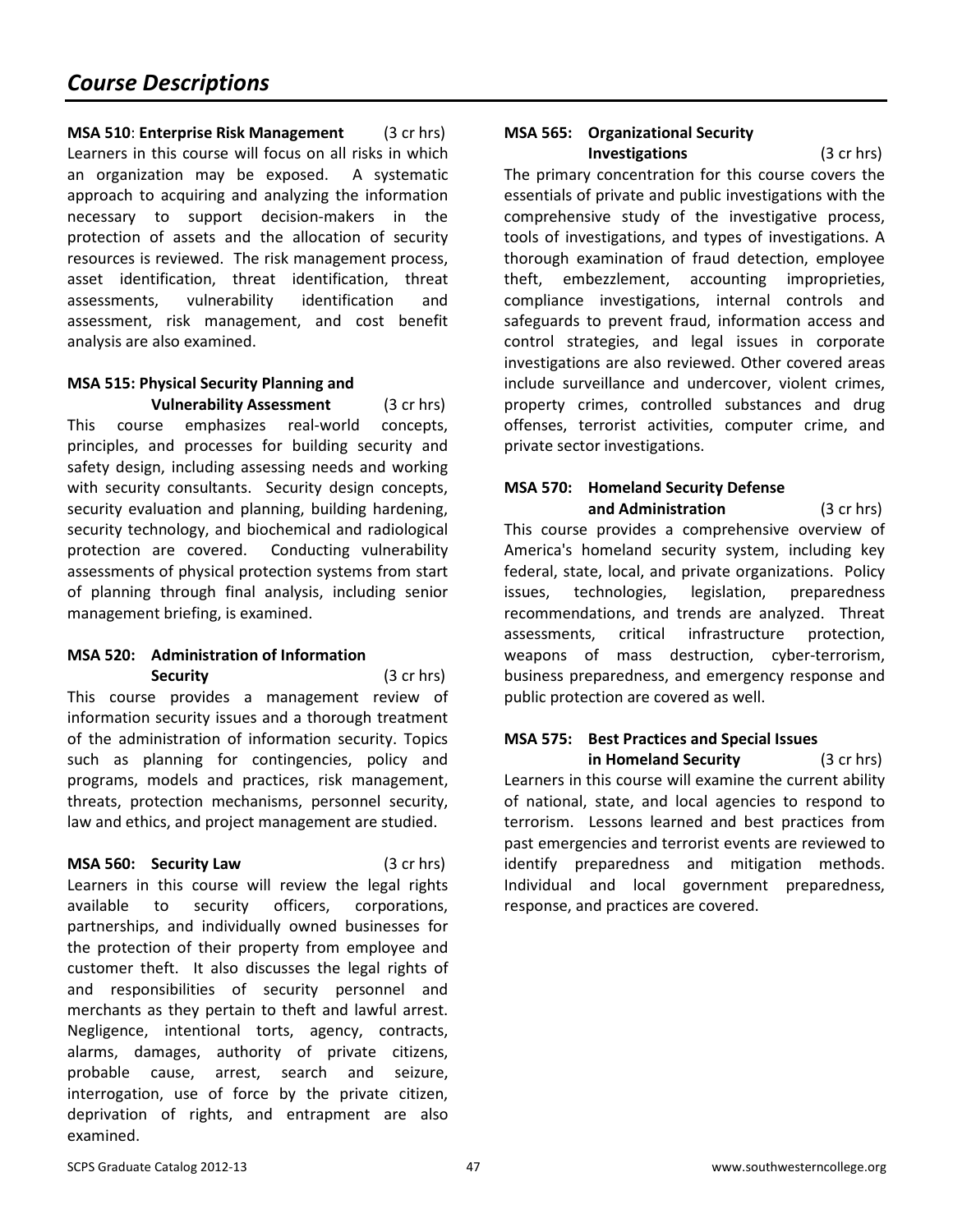## Course Descriptions

**MSA 510**: **Enterprise Risk Management** (3 cr hrs)
Learners in this course will focus on all risks in which an organization may be exposed. A systematic approach to acquiring and analyzing the information necessary to support decision-makers in the protection of assets and the allocation of security resources is reviewed. The risk management process, asset identification, threat identification, threat assessments, vulnerability identification and assessment, risk management, and cost benefit analysis are also examined.

**MSA 515: Physical Security Planning and Vulnerability Assessment** (3 cr hrs)
This course emphasizes real-world concepts, principles, and processes for building security and safety design, including assessing needs and working with security consultants. Security design concepts, security evaluation and planning, building hardening, security technology, and biochemical and radiological protection are covered. Conducting vulnerability assessments of physical protection systems from start of planning through final analysis, including senior management briefing, is examined.

**MSA 520: Administration of Information Security** (3 cr hrs)
This course provides a management review of information security issues and a thorough treatment of the administration of information security. Topics such as planning for contingencies, policy and programs, models and practices, risk management, threats, protection mechanisms, personnel security, law and ethics, and project management are studied.

**MSA 560: Security Law** (3 cr hrs)
Learners in this course will review the legal rights available to security officers, corporations, partnerships, and individually owned businesses for the protection of their property from employee and customer theft. It also discusses the legal rights of and responsibilities of security personnel and merchants as they pertain to theft and lawful arrest. Negligence, intentional torts, agency, contracts, alarms, damages, authority of private citizens, probable cause, arrest, search and seizure, interrogation, use of force by the private citizen, deprivation of rights, and entrapment are also examined.

**MSA 565: Organizational Security Investigations** (3 cr hrs)
The primary concentration for this course covers the essentials of private and public investigations with the comprehensive study of the investigative process, tools of investigations, and types of investigations. A thorough examination of fraud detection, employee theft, embezzlement, accounting improprieties, compliance investigations, internal controls and safeguards to prevent fraud, information access and control strategies, and legal issues in corporate investigations are also reviewed. Other covered areas include surveillance and undercover, violent crimes, property crimes, controlled substances and drug offenses, terrorist activities, computer crime, and private sector investigations.

**MSA 570: Homeland Security Defense and Administration** (3 cr hrs)
This course provides a comprehensive overview of America's homeland security system, including key federal, state, local, and private organizations. Policy issues, technologies, legislation, preparedness recommendations, and trends are analyzed. Threat assessments, critical infrastructure protection, weapons of mass destruction, cyber-terrorism, business preparedness, and emergency response and public protection are covered as well.

**MSA 575: Best Practices and Special Issues in Homeland Security** (3 cr hrs)
Learners in this course will examine the current ability of national, state, and local agencies to respond to terrorism. Lessons learned and best practices from past emergencies and terrorist events are reviewed to identify preparedness and mitigation methods. Individual and local government preparedness, response, and practices are covered.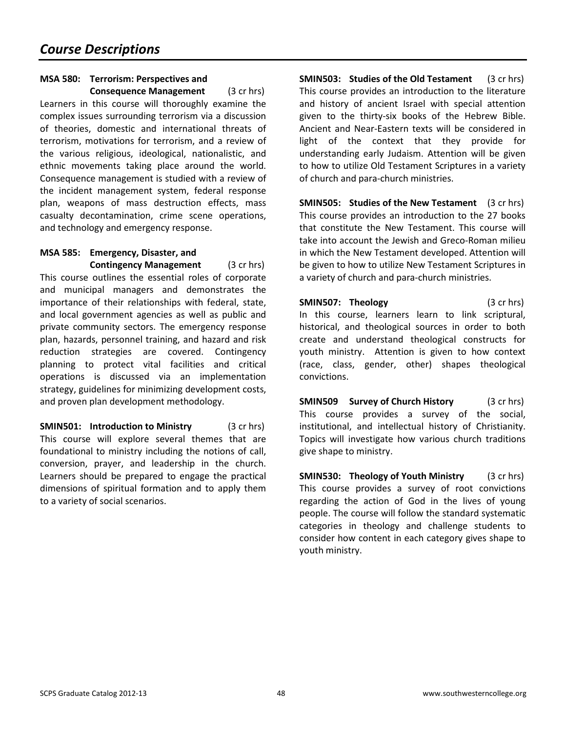# *Course Descriptions*

**MSA 580: Terrorism: Perspectives and Consequence Management** (3 cr hrs)
Learners in this course will thoroughly examine the complex issues surrounding terrorism via a discussion of theories, domestic and international threats of terrorism, motivations for terrorism, and a review of the various religious, ideological, nationalistic, and ethnic movements taking place around the world. Consequence management is studied with a review of the incident management system, federal response plan, weapons of mass destruction effects, mass casualty decontamination, crime scene operations, and technology and emergency response.

**MSA 585: Emergency, Disaster, and Contingency Management** (3 cr hrs)
This course outlines the essential roles of corporate and municipal managers and demonstrates the importance of their relationships with federal, state, and local government agencies as well as public and private community sectors. The emergency response plan, hazards, personnel training, and hazard and risk reduction strategies are covered. Contingency planning to protect vital facilities and critical operations is discussed via an implementation strategy, guidelines for minimizing development costs, and proven plan development methodology.

**SMIN501: Introduction to Ministry** (3 cr hrs)
This course will explore several themes that are foundational to ministry including the notions of call, conversion, prayer, and leadership in the church. Learners should be prepared to engage the practical dimensions of spiritual formation and to apply them to a variety of social scenarios.

**SMIN503: Studies of the Old Testament** (3 cr hrs)
This course provides an introduction to the literature and history of ancient Israel with special attention given to the thirty-six books of the Hebrew Bible. Ancient and Near-Eastern texts will be considered in light of the context that they provide for understanding early Judaism. Attention will be given to how to utilize Old Testament Scriptures in a variety of church and para-church ministries.

**SMIN505: Studies of the New Testament** (3 cr hrs)
This course provides an introduction to the 27 books that constitute the New Testament. This course will take into account the Jewish and Greco-Roman milieu in which the New Testament developed. Attention will be given to how to utilize New Testament Scriptures in a variety of church and para-church ministries.

**SMIN507: Theology** (3 cr hrs)
In this course, learners learn to link scriptural, historical, and theological sources in order to both create and understand theological constructs for youth ministry. Attention is given to how context (race, class, gender, other) shapes theological convictions.

**SMIN509 Survey of Church History** (3 cr hrs)
This course provides a survey of the social, institutional, and intellectual history of Christianity. Topics will investigate how various church traditions give shape to ministry.

**SMIN530: Theology of Youth Ministry** (3 cr hrs)
This course provides a survey of root convictions regarding the action of God in the lives of young people. The course will follow the standard systematic categories in theology and challenge students to consider how content in each category gives shape to youth ministry.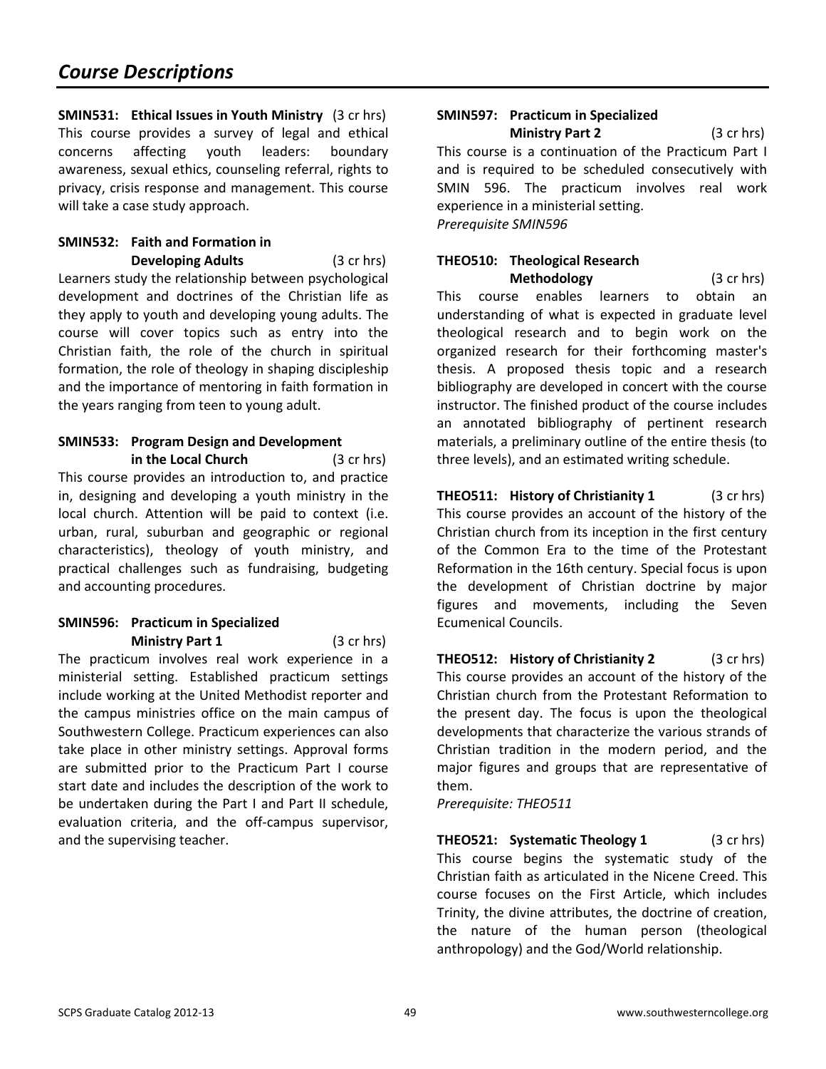## Course Descriptions

**SMIN531: Ethical Issues in Youth Ministry** (3 cr hrs)
This course provides a survey of legal and ethical concerns affecting youth leaders: boundary awareness, sexual ethics, counseling referral, rights to privacy, crisis response and management. This course will take a case study approach.

**SMIN532: Faith and Formation in Developing Adults** (3 cr hrs)
Learners study the relationship between psychological development and doctrines of the Christian life as they apply to youth and developing young adults. The course will cover topics such as entry into the Christian faith, the role of the church in spiritual formation, the role of theology in shaping discipleship and the importance of mentoring in faith formation in the years ranging from teen to young adult.

**SMIN533: Program Design and Development in the Local Church** (3 cr hrs)
This course provides an introduction to, and practice in, designing and developing a youth ministry in the local church. Attention will be paid to context (i.e. urban, rural, suburban and geographic or regional characteristics), theology of youth ministry, and practical challenges such as fundraising, budgeting and accounting procedures.

**SMIN596: Practicum in Specialized Ministry Part 1** (3 cr hrs)
The practicum involves real work experience in a ministerial setting. Established practicum settings include working at the United Methodist reporter and the campus ministries office on the main campus of Southwestern College. Practicum experiences can also take place in other ministry settings. Approval forms are submitted prior to the Practicum Part I course start date and includes the description of the work to be undertaken during the Part I and Part II schedule, evaluation criteria, and the off-campus supervisor, and the supervising teacher.

**SMIN597: Practicum in Specialized Ministry Part 2** (3 cr hrs)
This course is a continuation of the Practicum Part I and is required to be scheduled consecutively with SMIN 596. The practicum involves real work experience in a ministerial setting.
*Prerequisite SMIN596*

**THEO510: Theological Research Methodology** (3 cr hrs)
This course enables learners to obtain an understanding of what is expected in graduate level theological research and to begin work on the organized research for their forthcoming master's thesis. A proposed thesis topic and a research bibliography are developed in concert with the course instructor. The finished product of the course includes an annotated bibliography of pertinent research materials, a preliminary outline of the entire thesis (to three levels), and an estimated writing schedule.

**THEO511: History of Christianity 1** (3 cr hrs)
This course provides an account of the history of the Christian church from its inception in the first century of the Common Era to the time of the Protestant Reformation in the 16th century. Special focus is upon the development of Christian doctrine by major figures and movements, including the Seven Ecumenical Councils.

**THEO512: History of Christianity 2** (3 cr hrs)
This course provides an account of the history of the Christian church from the Protestant Reformation to the present day. The focus is upon the theological developments that characterize the various strands of Christian tradition in the modern period, and the major figures and groups that are representative of them.
*Prerequisite: THEO511*

**THEO521: Systematic Theology 1** (3 cr hrs)
This course begins the systematic study of the Christian faith as articulated in the Nicene Creed. This course focuses on the First Article, which includes Trinity, the divine attributes, the doctrine of creation, the nature of the human person (theological anthropology) and the God/World relationship.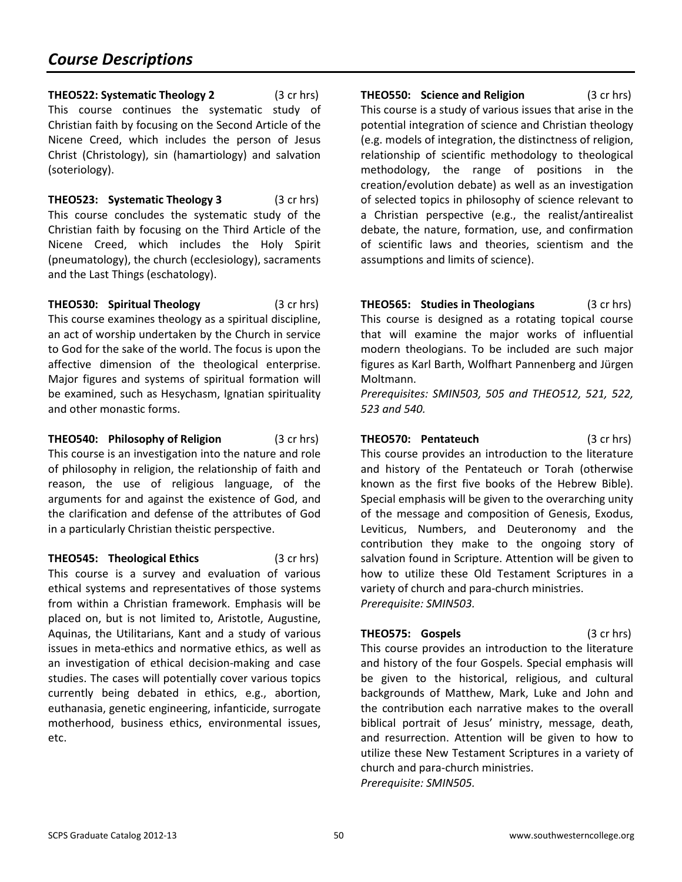# Course Descriptions

**THEO522: Systematic Theology 2** (3 cr hrs)
This course continues the systematic study of Christian faith by focusing on the Second Article of the Nicene Creed, which includes the person of Jesus Christ (Christology), sin (hamartiology) and salvation (soteriology).

**THEO523: Systematic Theology 3** (3 cr hrs)
This course concludes the systematic study of the Christian faith by focusing on the Third Article of the Nicene Creed, which includes the Holy Spirit (pneumatology), the church (ecclesiology), sacraments and the Last Things (eschatology).

**THEO530: Spiritual Theology** (3 cr hrs)
This course examines theology as a spiritual discipline, an act of worship undertaken by the Church in service to God for the sake of the world. The focus is upon the affective dimension of the theological enterprise. Major figures and systems of spiritual formation will be examined, such as Hesychasm, Ignatian spirituality and other monastic forms.

**THEO540: Philosophy of Religion** (3 cr hrs)
This course is an investigation into the nature and role of philosophy in religion, the relationship of faith and reason, the use of religious language, of the arguments for and against the existence of God, and the clarification and defense of the attributes of God in a particularly Christian theistic perspective.

**THEO545: Theological Ethics** (3 cr hrs)
This course is a survey and evaluation of various ethical systems and representatives of those systems from within a Christian framework. Emphasis will be placed on, but is not limited to, Aristotle, Augustine, Aquinas, the Utilitarians, Kant and a study of various issues in meta-ethics and normative ethics, as well as an investigation of ethical decision-making and case studies. The cases will potentially cover various topics currently being debated in ethics, e.g., abortion, euthanasia, genetic engineering, infanticide, surrogate motherhood, business ethics, environmental issues, etc.

**THEO550: Science and Religion** (3 cr hrs)
This course is a study of various issues that arise in the potential integration of science and Christian theology (e.g. models of integration, the distinctness of religion, relationship of scientific methodology to theological methodology, the range of positions in the creation/evolution debate) as well as an investigation of selected topics in philosophy of science relevant to a Christian perspective (e.g., the realist/antirealist debate, the nature, formation, use, and confirmation of scientific laws and theories, scientism and the assumptions and limits of science).

**THEO565: Studies in Theologians** (3 cr hrs)
This course is designed as a rotating topical course that will examine the major works of influential modern theologians. To be included are such major figures as Karl Barth, Wolfhart Pannenberg and Jürgen Moltmann.
*Prerequisites: SMIN503, 505 and THEO512, 521, 522, 523 and 540.*

**THEO570: Pentateuch** (3 cr hrs)
This course provides an introduction to the literature and history of the Pentateuch or Torah (otherwise known as the first five books of the Hebrew Bible). Special emphasis will be given to the overarching unity of the message and composition of Genesis, Exodus, Leviticus, Numbers, and Deuteronomy and the contribution they make to the ongoing story of salvation found in Scripture. Attention will be given to how to utilize these Old Testament Scriptures in a variety of church and para-church ministries.
*Prerequisite: SMIN503.*

**THEO575: Gospels** (3 cr hrs)
This course provides an introduction to the literature and history of the four Gospels. Special emphasis will be given to the historical, religious, and cultural backgrounds of Matthew, Mark, Luke and John and the contribution each narrative makes to the overall biblical portrait of Jesus' ministry, message, death, and resurrection. Attention will be given to how to utilize these New Testament Scriptures in a variety of church and para-church ministries.
*Prerequisite: SMIN505.*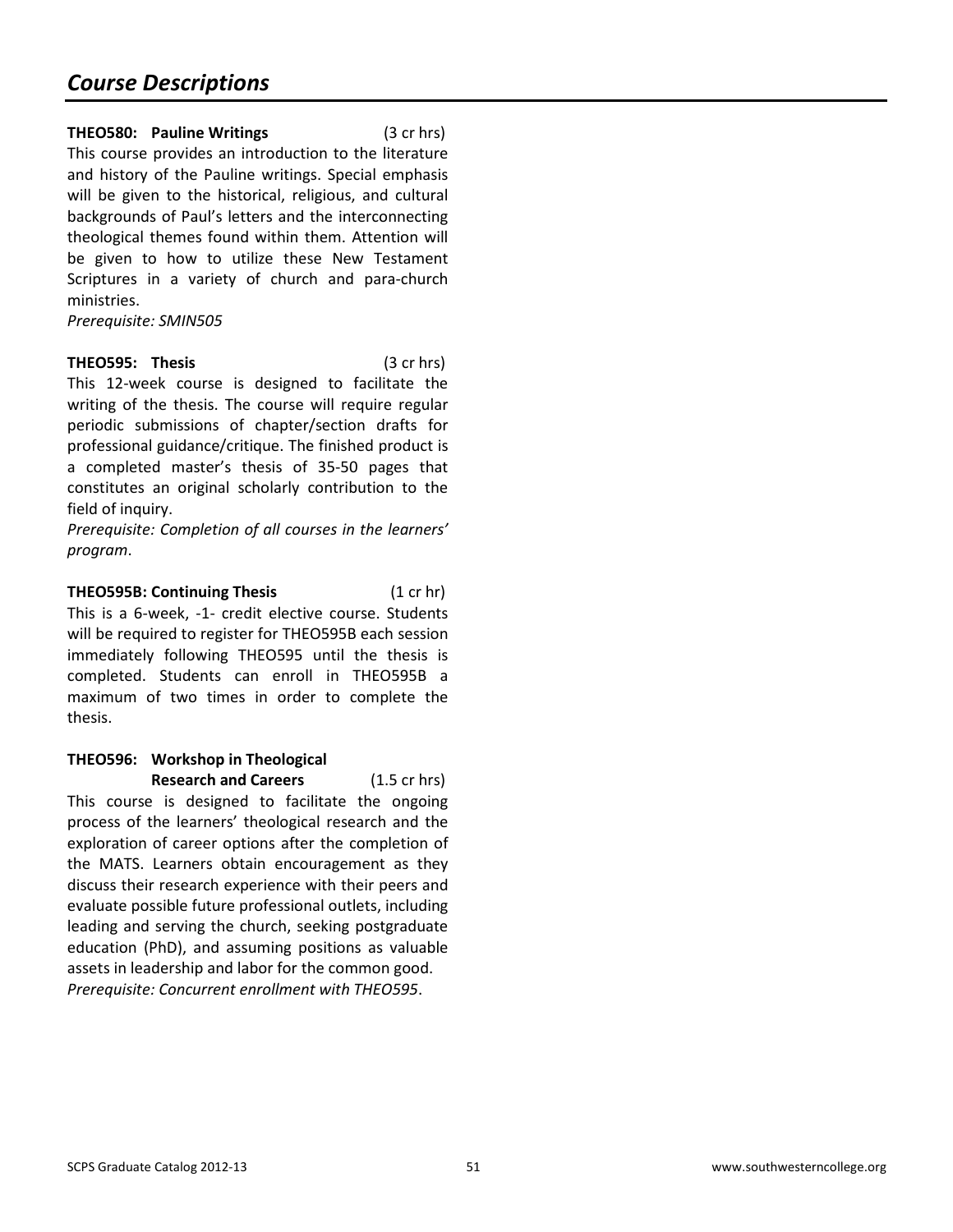# *Course Descriptions*

**THEO580: Pauline Writings** (3 cr hrs)

This course provides an introduction to the literature and history of the Pauline writings. Special emphasis will be given to the historical, religious, and cultural backgrounds of Paul's letters and the interconnecting theological themes found within them. Attention will be given to how to utilize these New Testament Scriptures in a variety of church and para-church ministries.

*Prerequisite: SMIN505*

**THEO595: Thesis** (3 cr hrs)

This 12-week course is designed to facilitate the writing of the thesis. The course will require regular periodic submissions of chapter/section drafts for professional guidance/critique. The finished product is a completed master's thesis of 35-50 pages that constitutes an original scholarly contribution to the field of inquiry.

*Prerequisite: Completion of all courses in the learners' program*.

**THEO595B: Continuing Thesis** (1 cr hr)

This is a 6-week, -1- credit elective course. Students will be required to register for THEO595B each session immediately following THEO595 until the thesis is completed. Students can enroll in THEO595B a maximum of two times in order to complete the thesis.

**THEO596: Workshop in Theological Research and Careers** (1.5 cr hrs)

This course is designed to facilitate the ongoing process of the learners' theological research and the exploration of career options after the completion of the MATS. Learners obtain encouragement as they discuss their research experience with their peers and evaluate possible future professional outlets, including leading and serving the church, seeking postgraduate education (PhD), and assuming positions as valuable assets in leadership and labor for the common good.

*Prerequisite: Concurrent enrollment with THEO595*.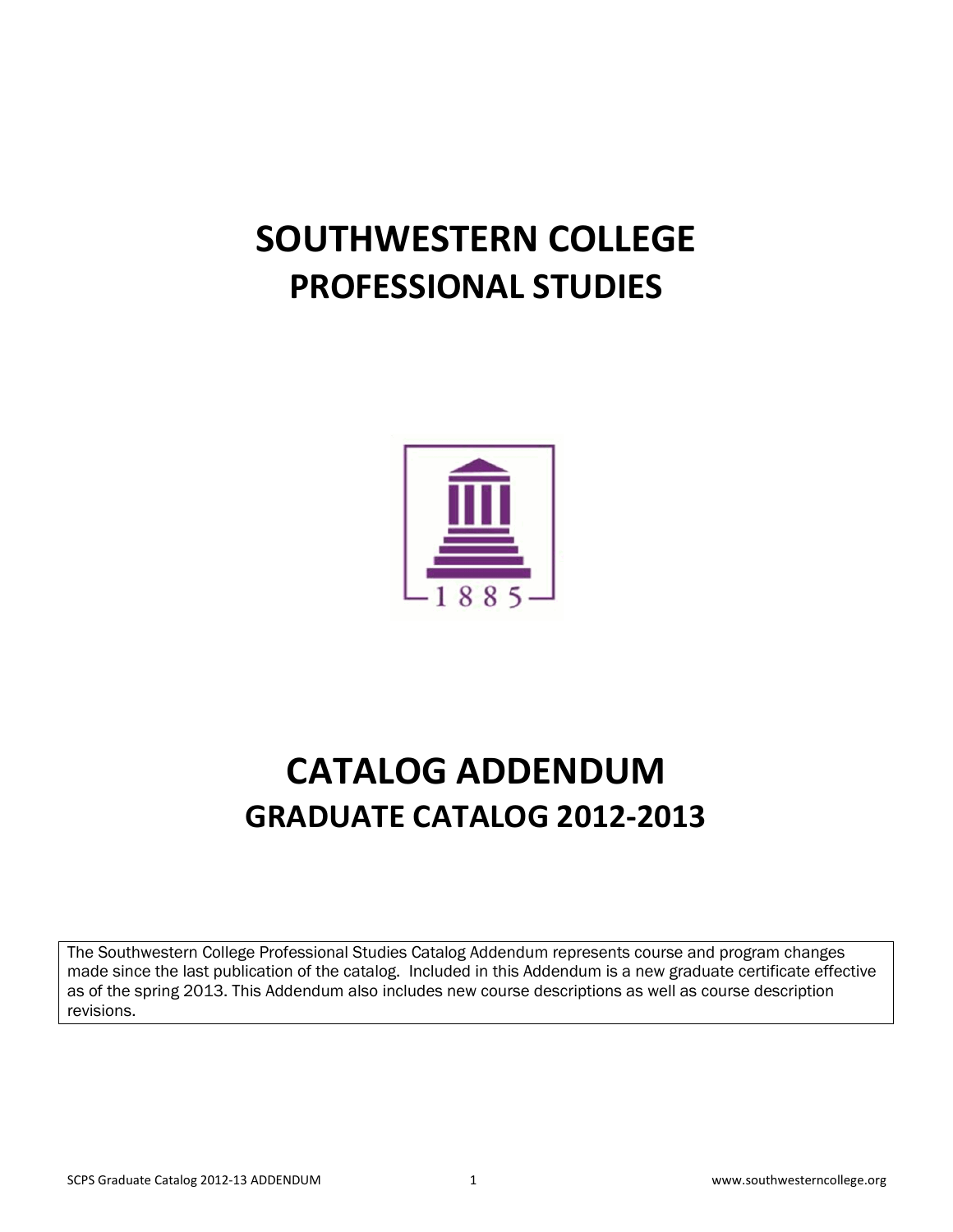# SOUTHWESTERN COLLEGE

## PROFESSIONAL STUDIES

# CATALOG ADDENDUM

## GRADUATE CATALOG 2012-2013

The Southwestern College Professional Studies Catalog Addendum represents course and program changes made since the last publication of the catalog. Included in this Addendum is a new graduate certificate effective as of the spring 2013. This Addendum also includes new course descriptions as well as course description revisions.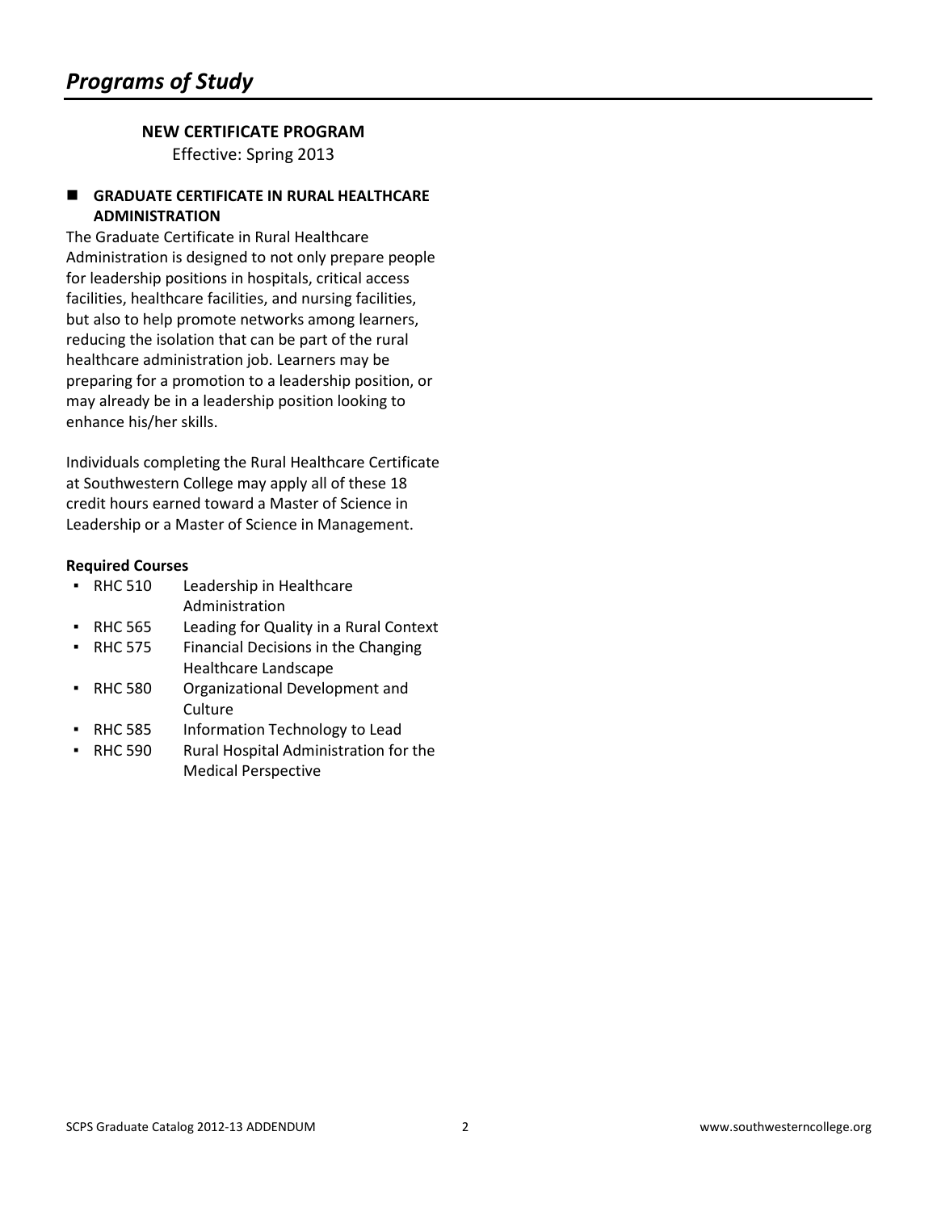# *Programs of Study*

**NEW CERTIFICATE PROGRAM**

Effective: Spring 2013

## GRADUATE CERTIFICATE IN RURAL HEALTHCARE ADMINISTRATION

The Graduate Certificate in Rural Healthcare Administration is designed to not only prepare people for leadership positions in hospitals, critical access facilities, healthcare facilities, and nursing facilities, but also to help promote networks among learners, reducing the isolation that can be part of the rural healthcare administration job. Learners may be preparing for a promotion to a leadership position, or may already be in a leadership position looking to enhance his/her skills.

Individuals completing the Rural Healthcare Certificate at Southwestern College may apply all of these 18 credit hours earned toward a Master of Science in Leadership or a Master of Science in Management.

**Required Courses**

- RHC 510 Leadership in Healthcare Administration
- RHC 565 Leading for Quality in a Rural Context
- RHC 575 Financial Decisions in the Changing Healthcare Landscape
- RHC 580 Organizational Development and Culture
- RHC 585 Information Technology to Lead
- RHC 590 Rural Hospital Administration for the Medical Perspective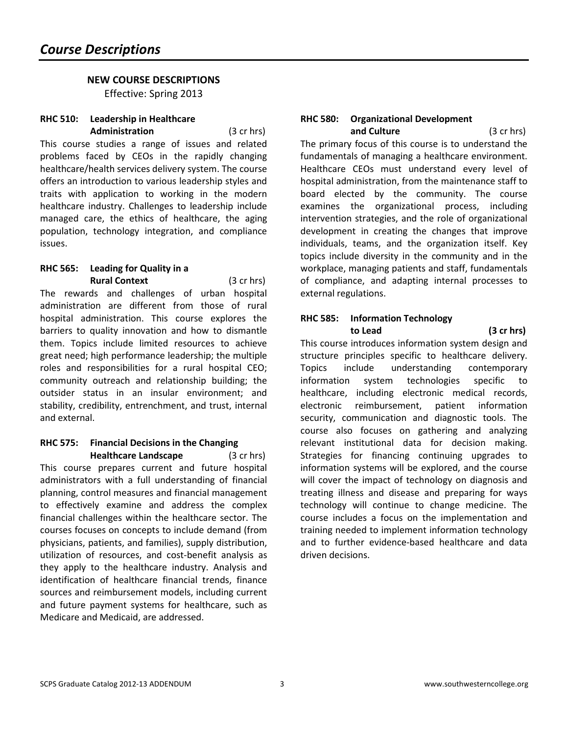# *Course Descriptions*

**NEW COURSE DESCRIPTIONS**

Effective: Spring 2013

**RHC 510: Leadership in Healthcare Administration** (3 cr hrs)

This course studies a range of issues and related problems faced by CEOs in the rapidly changing healthcare/health services delivery system. The course offers an introduction to various leadership styles and traits with application to working in the modern healthcare industry. Challenges to leadership include managed care, the ethics of healthcare, the aging population, technology integration, and compliance issues.

**RHC 565: Leading for Quality in a Rural Context** (3 cr hrs)

The rewards and challenges of urban hospital administration are different from those of rural hospital administration. This course explores the barriers to quality innovation and how to dismantle them. Topics include limited resources to achieve great need; high performance leadership; the multiple roles and responsibilities for a rural hospital CEO; community outreach and relationship building; the outsider status in an insular environment; and stability, credibility, entrenchment, and trust, internal and external.

**RHC 575: Financial Decisions in the Changing Healthcare Landscape** (3 cr hrs)

This course prepares current and future hospital administrators with a full understanding of financial planning, control measures and financial management to effectively examine and address the complex financial challenges within the healthcare sector. The courses focuses on concepts to include demand (from physicians, patients, and families), supply distribution, utilization of resources, and cost-benefit analysis as they apply to the healthcare industry. Analysis and identification of healthcare financial trends, finance sources and reimbursement models, including current and future payment systems for healthcare, such as Medicare and Medicaid, are addressed.

**RHC 580: Organizational Development and Culture** (3 cr hrs)

The primary focus of this course is to understand the fundamentals of managing a healthcare environment. Healthcare CEOs must understand every level of hospital administration, from the maintenance staff to board elected by the community. The course examines the organizational process, including intervention strategies, and the role of organizational development in creating the changes that improve individuals, teams, and the organization itself. Key topics include diversity in the community and in the workplace, managing patients and staff, fundamentals of compliance, and adapting internal processes to external regulations.

**RHC 585: Information Technology to Lead** **(3 cr hrs)**

This course introduces information system design and structure principles specific to healthcare delivery. Topics include understanding contemporary information system technologies specific to healthcare, including electronic medical records, electronic reimbursement, patient information security, communication and diagnostic tools. The course also focuses on gathering and analyzing relevant institutional data for decision making. Strategies for financing continuing upgrades to information systems will be explored, and the course will cover the impact of technology on diagnosis and treating illness and disease and preparing for ways technology will continue to change medicine. The course includes a focus on the implementation and training needed to implement information technology and to further evidence-based healthcare and data driven decisions.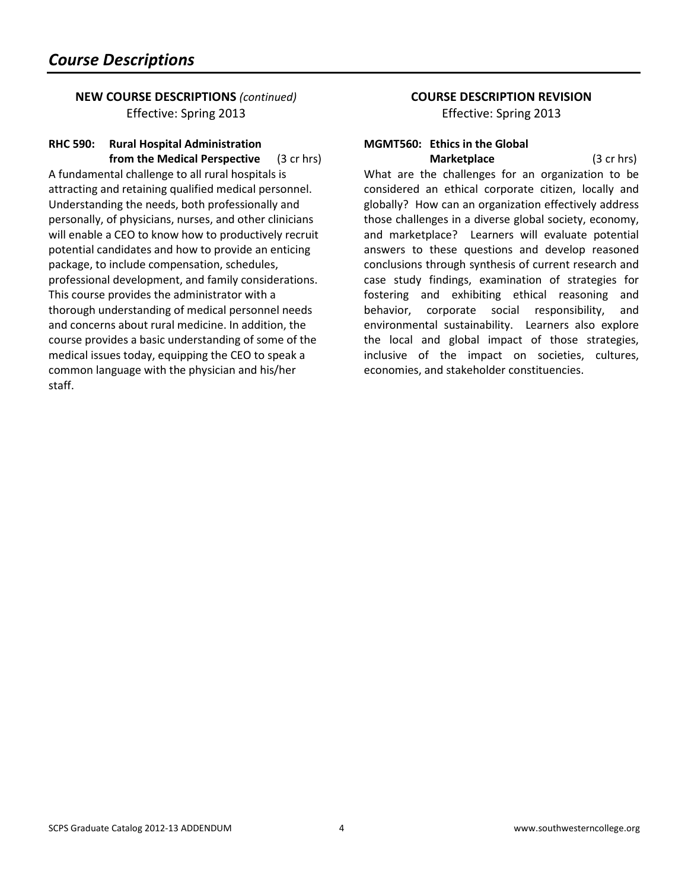# *Course Descriptions*

### NEW COURSE DESCRIPTIONS *(continued)*

Effective: Spring 2013

**RHC 590: Rural Hospital Administration from the Medical Perspective** (3 cr hrs)

A fundamental challenge to all rural hospitals is attracting and retaining qualified medical personnel. Understanding the needs, both professionally and personally, of physicians, nurses, and other clinicians will enable a CEO to know how to productively recruit potential candidates and how to provide an enticing package, to include compensation, schedules, professional development, and family considerations. This course provides the administrator with a thorough understanding of medical personnel needs and concerns about rural medicine. In addition, the course provides a basic understanding of some of the medical issues today, equipping the CEO to speak a common language with the physician and his/her staff.

### COURSE DESCRIPTION REVISION

Effective: Spring 2013

**MGMT560: Ethics in the Global Marketplace** (3 cr hrs)

What are the challenges for an organization to be considered an ethical corporate citizen, locally and globally? How can an organization effectively address those challenges in a diverse global society, economy, and marketplace? Learners will evaluate potential answers to these questions and develop reasoned conclusions through synthesis of current research and case study findings, examination of strategies for fostering and exhibiting ethical reasoning and behavior, corporate social responsibility, and environmental sustainability. Learners also explore the local and global impact of those strategies, inclusive of the impact on societies, cultures, economies, and stakeholder constituencies.